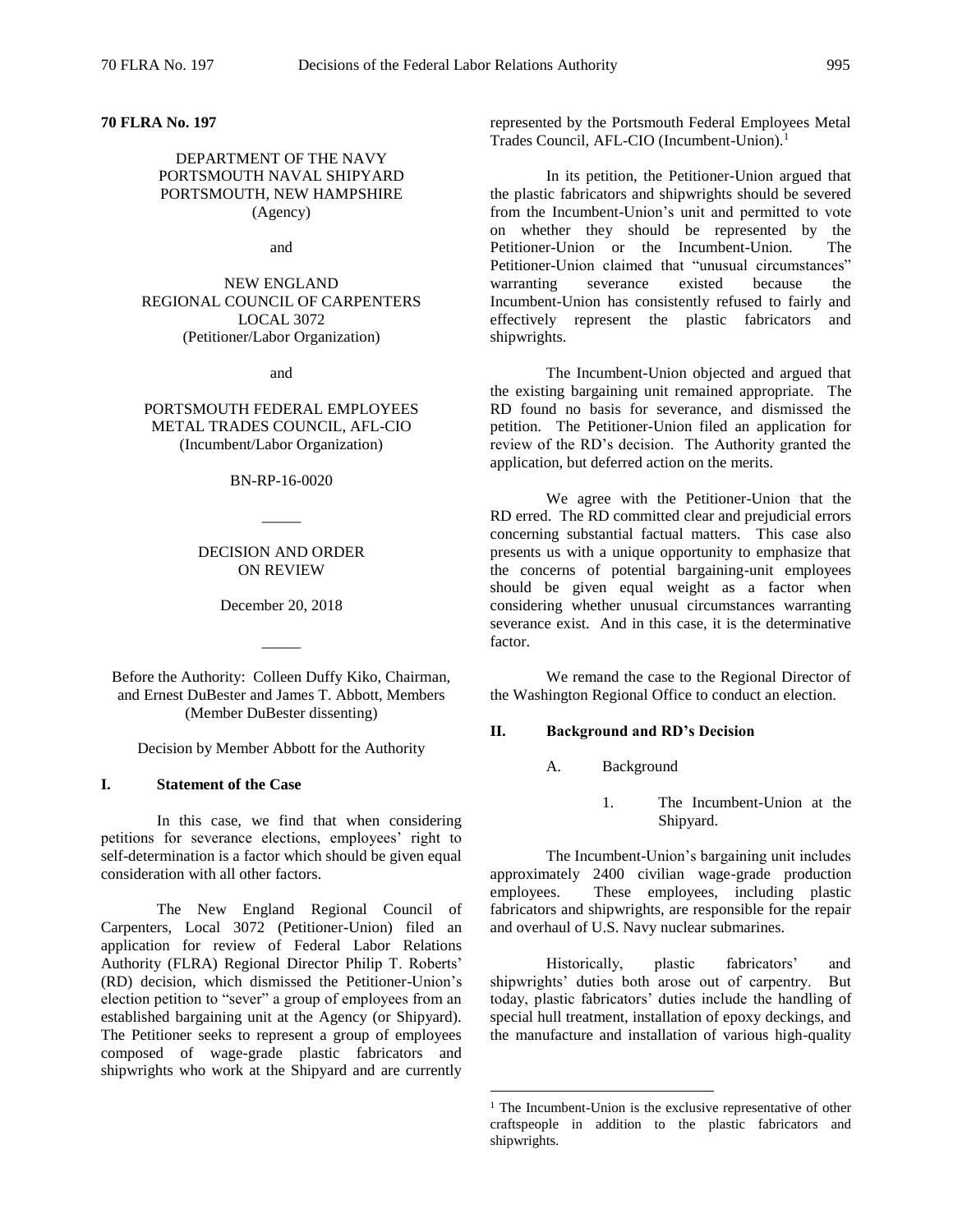**70 FLRA No. 197**

DEPARTMENT OF THE NAVY
PORTSMOUTH NAVAL SHIPYARD
PORTSMOUTH, NEW HAMPSHIRE
(Agency)

and

NEW ENGLAND
REGIONAL COUNCIL OF CARPENTERS
LOCAL 3072
(Petitioner/Labor Organization)

and

PORTSMOUTH FEDERAL EMPLOYEES
METAL TRADES COUNCIL, AFL-CIO
(Incumbent/Labor Organization)

BN-RP-16-0020

_____

DECISION AND ORDER
ON REVIEW

December 20, 2018

_____

Before the Authority: Colleen Duffy Kiko, Chairman, and Ernest DuBester and James T. Abbott, Members (Member DuBester dissenting)

Decision by Member Abbott for the Authority

## I. Statement of the Case

In this case, we find that when considering petitions for severance elections, employees' right to self-determination is a factor which should be given equal consideration with all other factors.

The New England Regional Council of Carpenters, Local 3072 (Petitioner-Union) filed an application for review of Federal Labor Relations Authority (FLRA) Regional Director Philip T. Roberts' (RD) decision, which dismissed the Petitioner-Union's election petition to "sever" a group of employees from an established bargaining unit at the Agency (or Shipyard). The Petitioner seeks to represent a group of employees composed of wage-grade plastic fabricators and shipwrights who work at the Shipyard and are currently represented by the Portsmouth Federal Employees Metal Trades Council, AFL-CIO (Incumbent-Union).[1]

In its petition, the Petitioner-Union argued that the plastic fabricators and shipwrights should be severed from the Incumbent-Union's unit and permitted to vote on whether they should be represented by the Petitioner-Union or the Incumbent-Union. The Petitioner-Union claimed that "unusual circumstances" warranting severance existed because the Incumbent-Union has consistently refused to fairly and effectively represent the plastic fabricators and shipwrights.

The Incumbent-Union objected and argued that the existing bargaining unit remained appropriate. The RD found no basis for severance, and dismissed the petition. The Petitioner-Union filed an application for review of the RD's decision. The Authority granted the application, but deferred action on the merits.

We agree with the Petitioner-Union that the RD erred. The RD committed clear and prejudicial errors concerning substantial factual matters. This case also presents us with a unique opportunity to emphasize that the concerns of potential bargaining-unit employees should be given equal weight as a factor when considering whether unusual circumstances warranting severance exist. And in this case, it is the determinative factor.

We remand the case to the Regional Director of the Washington Regional Office to conduct an election.

## II. Background and RD's Decision

### A. Background

#### 1. The Incumbent-Union at the Shipyard.

The Incumbent-Union's bargaining unit includes approximately 2400 civilian wage-grade production employees. These employees, including plastic fabricators and shipwrights, are responsible for the repair and overhaul of U.S. Navy nuclear submarines.

Historically, plastic fabricators' and shipwrights' duties both arose out of carpentry. But today, plastic fabricators' duties include the handling of special hull treatment, installation of epoxy deckings, and the manufacture and installation of various high-quality

[1] The Incumbent-Union is the exclusive representative of other craftspeople in addition to the plastic fabricators and shipwrights.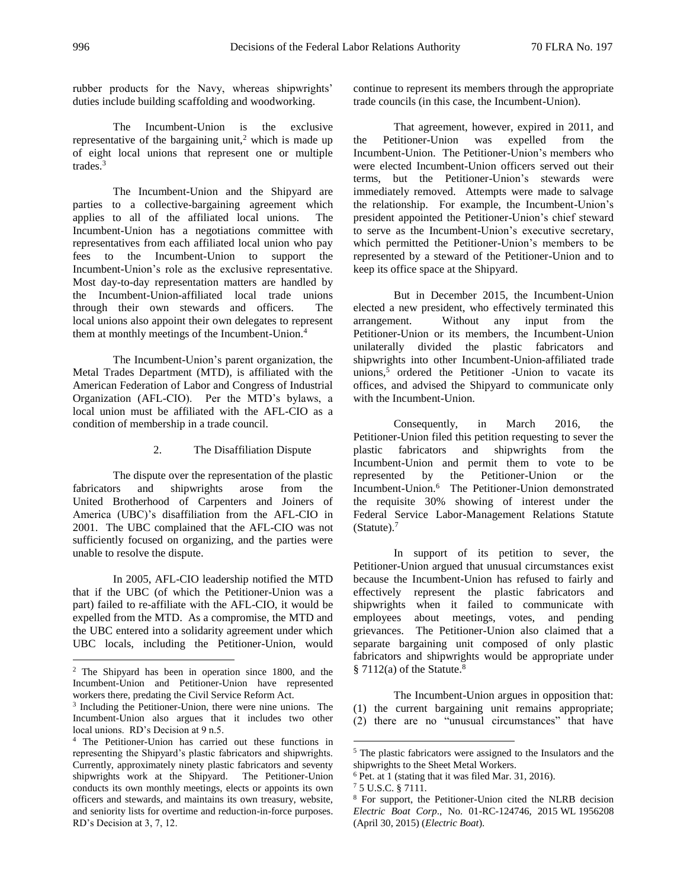rubber products for the Navy, whereas shipwrights' duties include building scaffolding and woodworking.

The Incumbent-Union is the exclusive representative of the bargaining unit,[2] which is made up of eight local unions that represent one or multiple trades.[3]

The Incumbent-Union and the Shipyard are parties to a collective-bargaining agreement which applies to all of the affiliated local unions. The Incumbent-Union has a negotiations committee with representatives from each affiliated local union who pay fees to the Incumbent-Union to support the Incumbent-Union's role as the exclusive representative. Most day-to-day representation matters are handled by the Incumbent-Union-affiliated local trade unions through their own stewards and officers. The local unions also appoint their own delegates to represent them at monthly meetings of the Incumbent-Union.[4]

The Incumbent-Union's parent organization, the Metal Trades Department (MTD), is affiliated with the American Federation of Labor and Congress of Industrial Organization (AFL-CIO). Per the MTD's bylaws, a local union must be affiliated with the AFL-CIO as a condition of membership in a trade council.

### 2. The Disaffiliation Dispute

The dispute over the representation of the plastic fabricators and shipwrights arose from the United Brotherhood of Carpenters and Joiners of America (UBC)'s disaffiliation from the AFL-CIO in 2001. The UBC complained that the AFL-CIO was not sufficiently focused on organizing, and the parties were unable to resolve the dispute.

In 2005, AFL-CIO leadership notified the MTD that if the UBC (of which the Petitioner-Union was a part) failed to re-affiliate with the AFL-CIO, it would be expelled from the MTD. As a compromise, the MTD and the UBC entered into a solidarity agreement under which UBC locals, including the Petitioner-Union, would continue to represent its members through the appropriate trade councils (in this case, the Incumbent-Union).

That agreement, however, expired in 2011, and the Petitioner-Union was expelled from the Incumbent-Union. The Petitioner-Union's members who were elected Incumbent-Union officers served out their terms, but the Petitioner-Union's stewards were immediately removed. Attempts were made to salvage the relationship. For example, the Incumbent-Union's president appointed the Petitioner-Union's chief steward to serve as the Incumbent-Union's executive secretary, which permitted the Petitioner-Union's members to be represented by a steward of the Petitioner-Union and to keep its office space at the Shipyard.

But in December 2015, the Incumbent-Union elected a new president, who effectively terminated this arrangement. Without any input from the Petitioner-Union or its members, the Incumbent-Union unilaterally divided the plastic fabricators and shipwrights into other Incumbent-Union-affiliated trade unions,[5] ordered the Petitioner -Union to vacate its offices, and advised the Shipyard to communicate only with the Incumbent-Union.

Consequently, in March 2016, the Petitioner-Union filed this petition requesting to sever the plastic fabricators and shipwrights from the Incumbent-Union and permit them to vote to be represented by the Petitioner-Union or the Incumbent-Union.[6] The Petitioner-Union demonstrated the requisite 30% showing of interest under the Federal Service Labor-Management Relations Statute (Statute).[7]

In support of its petition to sever, the Petitioner-Union argued that unusual circumstances exist because the Incumbent-Union has refused to fairly and effectively represent the plastic fabricators and shipwrights when it failed to communicate with employees about meetings, votes, and pending grievances. The Petitioner-Union also claimed that a separate bargaining unit composed of only plastic fabricators and shipwrights would be appropriate under § 7112(a) of the Statute.[8]

The Incumbent-Union argues in opposition that: (1) the current bargaining unit remains appropriate; (2) there are no "unusual circumstances" that have

---

[2] The Shipyard has been in operation since 1800, and the Incumbent-Union and Petitioner-Union have represented workers there, predating the Civil Service Reform Act.

[3] Including the Petitioner-Union, there were nine unions. The Incumbent-Union also argues that it includes two other local unions. RD's Decision at 9 n.5.

[4] The Petitioner-Union has carried out these functions in representing the Shipyard's plastic fabricators and shipwrights. Currently, approximately ninety plastic fabricators and seventy shipwrights work at the Shipyard. The Petitioner-Union conducts its own monthly meetings, elects or appoints its own officers and stewards, and maintains its own treasury, website, and seniority lists for overtime and reduction-in-force purposes. RD's Decision at 3, 7, 12.

[5] The plastic fabricators were assigned to the Insulators and the shipwrights to the Sheet Metal Workers.

[6] Pet. at 1 (stating that it was filed Mar. 31, 2016).

[7] 5 U.S.C. § 7111.

[8] For support, the Petitioner-Union cited the NLRB decision *Electric Boat Corp*., No. 01-RC-124746, 2015 WL 1956208 (April 30, 2015) (*Electric Boat*).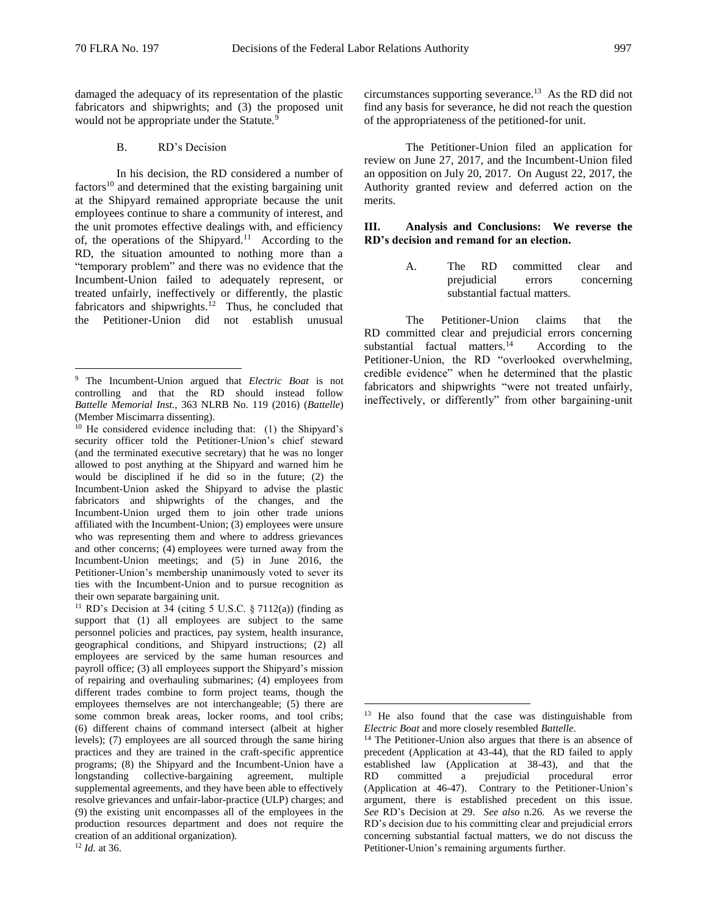damaged the adequacy of its representation of the plastic fabricators and shipwrights; and (3) the proposed unit would not be appropriate under the Statute.[9]

B. RD's Decision

In his decision, the RD considered a number of factors[10] and determined that the existing bargaining unit at the Shipyard remained appropriate because the unit employees continue to share a community of interest, and the unit promotes effective dealings with, and efficiency of, the operations of the Shipyard.[11] According to the RD, the situation amounted to nothing more than a "temporary problem" and there was no evidence that the Incumbent-Union failed to adequately represent, or treated unfairly, ineffectively or differently, the plastic fabricators and shipwrights.[12] Thus, he concluded that the Petitioner-Union did not establish unusual circumstances supporting severance.[13] As the RD did not find any basis for severance, he did not reach the question of the appropriateness of the petitioned-for unit.

The Petitioner-Union filed an application for review on June 27, 2017, and the Incumbent-Union filed an opposition on July 20, 2017. On August 22, 2017, the Authority granted review and deferred action on the merits.

## III. Analysis and Conclusions: We reverse the RD's decision and remand for an election.

### A. The RD committed clear and prejudicial errors concerning substantial factual matters.

The Petitioner-Union claims that the RD committed clear and prejudicial errors concerning substantial factual matters.[14] According to the Petitioner-Union, the RD "overlooked overwhelming, credible evidence" when he determined that the plastic fabricators and shipwrights "were not treated unfairly, ineffectively, or differently" from other bargaining-unit

---

[9] The Incumbent-Union argued that *Electric Boat* is not controlling and that the RD should instead follow *Battelle Memorial Inst.*, 363 NLRB No. 119 (2016) (*Battelle*) (Member Miscimarra dissenting).

[10] He considered evidence including that: (1) the Shipyard's security officer told the Petitioner-Union's chief steward (and the terminated executive secretary) that he was no longer allowed to post anything at the Shipyard and warned him he would be disciplined if he did so in the future; (2) the Incumbent-Union asked the Shipyard to advise the plastic fabricators and shipwrights of the changes, and the Incumbent-Union urged them to join other trade unions affiliated with the Incumbent-Union; (3) employees were unsure who was representing them and where to address grievances and other concerns; (4) employees were turned away from the Incumbent-Union meetings; and (5) in June 2016, the Petitioner-Union's membership unanimously voted to sever its ties with the Incumbent-Union and to pursue recognition as their own separate bargaining unit.

[11] RD's Decision at 34 (citing 5 U.S.C. § 7112(a)) (finding as support that (1) all employees are subject to the same personnel policies and practices, pay system, health insurance, geographical conditions, and Shipyard instructions; (2) all employees are serviced by the same human resources and payroll office; (3) all employees support the Shipyard's mission of repairing and overhauling submarines; (4) employees from different trades combine to form project teams, though the employees themselves are not interchangeable; (5) there are some common break areas, locker rooms, and tool cribs; (6) different chains of command intersect (albeit at higher levels); (7) employees are all sourced through the same hiring practices and they are trained in the craft-specific apprentice programs; (8) the Shipyard and the Incumbent-Union have a longstanding collective-bargaining agreement, multiple supplemental agreements, and they have been able to effectively resolve grievances and unfair-labor-practice (ULP) charges; and (9) the existing unit encompasses all of the employees in the production resources department and does not require the creation of an additional organization).

[12] *Id.* at 36.

[13] He also found that the case was distinguishable from *Electric Boat* and more closely resembled *Battelle*.

[14] The Petitioner-Union also argues that there is an absence of precedent (Application at 43-44), that the RD failed to apply established law (Application at 38-43), and that the RD committed a prejudicial procedural error (Application at 46-47). Contrary to the Petitioner-Union's argument, there is established precedent on this issue. *See* RD's Decision at 29. *See also* n.26. As we reverse the RD's decision due to his committing clear and prejudicial errors concerning substantial factual matters, we do not discuss the Petitioner-Union's remaining arguments further.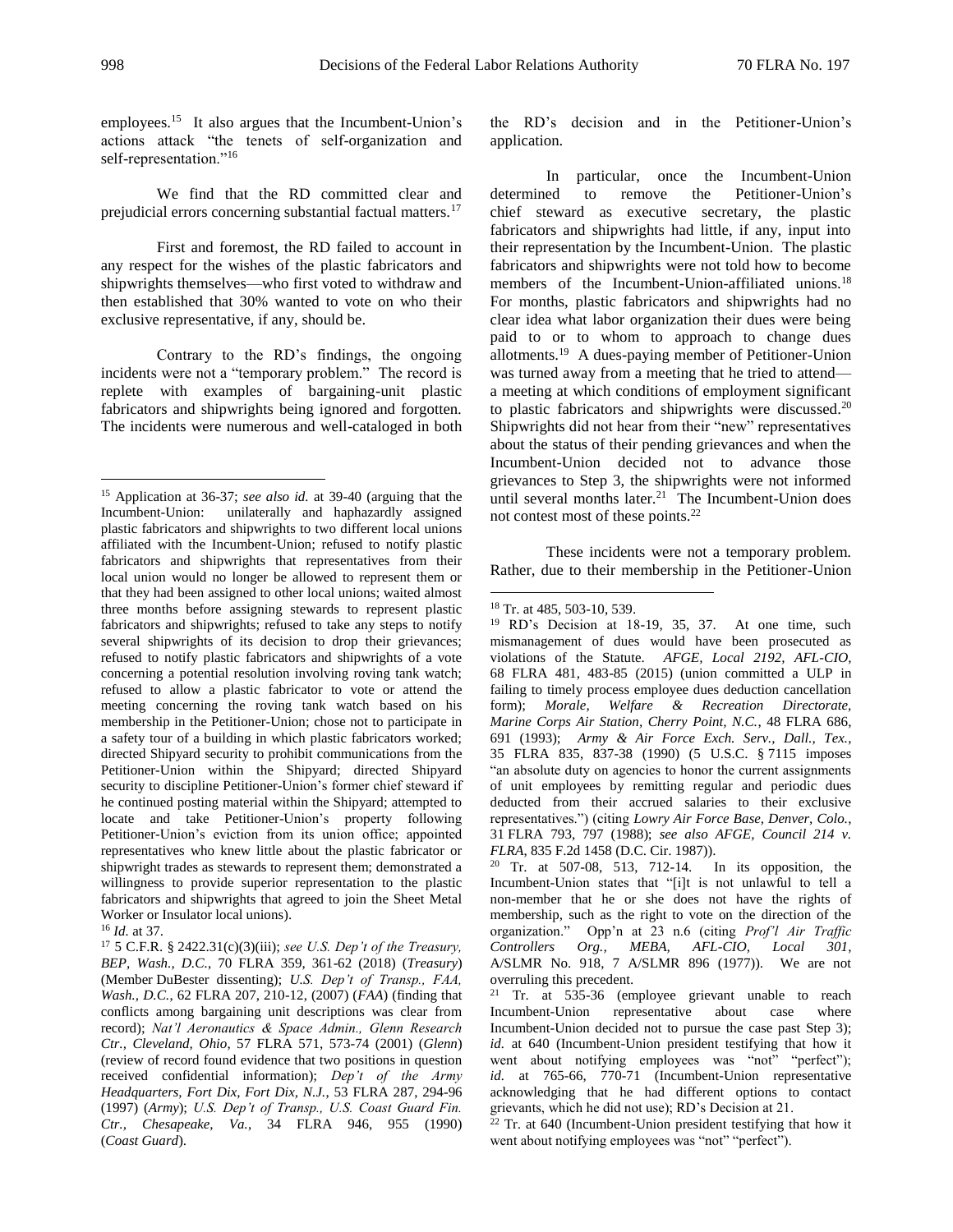employees.[15] It also argues that the Incumbent-Union's actions attack "the tenets of self-organization and self-representation."[16]

We find that the RD committed clear and prejudicial errors concerning substantial factual matters.[17]

First and foremost, the RD failed to account in any respect for the wishes of the plastic fabricators and shipwrights themselves—who first voted to withdraw and then established that 30% wanted to vote on who their exclusive representative, if any, should be.

Contrary to the RD's findings, the ongoing incidents were not a "temporary problem." The record is replete with examples of bargaining-unit plastic fabricators and shipwrights being ignored and forgotten. The incidents were numerous and well-cataloged in both the RD's decision and in the Petitioner-Union's application.

In particular, once the Incumbent-Union determined to remove the Petitioner-Union's chief steward as executive secretary, the plastic fabricators and shipwrights had little, if any, input into their representation by the Incumbent-Union. The plastic fabricators and shipwrights were not told how to become members of the Incumbent-Union-affiliated unions.[18] For months, plastic fabricators and shipwrights had no clear idea what labor organization their dues were being paid to or to whom to approach to change dues allotments.[19] A dues-paying member of Petitioner-Union was turned away from a meeting that he tried to attend—a meeting at which conditions of employment significant to plastic fabricators and shipwrights were discussed.[20] Shipwrights did not hear from their "new" representatives about the status of their pending grievances and when the Incumbent-Union decided not to advance those grievances to Step 3, the shipwrights were not informed until several months later.[21] The Incumbent-Union does not contest most of these points.[22]

These incidents were not a temporary problem. Rather, due to their membership in the Petitioner-Union

---

[15] Application at 36-37; *see also id.* at 39-40 (arguing that the Incumbent-Union: unilaterally and haphazardly assigned plastic fabricators and shipwrights to two different local unions affiliated with the Incumbent-Union; refused to notify plastic fabricators and shipwrights that representatives from their local union would no longer be allowed to represent them or that they had been assigned to other local unions; waited almost three months before assigning stewards to represent plastic fabricators and shipwrights; refused to take any steps to notify several shipwrights of its decision to drop their grievances; refused to notify plastic fabricators and shipwrights of a vote concerning a potential resolution involving roving tank watch; refused to allow a plastic fabricator to vote or attend the meeting concerning the roving tank watch based on his membership in the Petitioner-Union; chose not to participate in a safety tour of a building in which plastic fabricators worked; directed Shipyard security to prohibit communications from the Petitioner-Union within the Shipyard; directed Shipyard security to discipline Petitioner-Union's former chief steward if he continued posting material within the Shipyard; attempted to locate and take Petitioner-Union's property following Petitioner-Union's eviction from its union office; appointed representatives who knew little about the plastic fabricator or shipwright trades as stewards to represent them; demonstrated a willingness to provide superior representation to the plastic fabricators and shipwrights that agreed to join the Sheet Metal Worker or Insulator local unions).

[16] *Id.* at 37.

[17] 5 C.F.R. § 2422.31(c)(3)(iii); *see U.S. Dep't of the Treasury, BEP, Wash., D.C.*, 70 FLRA 359, 361-62 (2018) (*Treasury*) (Member DuBester dissenting); *U.S. Dep't of Transp., FAA, Wash., D.C.*, 62 FLRA 207, 210-12, (2007) (*FAA*) (finding that conflicts among bargaining unit descriptions was clear from record); *Nat'l Aeronautics & Space Admin., Glenn Research Ctr., Cleveland, Ohio*, 57 FLRA 571, 573-74 (2001) (*Glenn*) (review of record found evidence that two positions in question received confidential information); *Dep't of the Army Headquarters, Fort Dix, Fort Dix, N.J.*, 53 FLRA 287, 294-96 (1997) (*Army*); *U.S. Dep't of Transp., U.S. Coast Guard Fin. Ctr., Chesapeake, Va.*, 34 FLRA 946, 955 (1990) (*Coast Guard*).

[18] Tr. at 485, 503-10, 539.

[19] RD's Decision at 18-19, 35, 37. At one time, such mismanagement of dues would have been prosecuted as violations of the Statute. *AFGE, Local 2192, AFL-CIO*, 68 FLRA 481, 483-85 (2015) (union committed a ULP in failing to timely process employee dues deduction cancellation form); *Morale, Welfare & Recreation Directorate, Marine Corps Air Station, Cherry Point, N.C.*, 48 FLRA 686, 691 (1993); *Army & Air Force Exch. Serv., Dall., Tex.*, 35 FLRA 835, 837-38 (1990) (5 U.S.C. § 7115 imposes "an absolute duty on agencies to honor the current assignments of unit employees by remitting regular and periodic dues deducted from their accrued salaries to their exclusive representatives.") (citing *Lowry Air Force Base, Denver, Colo.*, 31 FLRA 793, 797 (1988); *see also AFGE, Council 214 v. FLRA*, 835 F.2d 1458 (D.C. Cir. 1987)).

[20] Tr. at 507-08, 513, 712-14. In its opposition, the Incumbent-Union states that "[i]t is not unlawful to tell a non-member that he or she does not have the rights of membership, such as the right to vote on the direction of the organization." Opp'n at 23 n.6 (citing *Prof'l Air Traffic Controllers Org., MEBA, AFL-CIO, Local 301*, A/SLMR No. 918, 7 A/SLMR 896 (1977)). We are not overruling this precedent.

[21] Tr. at 535-36 (employee grievant unable to reach Incumbent-Union representative about case where Incumbent-Union decided not to pursue the case past Step 3); *id.* at 640 (Incumbent-Union president testifying that how it went about notifying employees was "not" "perfect"); *id.* at 765-66, 770-71 (Incumbent-Union representative acknowledging that he had different options to contact grievants, which he did not use); RD's Decision at 21.

[22] Tr. at 640 (Incumbent-Union president testifying that how it went about notifying employees was "not" "perfect").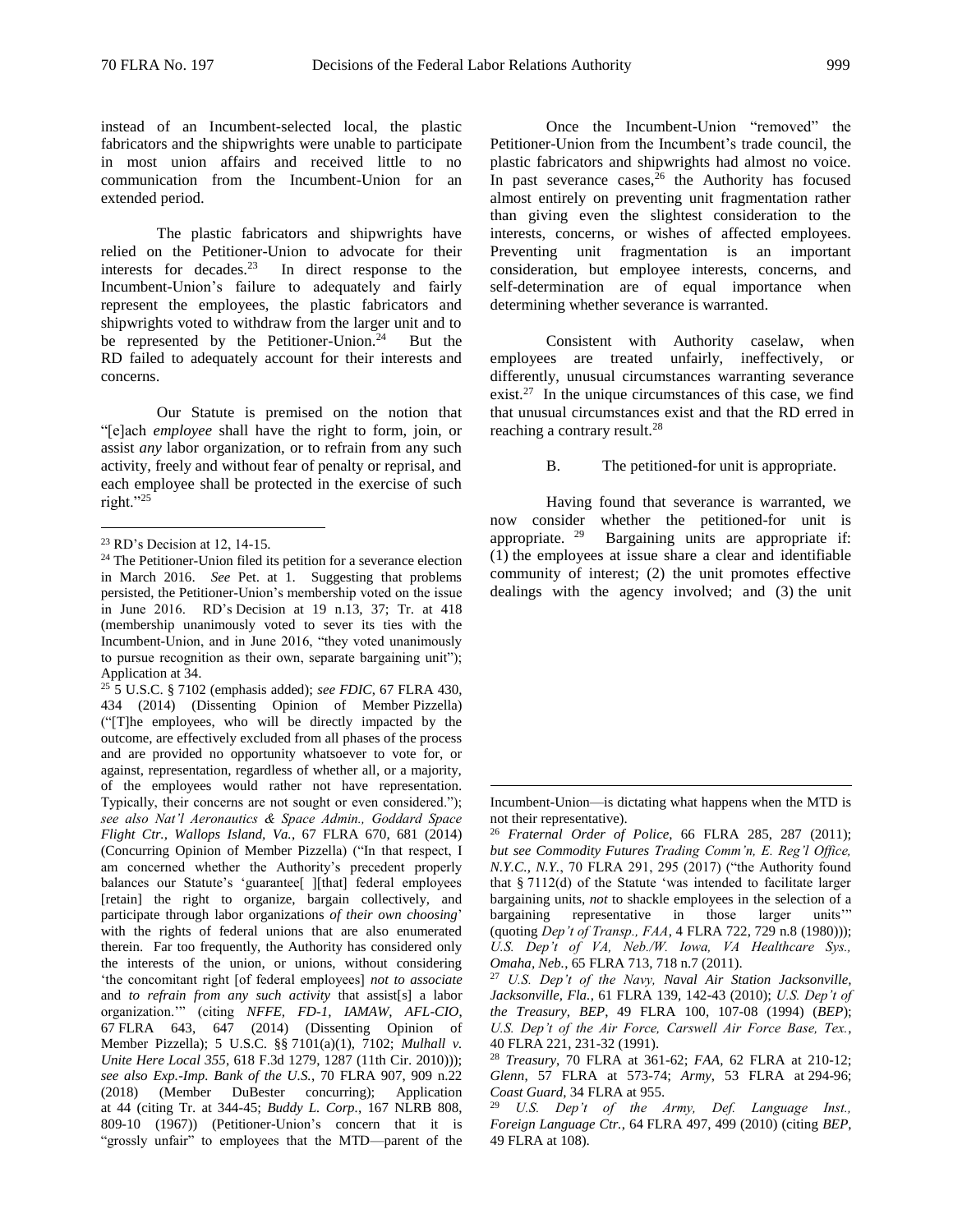instead of an Incumbent-selected local, the plastic fabricators and the shipwrights were unable to participate in most union affairs and received little to no communication from the Incumbent-Union for an extended period.

The plastic fabricators and shipwrights have relied on the Petitioner-Union to advocate for their interests for decades.[23] In direct response to the Incumbent-Union's failure to adequately and fairly represent the employees, the plastic fabricators and shipwrights voted to withdraw from the larger unit and to be represented by the Petitioner-Union.[24] But the RD failed to adequately account for their interests and concerns.

Our Statute is premised on the notion that "[e]ach *employee* shall have the right to form, join, or assist *any* labor organization, or to refrain from any such activity, freely and without fear of penalty or reprisal, and each employee shall be protected in the exercise of such right."[25]

Once the Incumbent-Union "removed" the Petitioner-Union from the Incumbent's trade council, the plastic fabricators and shipwrights had almost no voice. In past severance cases,[26] the Authority has focused almost entirely on preventing unit fragmentation rather than giving even the slightest consideration to the interests, concerns, or wishes of affected employees. Preventing unit fragmentation is an important consideration, but employee interests, concerns, and self-determination are of equal importance when determining whether severance is warranted.

Consistent with Authority caselaw, when employees are treated unfairly, ineffectively, or differently, unusual circumstances warranting severance exist.[27] In the unique circumstances of this case, we find that unusual circumstances exist and that the RD erred in reaching a contrary result.[28]

### B. The petitioned-for unit is appropriate.

Having found that severance is warranted, we now consider whether the petitioned-for unit is appropriate.[29] Bargaining units are appropriate if: (1) the employees at issue share a clear and identifiable community of interest; (2) the unit promotes effective dealings with the agency involved; and (3) the unit

---

[23] RD's Decision at 12, 14-15.

[24] The Petitioner-Union filed its petition for a severance election in March 2016. *See* Pet. at 1. Suggesting that problems persisted, the Petitioner-Union's membership voted on the issue in June 2016. RD's Decision at 19 n.13, 37; Tr. at 418 (membership unanimously voted to sever its ties with the Incumbent-Union, and in June 2016, "they voted unanimously to pursue recognition as their own, separate bargaining unit"); Application at 34.

[25] 5 U.S.C. § 7102 (emphasis added); *see FDIC*, 67 FLRA 430, 434 (2014) (Dissenting Opinion of Member Pizzella) ("[T]he employees, who will be directly impacted by the outcome, are effectively excluded from all phases of the process and are provided no opportunity whatsoever to vote for, or against, representation, regardless of whether all, or a majority, of the employees would rather not have representation. Typically, their concerns are not sought or even considered."); *see also Nat'l Aeronautics & Space Admin., Goddard Space Flight Ctr., Wallops Island, Va.*, 67 FLRA 670, 681 (2014) (Concurring Opinion of Member Pizzella) ("In that respect, I am concerned whether the Authority's precedent properly balances our Statute's 'guarantee[ ][that] federal employees [retain] the right to organize, bargain collectively, and participate through labor organizations *of their own choosing*' with the rights of federal unions that are also enumerated therein. Far too frequently, the Authority has considered only the interests of the union, or unions, without considering 'the concomitant right [of federal employees] *not to associate* and *to refrain from any such activity* that assist[s] a labor organization.'" (citing *NFFE, FD-1, IAMAW, AFL-CIO*, 67 FLRA 643, 647 (2014) (Dissenting Opinion of Member Pizzella); 5 U.S.C. §§ 7101(a)(1), 7102; *Mulhall v. Unite Here Local 355*, 618 F.3d 1279, 1287 (11th Cir. 2010))); *see also Exp.-Imp. Bank of the U.S.*, 70 FLRA 907, 909 n.22 (2018) (Member DuBester concurring); Application at 44 (citing Tr. at 344-45; *Buddy L. Corp.*, 167 NLRB 808, 809-10 (1967)) (Petitioner-Union's concern that it is "grossly unfair" to employees that the MTD—parent of the Incumbent-Union—is dictating what happens when the MTD is not their representative).

[26] *Fraternal Order of Police*, 66 FLRA 285, 287 (2011); *but see Commodity Futures Trading Comm'n, E. Reg'l Office, N.Y.C., N.Y.*, 70 FLRA 291, 295 (2017) ("the Authority found that § 7112(d) of the Statute 'was intended to facilitate larger bargaining units, *not* to shackle employees in the selection of a bargaining representative in those larger units'" (quoting *Dep't of Transp., FAA*, 4 FLRA 722, 729 n.8 (1980))); *U.S. Dep't of VA, Neb./W. Iowa, VA Healthcare Sys., Omaha, Neb.*, 65 FLRA 713, 718 n.7 (2011).

[27] *U.S. Dep't of the Navy, Naval Air Station Jacksonville, Jacksonville, Fla.*, 61 FLRA 139, 142-43 (2010); *U.S. Dep't of the Treasury, BEP*, 49 FLRA 100, 107-08 (1994) (*BEP*); *U.S. Dep't of the Air Force, Carswell Air Force Base, Tex.*, 40 FLRA 221, 231-32 (1991).

[28] *Treasury*, 70 FLRA at 361-62; *FAA*, 62 FLRA at 210-12; *Glenn*, 57 FLRA at 573-74; *Army*, 53 FLRA at 294-96; *Coast Guard*, 34 FLRA at 955.

[29] *U.S. Dep't of the Army, Def. Language Inst., Foreign Language Ctr.*, 64 FLRA 497, 499 (2010) (citing *BEP*, 49 FLRA at 108).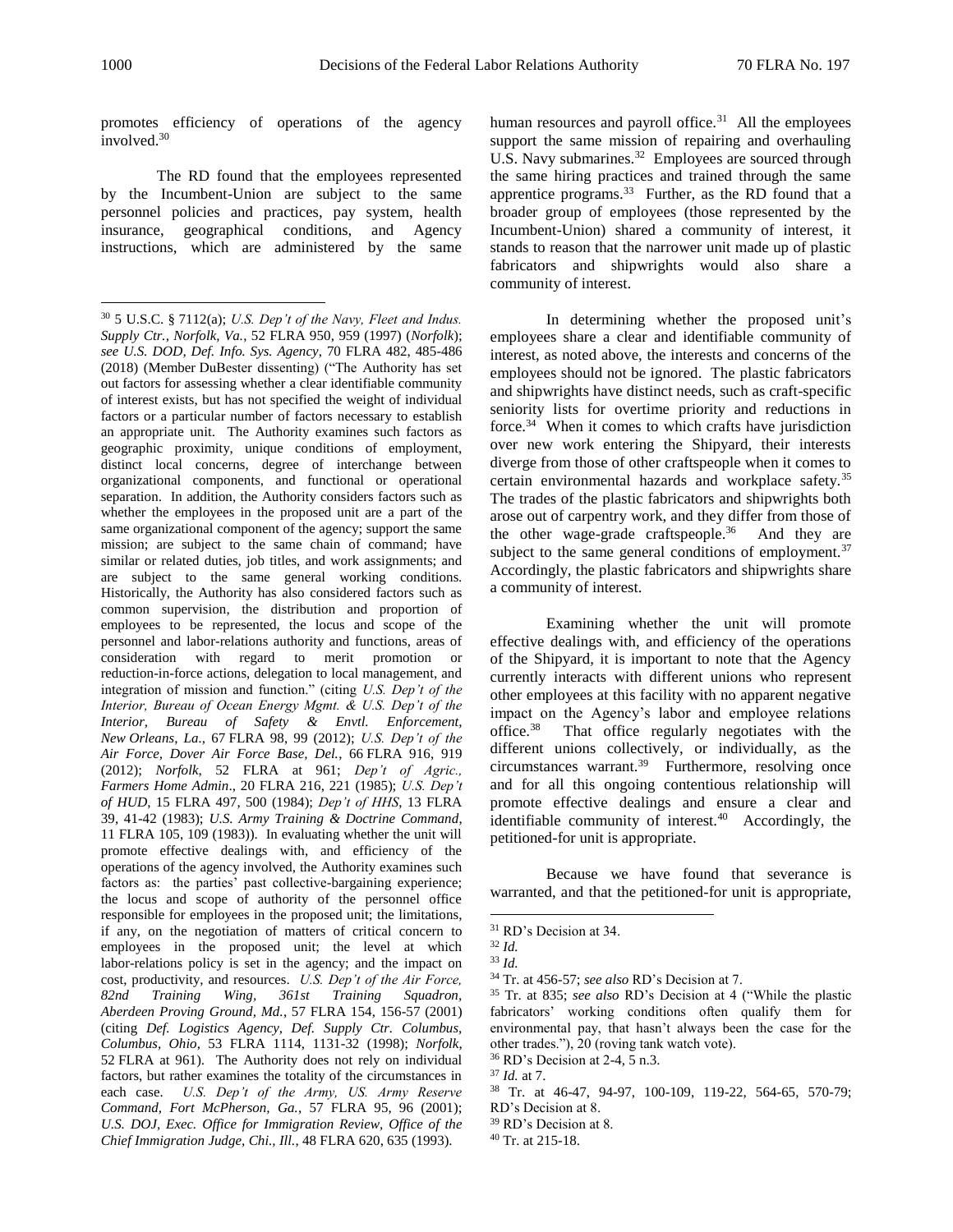promotes efficiency of operations of the agency involved.[30]

The RD found that the employees represented by the Incumbent-Union are subject to the same personnel policies and practices, pay system, health insurance, geographical conditions, and Agency instructions, which are administered by the same human resources and payroll office.[31] All the employees support the same mission of repairing and overhauling U.S. Navy submarines.[32] Employees are sourced through the same hiring practices and trained through the same apprentice programs.[33] Further, as the RD found that a broader group of employees (those represented by the Incumbent-Union) shared a community of interest, it stands to reason that the narrower unit made up of plastic fabricators and shipwrights would also share a community of interest.

In determining whether the proposed unit's employees share a clear and identifiable community of interest, as noted above, the interests and concerns of the employees should not be ignored. The plastic fabricators and shipwrights have distinct needs, such as craft-specific seniority lists for overtime priority and reductions in force.[34] When it comes to which crafts have jurisdiction over new work entering the Shipyard, their interests diverge from those of other craftspeople when it comes to certain environmental hazards and workplace safety.[35] The trades of the plastic fabricators and shipwrights both arose out of carpentry work, and they differ from those of the other wage-grade craftspeople.[36] And they are subject to the same general conditions of employment.[37] Accordingly, the plastic fabricators and shipwrights share a community of interest.

Examining whether the unit will promote effective dealings with, and efficiency of the operations of the Shipyard, it is important to note that the Agency currently interacts with different unions who represent other employees at this facility with no apparent negative impact on the Agency's labor and employee relations office.[38] That office regularly negotiates with the different unions collectively, or individually, as the circumstances warrant.[39] Furthermore, resolving once and for all this ongoing contentious relationship will promote effective dealings and ensure a clear and identifiable community of interest.[40] Accordingly, the petitioned-for unit is appropriate.

Because we have found that severance is warranted, and that the petitioned-for unit is appropriate,

---

[30] 5 U.S.C. § 7112(a); *U.S. Dep't of the Navy, Fleet and Indus. Supply Ctr., Norfolk, Va.*, 52 FLRA 950, 959 (1997) (*Norfolk*); *see U.S. DOD, Def. Info. Sys. Agency*, 70 FLRA 482, 485-486 (2018) (Member DuBester dissenting) ("The Authority has set out factors for assessing whether a clear identifiable community of interest exists, but has not specified the weight of individual factors or a particular number of factors necessary to establish an appropriate unit. The Authority examines such factors as geographic proximity, unique conditions of employment, distinct local concerns, degree of interchange between organizational components, and functional or operational separation. In addition, the Authority considers factors such as whether the employees in the proposed unit are a part of the same organizational component of the agency; support the same mission; are subject to the same chain of command; have similar or related duties, job titles, and work assignments; and are subject to the same general working conditions. Historically, the Authority has also considered factors such as common supervision, the distribution and proportion of employees to be represented, the locus and scope of the personnel and labor-relations authority and functions, areas of consideration with regard to merit promotion or reduction-in-force actions, delegation to local management, and integration of mission and function." (citing *U.S. Dep't of the Interior, Bureau of Ocean Energy Mgmt. & U.S. Dep't of the Interior, Bureau of Safety & Envtl. Enforcement, New Orleans, La.*, 67 FLRA 98, 99 (2012); *U.S. Dep't of the Air Force, Dover Air Force Base, Del.*, 66 FLRA 916, 919 (2012); *Norfolk*, 52 FLRA at 961; *Dep't of Agric., Farmers Home Admin*., 20 FLRA 216, 221 (1985); *U.S. Dep't of HUD*, 15 FLRA 497, 500 (1984); *Dep't of HHS*, 13 FLRA 39, 41-42 (1983); *U.S. Army Training & Doctrine Command*, 11 FLRA 105, 109 (1983)). In evaluating whether the unit will promote effective dealings with, and efficiency of the operations of the agency involved, the Authority examines such factors as: the parties' past collective-bargaining experience; the locus and scope of authority of the personnel office responsible for employees in the proposed unit; the limitations, if any, on the negotiation of matters of critical concern to employees in the proposed unit; the level at which labor-relations policy is set in the agency; and the impact on cost, productivity, and resources. *U.S. Dep't of the Air Force, 82nd Training Wing, 361st Training Squadron, Aberdeen Proving Ground, Md.*, 57 FLRA 154, 156-57 (2001) (citing *Def. Logistics Agency, Def. Supply Ctr. Columbus, Columbus, Ohio*, 53 FLRA 1114, 1131-32 (1998); *Norfolk*, 52 FLRA at 961). The Authority does not rely on individual factors, but rather examines the totality of the circumstances in each case. *U.S. Dep't of the Army, US. Army Reserve Command, Fort McPherson, Ga.*, 57 FLRA 95, 96 (2001); *U.S. DOJ, Exec. Office for Immigration Review, Office of the Chief Immigration Judge, Chi., Ill.*, 48 FLRA 620, 635 (1993).

[31] RD's Decision at 34.

[32] *Id.*

[33] *Id.*

[34] Tr. at 456-57; *see also* RD's Decision at 7.

[35] Tr. at 835; *see also* RD's Decision at 4 ("While the plastic fabricators' working conditions often qualify them for environmental pay, that hasn't always been the case for the other trades."), 20 (roving tank watch vote).

[36] RD's Decision at 2-4, 5 n.3.

[37] *Id.* at 7.

[38] Tr. at 46-47, 94-97, 100-109, 119-22, 564-65, 570-79; RD's Decision at 8.

[39] RD's Decision at 8.

[40] Tr. at 215-18.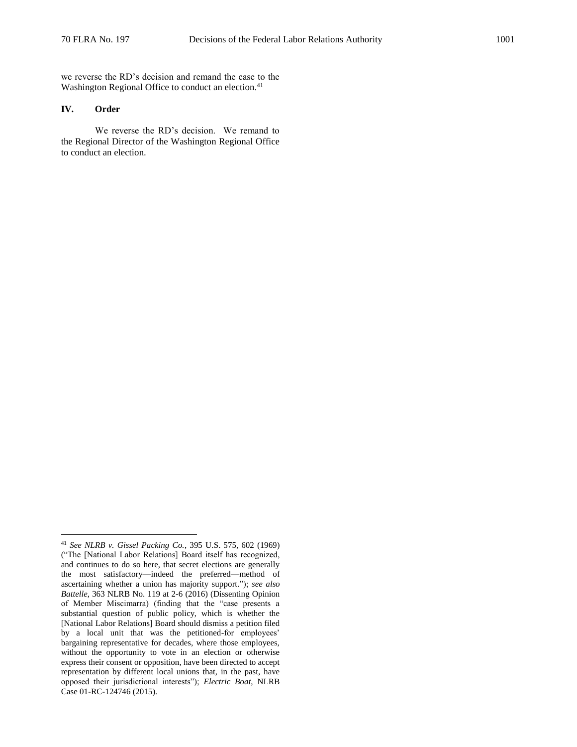we reverse the RD's decision and remand the case to the Washington Regional Office to conduct an election.[41]

## IV. Order

We reverse the RD's decision. We remand to the Regional Director of the Washington Regional Office to conduct an election.

---

[41] *See NLRB v. Gissel Packing Co.*, 395 U.S. 575, 602 (1969) ("The [National Labor Relations] Board itself has recognized, and continues to do so here, that secret elections are generally the most satisfactory—indeed the preferred—method of ascertaining whether a union has majority support."); *see also Battelle*, 363 NLRB No. 119 at 2-6 (2016) (Dissenting Opinion of Member Miscimarra) (finding that the "case presents a substantial question of public policy, which is whether the [National Labor Relations] Board should dismiss a petition filed by a local unit that was the petitioned-for employees' bargaining representative for decades, where those employees, without the opportunity to vote in an election or otherwise express their consent or opposition, have been directed to accept representation by different local unions that, in the past, have opposed their jurisdictional interests"); *Electric Boat*, NLRB Case 01-RC-124746 (2015).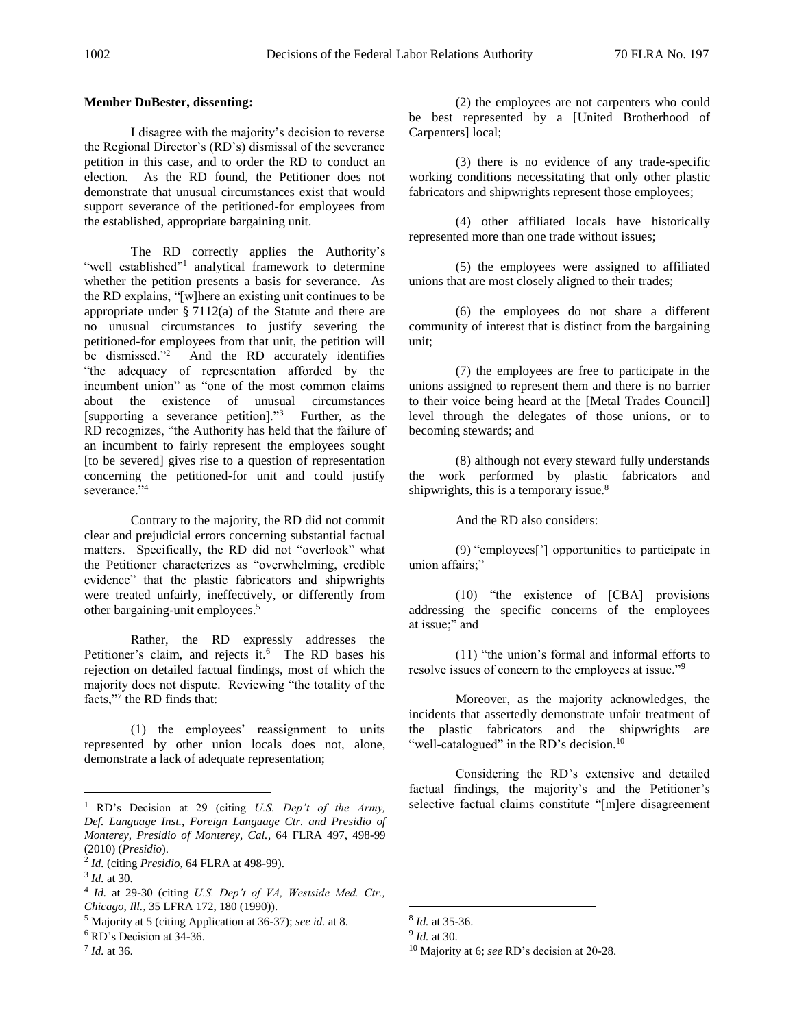**Member DuBester, dissenting:**

I disagree with the majority's decision to reverse the Regional Director's (RD's) dismissal of the severance petition in this case, and to order the RD to conduct an election. As the RD found, the Petitioner does not demonstrate that unusual circumstances exist that would support severance of the petitioned-for employees from the established, appropriate bargaining unit.

The RD correctly applies the Authority's "well established"[1] analytical framework to determine whether the petition presents a basis for severance. As the RD explains, "[w]here an existing unit continues to be appropriate under § 7112(a) of the Statute and there are no unusual circumstances to justify severing the petitioned-for employees from that unit, the petition will be dismissed."[2] And the RD accurately identifies "the adequacy of representation afforded by the incumbent union" as "one of the most common claims about the existence of unusual circumstances [supporting a severance petition]."[3] Further, as the RD recognizes, "the Authority has held that the failure of an incumbent to fairly represent the employees sought [to be severed] gives rise to a question of representation concerning the petitioned-for unit and could justify severance."[4]

Contrary to the majority, the RD did not commit clear and prejudicial errors concerning substantial factual matters. Specifically, the RD did not "overlook" what the Petitioner characterizes as "overwhelming, credible evidence" that the plastic fabricators and shipwrights were treated unfairly, ineffectively, or differently from other bargaining-unit employees.[5]

Rather, the RD expressly addresses the Petitioner's claim, and rejects it.[6] The RD bases his rejection on detailed factual findings, most of which the majority does not dispute. Reviewing "the totality of the facts,"[7] the RD finds that:

(1) the employees' reassignment to units represented by other union locals does not, alone, demonstrate a lack of adequate representation;

(2) the employees are not carpenters who could be best represented by a [United Brotherhood of Carpenters] local;

(3) there is no evidence of any trade-specific working conditions necessitating that only other plastic fabricators and shipwrights represent those employees;

(4) other affiliated locals have historically represented more than one trade without issues;

(5) the employees were assigned to affiliated unions that are most closely aligned to their trades;

(6) the employees do not share a different community of interest that is distinct from the bargaining unit;

(7) the employees are free to participate in the unions assigned to represent them and there is no barrier to their voice being heard at the [Metal Trades Council] level through the delegates of those unions, or to becoming stewards; and

(8) although not every steward fully understands the work performed by plastic fabricators and shipwrights, this is a temporary issue.[8]

And the RD also considers:

(9) "employees['] opportunities to participate in union affairs;"

(10) "the existence of [CBA] provisions addressing the specific concerns of the employees at issue;" and

(11) "the union's formal and informal efforts to resolve issues of concern to the employees at issue."[9]

Moreover, as the majority acknowledges, the incidents that assertedly demonstrate unfair treatment of the plastic fabricators and the shipwrights are "well-catalogued" in the RD's decision.[10]

Considering the RD's extensive and detailed factual findings, the majority's and the Petitioner's selective factual claims constitute "[m]ere disagreement

---

[1] RD's Decision at 29 (citing *U.S. Dep't of the Army, Def. Language Inst., Foreign Language Ctr. and Presidio of Monterey, Presidio of Monterey, Cal.*, 64 FLRA 497, 498-99 (2010) (*Presidio*).

[2] *Id.* (citing *Presidio*, 64 FLRA at 498-99).

[3] *Id.* at 30.

[4] *Id.* at 29-30 (citing *U.S. Dep't of VA, Westside Med. Ctr., Chicago, Ill.*, 35 LFRA 172, 180 (1990)).

[5] Majority at 5 (citing Application at 36-37); *see id.* at 8.

[6] RD's Decision at 34-36.

[7] *Id.* at 36.

[8] *Id.* at 35-36.

[9] *Id.* at 30.

[10] Majority at 6; *see* RD's decision at 20-28.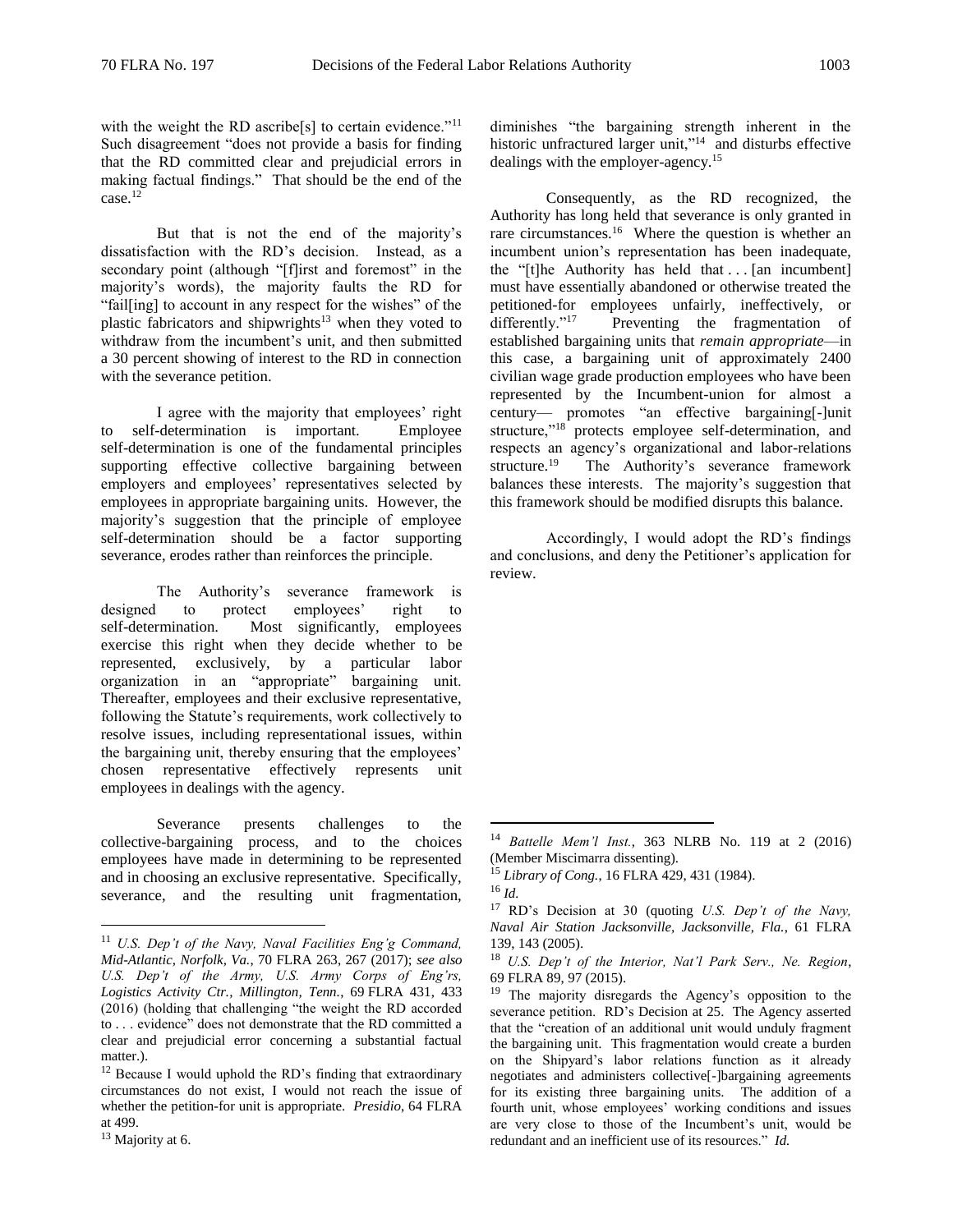with the weight the RD ascribe[s] to certain evidence."[11] Such disagreement "does not provide a basis for finding that the RD committed clear and prejudicial errors in making factual findings." That should be the end of the case.[12]

But that is not the end of the majority's dissatisfaction with the RD's decision. Instead, as a secondary point (although "[f]irst and foremost" in the majority's words), the majority faults the RD for "fail[ing] to account in any respect for the wishes" of the plastic fabricators and shipwrights[13] when they voted to withdraw from the incumbent's unit, and then submitted a 30 percent showing of interest to the RD in connection with the severance petition.

I agree with the majority that employees' right to self-determination is important. Employee self-determination is one of the fundamental principles supporting effective collective bargaining between employers and employees' representatives selected by employees in appropriate bargaining units. However, the majority's suggestion that the principle of employee self-determination should be a factor supporting severance, erodes rather than reinforces the principle.

The Authority's severance framework is designed to protect employees' right to self-determination. Most significantly, employees exercise this right when they decide whether to be represented, exclusively, by a particular labor organization in an "appropriate" bargaining unit. Thereafter, employees and their exclusive representative, following the Statute's requirements, work collectively to resolve issues, including representational issues, within the bargaining unit, thereby ensuring that the employees' chosen representative effectively represents unit employees in dealings with the agency.

Severance presents challenges to the collective-bargaining process, and to the choices employees have made in determining to be represented and in choosing an exclusive representative. Specifically, severance, and the resulting unit fragmentation, diminishes "the bargaining strength inherent in the historic unfractured larger unit,"[14] and disturbs effective dealings with the employer-agency.[15]

Consequently, as the RD recognized, the Authority has long held that severance is only granted in rare circumstances.[16] Where the question is whether an incumbent union's representation has been inadequate, the "[t]he Authority has held that . . . [an incumbent] must have essentially abandoned or otherwise treated the petitioned-for employees unfairly, ineffectively, or differently."[17] Preventing the fragmentation of established bargaining units that *remain appropriate*—in this case, a bargaining unit of approximately 2400 civilian wage grade production employees who have been represented by the Incumbent-union for almost a century— promotes "an effective bargaining[-]unit structure,"[18] protects employee self-determination, and respects an agency's organizational and labor-relations structure.[19] The Authority's severance framework balances these interests. The majority's suggestion that this framework should be modified disrupts this balance.

Accordingly, I would adopt the RD's findings and conclusions, and deny the Petitioner's application for review.

---

[11] *U.S. Dep't of the Navy, Naval Facilities Eng'g Command, Mid-Atlantic, Norfolk, Va.*, 70 FLRA 263, 267 (2017); *see also U.S. Dep't of the Army, U.S. Army Corps of Eng'rs, Logistics Activity Ctr., Millington, Tenn.*, 69 FLRA 431, 433 (2016) (holding that challenging "the weight the RD accorded to . . . evidence" does not demonstrate that the RD committed a clear and prejudicial error concerning a substantial factual matter.).

[12] Because I would uphold the RD's finding that extraordinary circumstances do not exist, I would not reach the issue of whether the petition-for unit is appropriate. *Presidio*, 64 FLRA at 499.

[13] Majority at 6.

[14] *Battelle Mem'l Inst.*, 363 NLRB No. 119 at 2 (2016) (Member Miscimarra dissenting).

[15] *Library of Cong.*, 16 FLRA 429, 431 (1984).

[16] *Id.*

[17] RD's Decision at 30 (quoting *U.S. Dep't of the Navy, Naval Air Station Jacksonville, Jacksonville, Fla.*, 61 FLRA 139, 143 (2005).

[18] *U.S. Dep't of the Interior, Nat'l Park Serv., Ne. Region*, 69 FLRA 89, 97 (2015).

[19] The majority disregards the Agency's opposition to the severance petition. RD's Decision at 25. The Agency asserted that the "creation of an additional unit would unduly fragment the bargaining unit. This fragmentation would create a burden on the Shipyard's labor relations function as it already negotiates and administers collective[-]bargaining agreements for its existing three bargaining units. The addition of a fourth unit, whose employees' working conditions and issues are very close to those of the Incumbent's unit, would be redundant and an inefficient use of its resources." *Id.*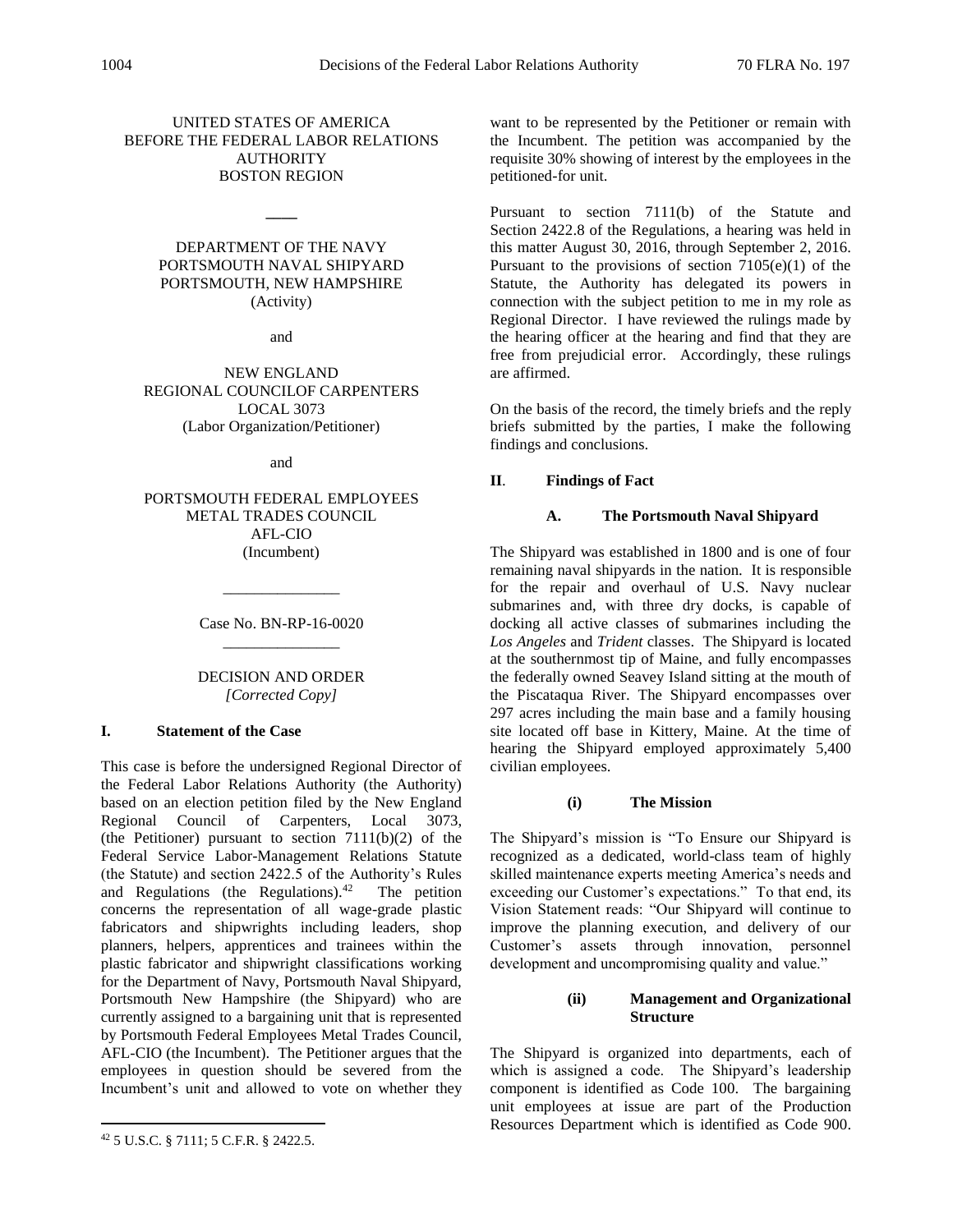UNITED STATES OF AMERICA
BEFORE THE FEDERAL LABOR RELATIONS AUTHORITY
BOSTON REGION

____

DEPARTMENT OF THE NAVY
PORTSMOUTH NAVAL SHIPYARD
PORTSMOUTH, NEW HAMPSHIRE
(Activity)

and

NEW ENGLAND
REGIONAL COUNCILOF CARPENTERS
LOCAL 3073
(Labor Organization/Petitioner)

and

PORTSMOUTH FEDERAL EMPLOYEES
METAL TRADES COUNCIL
AFL-CIO
(Incumbent)

_______________

Case No. BN-RP-16-0020

_______________

DECISION AND ORDER
*[Corrected Copy]*

## I. Statement of the Case

This case is before the undersigned Regional Director of the Federal Labor Relations Authority (the Authority) based on an election petition filed by the New England Regional Council of Carpenters, Local 3073, (the Petitioner) pursuant to section 7111(b)(2) of the Federal Service Labor-Management Relations Statute (the Statute) and section 2422.5 of the Authority's Rules and Regulations (the Regulations).[42] The petition concerns the representation of all wage-grade plastic fabricators and shipwrights including leaders, shop planners, helpers, apprentices and trainees within the plastic fabricator and shipwright classifications working for the Department of Navy, Portsmouth Naval Shipyard, Portsmouth New Hampshire (the Shipyard) who are currently assigned to a bargaining unit that is represented by Portsmouth Federal Employees Metal Trades Council, AFL-CIO (the Incumbent). The Petitioner argues that the employees in question should be severed from the Incumbent's unit and allowed to vote on whether they want to be represented by the Petitioner or remain with the Incumbent. The petition was accompanied by the requisite 30% showing of interest by the employees in the petitioned-for unit.

Pursuant to section 7111(b) of the Statute and Section 2422.8 of the Regulations, a hearing was held in this matter August 30, 2016, through September 2, 2016. Pursuant to the provisions of section 7105(e)(1) of the Statute, the Authority has delegated its powers in connection with the subject petition to me in my role as Regional Director. I have reviewed the rulings made by the hearing officer at the hearing and find that they are free from prejudicial error. Accordingly, these rulings are affirmed.

On the basis of the record, the timely briefs and the reply briefs submitted by the parties, I make the following findings and conclusions.

## II. Findings of Fact

### A. The Portsmouth Naval Shipyard

The Shipyard was established in 1800 and is one of four remaining naval shipyards in the nation. It is responsible for the repair and overhaul of U.S. Navy nuclear submarines and, with three dry docks, is capable of docking all active classes of submarines including the *Los Angeles* and *Trident* classes. The Shipyard is located at the southernmost tip of Maine, and fully encompasses the federally owned Seavey Island sitting at the mouth of the Piscataqua River. The Shipyard encompasses over 297 acres including the main base and a family housing site located off base in Kittery, Maine. At the time of hearing the Shipyard employed approximately 5,400 civilian employees.

#### (i) The Mission

The Shipyard's mission is "To Ensure our Shipyard is recognized as a dedicated, world-class team of highly skilled maintenance experts meeting America's needs and exceeding our Customer's expectations." To that end, its Vision Statement reads: "Our Shipyard will continue to improve the planning execution, and delivery of our Customer's assets through innovation, personnel development and uncompromising quality and value."

#### (ii) Management and Organizational Structure

The Shipyard is organized into departments, each of which is assigned a code. The Shipyard's leadership component is identified as Code 100. The bargaining unit employees at issue are part of the Production Resources Department which is identified as Code 900.

[42] 5 U.S.C. § 7111; 5 C.F.R. § 2422.5.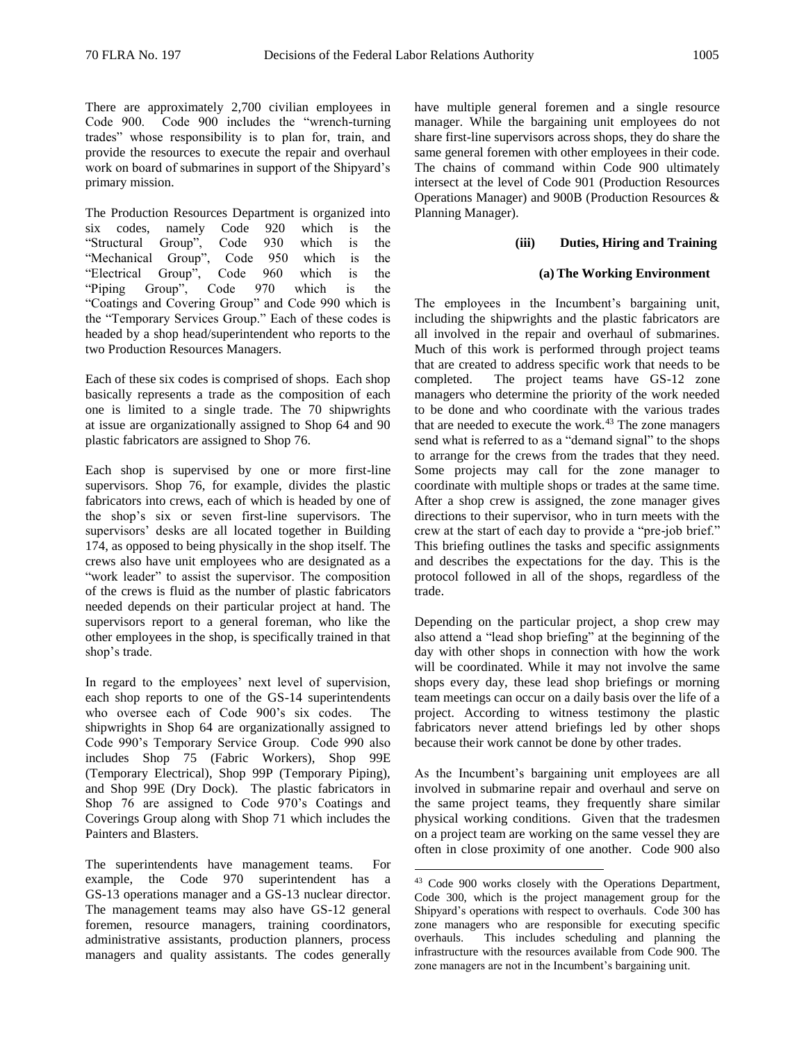There are approximately 2,700 civilian employees in Code 900. Code 900 includes the "wrench-turning trades" whose responsibility is to plan for, train, and provide the resources to execute the repair and overhaul work on board of submarines in support of the Shipyard's primary mission.

The Production Resources Department is organized into six codes, namely Code 920 which is the "Structural Group", Code 930 which is the "Mechanical Group", Code 950 which is the "Electrical Group", Code 960 which is the "Piping Group", Code 970 which is the "Coatings and Covering Group" and Code 990 which is the "Temporary Services Group." Each of these codes is headed by a shop head/superintendent who reports to the two Production Resources Managers.

Each of these six codes is comprised of shops. Each shop basically represents a trade as the composition of each one is limited to a single trade. The 70 shipwrights at issue are organizationally assigned to Shop 64 and 90 plastic fabricators are assigned to Shop 76.

Each shop is supervised by one or more first-line supervisors. Shop 76, for example, divides the plastic fabricators into crews, each of which is headed by one of the shop's six or seven first-line supervisors. The supervisors' desks are all located together in Building 174, as opposed to being physically in the shop itself. The crews also have unit employees who are designated as a "work leader" to assist the supervisor. The composition of the crews is fluid as the number of plastic fabricators needed depends on their particular project at hand. The supervisors report to a general foreman, who like the other employees in the shop, is specifically trained in that shop's trade.

In regard to the employees' next level of supervision, each shop reports to one of the GS-14 superintendents who oversee each of Code 900's six codes. The shipwrights in Shop 64 are organizationally assigned to Code 990's Temporary Service Group. Code 990 also includes Shop 75 (Fabric Workers), Shop 99E (Temporary Electrical), Shop 99P (Temporary Piping), and Shop 99E (Dry Dock). The plastic fabricators in Shop 76 are assigned to Code 970's Coatings and Coverings Group along with Shop 71 which includes the Painters and Blasters.

The superintendents have management teams. For example, the Code 970 superintendent has a GS-13 operations manager and a GS-13 nuclear director. The management teams may also have GS-12 general foremen, resource managers, training coordinators, administrative assistants, production planners, process managers and quality assistants. The codes generally have multiple general foremen and a single resource manager. While the bargaining unit employees do not share first-line supervisors across shops, they do share the same general foremen with other employees in their code. The chains of command within Code 900 ultimately intersect at the level of Code 901 (Production Resources Operations Manager) and 900B (Production Resources & Planning Manager).

#### (iii) Duties, Hiring and Training

##### (a) The Working Environment

The employees in the Incumbent's bargaining unit, including the shipwrights and the plastic fabricators are all involved in the repair and overhaul of submarines. Much of this work is performed through project teams that are created to address specific work that needs to be completed. The project teams have GS-12 zone managers who determine the priority of the work needed to be done and who coordinate with the various trades that are needed to execute the work.[43] The zone managers send what is referred to as a "demand signal" to the shops to arrange for the crews from the trades that they need. Some projects may call for the zone manager to coordinate with multiple shops or trades at the same time. After a shop crew is assigned, the zone manager gives directions to their supervisor, who in turn meets with the crew at the start of each day to provide a "pre-job brief." This briefing outlines the tasks and specific assignments and describes the expectations for the day. This is the protocol followed in all of the shops, regardless of the trade.

Depending on the particular project, a shop crew may also attend a "lead shop briefing" at the beginning of the day with other shops in connection with how the work will be coordinated. While it may not involve the same shops every day, these lead shop briefings or morning team meetings can occur on a daily basis over the life of a project. According to witness testimony the plastic fabricators never attend briefings led by other shops because their work cannot be done by other trades.

As the Incumbent's bargaining unit employees are all involved in submarine repair and overhaul and serve on the same project teams, they frequently share similar physical working conditions. Given that the tradesmen on a project team are working on the same vessel they are often in close proximity of one another. Code 900 also

[43] Code 900 works closely with the Operations Department, Code 300, which is the project management group for the Shipyard's operations with respect to overhauls. Code 300 has zone managers who are responsible for executing specific overhauls. This includes scheduling and planning the infrastructure with the resources available from Code 900. The zone managers are not in the Incumbent's bargaining unit.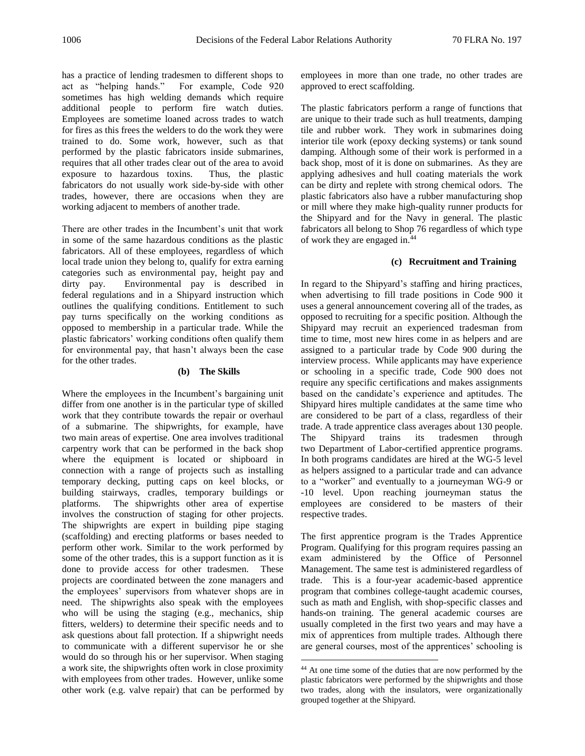has a practice of lending tradesmen to different shops to act as "helping hands." For example, Code 920 sometimes has high welding demands which require additional people to perform fire watch duties. Employees are sometime loaned across trades to watch for fires as this frees the welders to do the work they were trained to do. Some work, however, such as that performed by the plastic fabricators inside submarines, requires that all other trades clear out of the area to avoid exposure to hazardous toxins. Thus, the plastic fabricators do not usually work side-by-side with other trades, however, there are occasions when they are working adjacent to members of another trade.

There are other trades in the Incumbent's unit that work in some of the same hazardous conditions as the plastic fabricators. All of these employees, regardless of which local trade union they belong to, qualify for extra earning categories such as environmental pay, height pay and dirty pay. Environmental pay is described in federal regulations and in a Shipyard instruction which outlines the qualifying conditions. Entitlement to such pay turns specifically on the working conditions as opposed to membership in a particular trade. While the plastic fabricators' working conditions often qualify them for environmental pay, that hasn't always been the case for the other trades.

**(b) The Skills**

Where the employees in the Incumbent's bargaining unit differ from one another is in the particular type of skilled work that they contribute towards the repair or overhaul of a submarine. The shipwrights, for example, have two main areas of expertise. One area involves traditional carpentry work that can be performed in the back shop where the equipment is located or shipboard in connection with a range of projects such as installing temporary decking, putting caps on keel blocks, or building stairways, cradles, temporary buildings or platforms. The shipwrights other area of expertise involves the construction of staging for other projects. The shipwrights are expert in building pipe staging (scaffolding) and erecting platforms or bases needed to perform other work. Similar to the work performed by some of the other trades, this is a support function as it is done to provide access for other tradesmen. These projects are coordinated between the zone managers and the employees' supervisors from whatever shops are in need. The shipwrights also speak with the employees who will be using the staging (e.g., mechanics, ship fitters, welders) to determine their specific needs and to ask questions about fall protection. If a shipwright needs to communicate with a different supervisor he or she would do so through his or her supervisor. When staging a work site, the shipwrights often work in close proximity with employees from other trades. However, unlike some other work (e.g. valve repair) that can be performed by employees in more than one trade, no other trades are approved to erect scaffolding.

The plastic fabricators perform a range of functions that are unique to their trade such as hull treatments, damping tile and rubber work. They work in submarines doing interior tile work (epoxy decking systems) or tank sound damping. Although some of their work is performed in a back shop, most of it is done on submarines. As they are applying adhesives and hull coating materials the work can be dirty and replete with strong chemical odors. The plastic fabricators also have a rubber manufacturing shop or mill where they make high-quality runner products for the Shipyard and for the Navy in general. The plastic fabricators all belong to Shop 76 regardless of which type of work they are engaged in.[44]

**(c) Recruitment and Training**

In regard to the Shipyard's staffing and hiring practices, when advertising to fill trade positions in Code 900 it uses a general announcement covering all of the trades, as opposed to recruiting for a specific position. Although the Shipyard may recruit an experienced tradesman from time to time, most new hires come in as helpers and are assigned to a particular trade by Code 900 during the interview process. While applicants may have experience or schooling in a specific trade, Code 900 does not require any specific certifications and makes assignments based on the candidate's experience and aptitudes. The Shipyard hires multiple candidates at the same time who are considered to be part of a class, regardless of their trade. A trade apprentice class averages about 130 people. The Shipyard trains its tradesmen through two Department of Labor-certified apprentice programs. In both programs candidates are hired at the WG-5 level as helpers assigned to a particular trade and can advance to a "worker" and eventually to a journeyman WG-9 or -10 level. Upon reaching journeyman status the employees are considered to be masters of their respective trades.

The first apprentice program is the Trades Apprentice Program. Qualifying for this program requires passing an exam administered by the Office of Personnel Management. The same test is administered regardless of trade. This is a four-year academic-based apprentice program that combines college-taught academic courses, such as math and English, with shop-specific classes and hands-on training. The general academic courses are usually completed in the first two years and may have a mix of apprentices from multiple trades. Although there are general courses, most of the apprentices' schooling is

[44] At one time some of the duties that are now performed by the plastic fabricators were performed by the shipwrights and those two trades, along with the insulators, were organizationally grouped together at the Shipyard.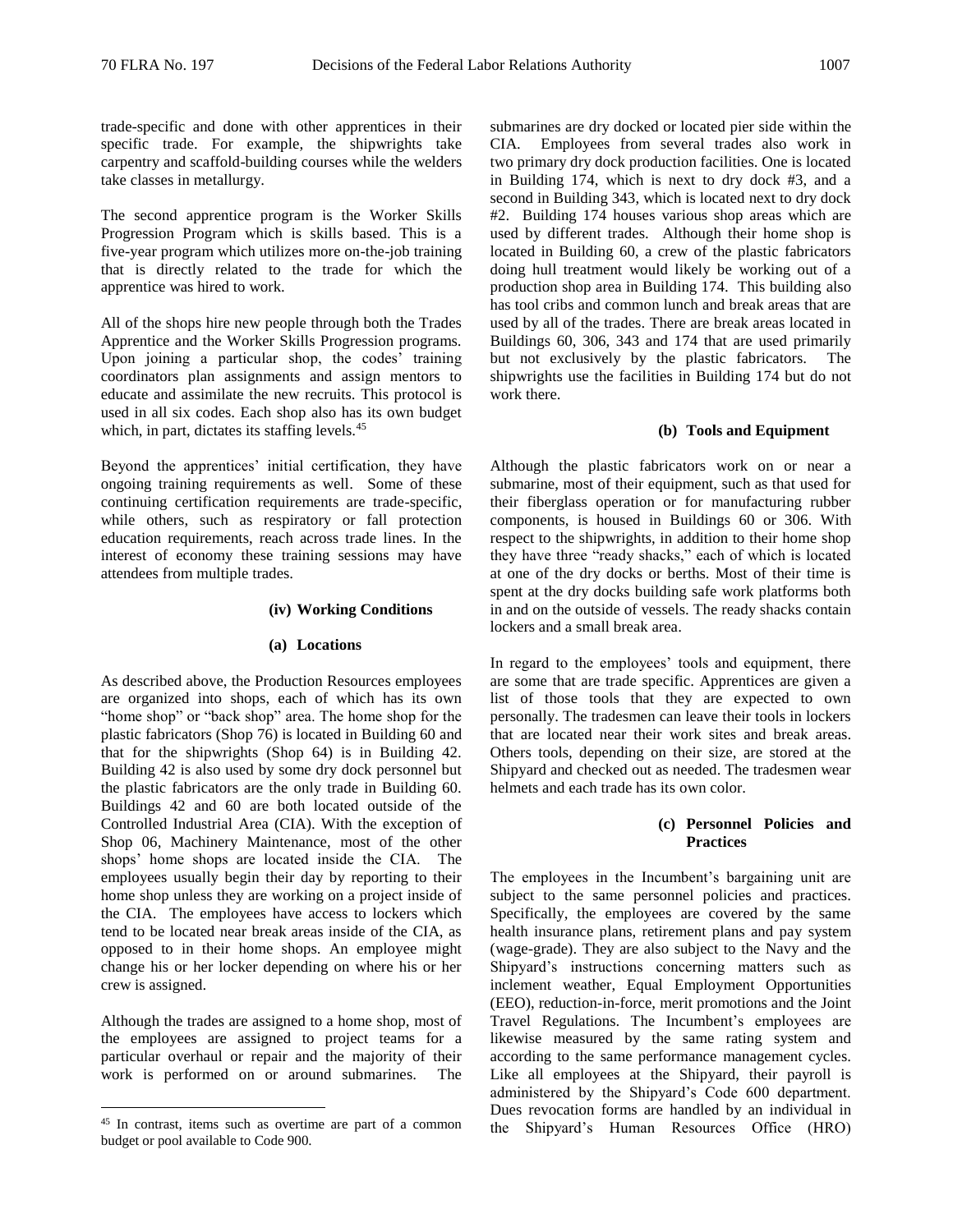trade-specific and done with other apprentices in their specific trade. For example, the shipwrights take carpentry and scaffold-building courses while the welders take classes in metallurgy.

The second apprentice program is the Worker Skills Progression Program which is skills based. This is a five-year program which utilizes more on-the-job training that is directly related to the trade for which the apprentice was hired to work.

All of the shops hire new people through both the Trades Apprentice and the Worker Skills Progression programs. Upon joining a particular shop, the codes' training coordinators plan assignments and assign mentors to educate and assimilate the new recruits. This protocol is used in all six codes. Each shop also has its own budget which, in part, dictates its staffing levels.[45]

Beyond the apprentices' initial certification, they have ongoing training requirements as well. Some of these continuing certification requirements are trade-specific, while others, such as respiratory or fall protection education requirements, reach across trade lines. In the interest of economy these training sessions may have attendees from multiple trades.

**(iv) Working Conditions**

**(a) Locations**

As described above, the Production Resources employees are organized into shops, each of which has its own "home shop" or "back shop" area. The home shop for the plastic fabricators (Shop 76) is located in Building 60 and that for the shipwrights (Shop 64) is in Building 42. Building 42 is also used by some dry dock personnel but the plastic fabricators are the only trade in Building 60. Buildings 42 and 60 are both located outside of the Controlled Industrial Area (CIA). With the exception of Shop 06, Machinery Maintenance, most of the other shops' home shops are located inside the CIA. The employees usually begin their day by reporting to their home shop unless they are working on a project inside of the CIA. The employees have access to lockers which tend to be located near break areas inside of the CIA, as opposed to in their home shops. An employee might change his or her locker depending on where his or her crew is assigned.

Although the trades are assigned to a home shop, most of the employees are assigned to project teams for a particular overhaul or repair and the majority of their work is performed on or around submarines. The submarines are dry docked or located pier side within the CIA. Employees from several trades also work in two primary dry dock production facilities. One is located in Building 174, which is next to dry dock #3, and a second in Building 343, which is located next to dry dock #2. Building 174 houses various shop areas which are used by different trades. Although their home shop is located in Building 60, a crew of the plastic fabricators doing hull treatment would likely be working out of a production shop area in Building 174. This building also has tool cribs and common lunch and break areas that are used by all of the trades. There are break areas located in Buildings 60, 306, 343 and 174 that are used primarily but not exclusively by the plastic fabricators. The shipwrights use the facilities in Building 174 but do not work there.

**(b) Tools and Equipment**

Although the plastic fabricators work on or near a submarine, most of their equipment, such as that used for their fiberglass operation or for manufacturing rubber components, is housed in Buildings 60 or 306. With respect to the shipwrights, in addition to their home shop they have three "ready shacks," each of which is located at one of the dry docks or berths. Most of their time is spent at the dry docks building safe work platforms both in and on the outside of vessels. The ready shacks contain lockers and a small break area.

In regard to the employees' tools and equipment, there are some that are trade specific. Apprentices are given a list of those tools that they are expected to own personally. The tradesmen can leave their tools in lockers that are located near their work sites and break areas. Others tools, depending on their size, are stored at the Shipyard and checked out as needed. The tradesmen wear helmets and each trade has its own color.

**(c) Personnel Policies and Practices**

The employees in the Incumbent's bargaining unit are subject to the same personnel policies and practices. Specifically, the employees are covered by the same health insurance plans, retirement plans and pay system (wage-grade). They are also subject to the Navy and the Shipyard's instructions concerning matters such as inclement weather, Equal Employment Opportunities (EEO), reduction-in-force, merit promotions and the Joint Travel Regulations. The Incumbent's employees are likewise measured by the same rating system and according to the same performance management cycles. Like all employees at the Shipyard, their payroll is administered by the Shipyard's Code 600 department. Dues revocation forms are handled by an individual in the Shipyard's Human Resources Office (HRO)

[45] In contrast, items such as overtime are part of a common budget or pool available to Code 900.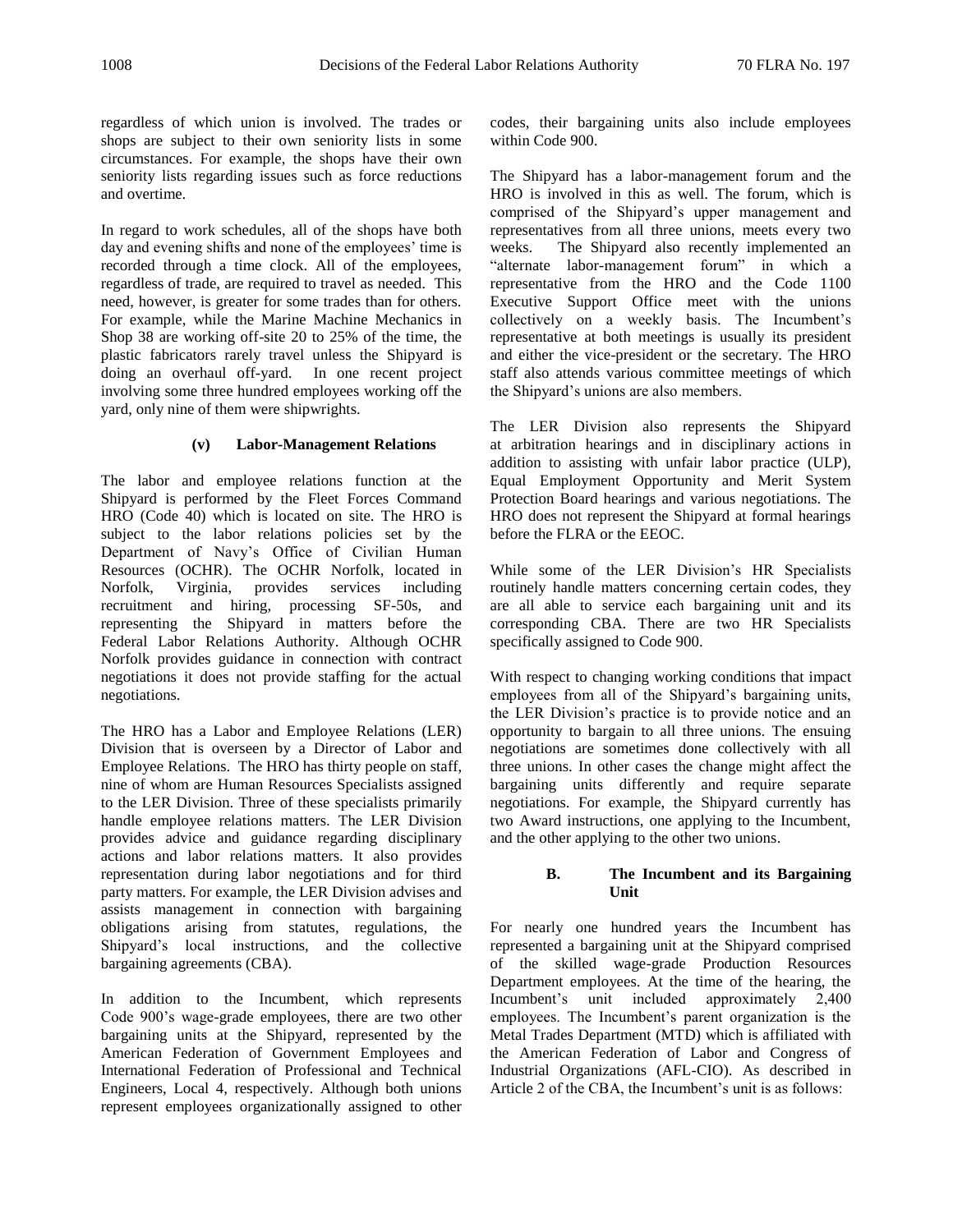regardless of which union is involved. The trades or shops are subject to their own seniority lists in some circumstances. For example, the shops have their own seniority lists regarding issues such as force reductions and overtime.

In regard to work schedules, all of the shops have both day and evening shifts and none of the employees' time is recorded through a time clock. All of the employees, regardless of trade, are required to travel as needed. This need, however, is greater for some trades than for others. For example, while the Marine Machine Mechanics in Shop 38 are working off-site 20 to 25% of the time, the plastic fabricators rarely travel unless the Shipyard is doing an overhaul off-yard. In one recent project involving some three hundred employees working off the yard, only nine of them were shipwrights.

**(v) Labor-Management Relations**

The labor and employee relations function at the Shipyard is performed by the Fleet Forces Command HRO (Code 40) which is located on site. The HRO is subject to the labor relations policies set by the Department of Navy's Office of Civilian Human Resources (OCHR). The OCHR Norfolk, located in Norfolk, Virginia, provides services including recruitment and hiring, processing SF-50s, and representing the Shipyard in matters before the Federal Labor Relations Authority. Although OCHR Norfolk provides guidance in connection with contract negotiations it does not provide staffing for the actual negotiations.

The HRO has a Labor and Employee Relations (LER) Division that is overseen by a Director of Labor and Employee Relations. The HRO has thirty people on staff, nine of whom are Human Resources Specialists assigned to the LER Division. Three of these specialists primarily handle employee relations matters. The LER Division provides advice and guidance regarding disciplinary actions and labor relations matters. It also provides representation during labor negotiations and for third party matters. For example, the LER Division advises and assists management in connection with bargaining obligations arising from statutes, regulations, the Shipyard's local instructions, and the collective bargaining agreements (CBA).

In addition to the Incumbent, which represents Code 900's wage-grade employees, there are two other bargaining units at the Shipyard, represented by the American Federation of Government Employees and International Federation of Professional and Technical Engineers, Local 4, respectively. Although both unions represent employees organizationally assigned to other codes, their bargaining units also include employees within Code 900.

The Shipyard has a labor-management forum and the HRO is involved in this as well. The forum, which is comprised of the Shipyard's upper management and representatives from all three unions, meets every two weeks. The Shipyard also recently implemented an "alternate labor-management forum" in which a representative from the HRO and the Code 1100 Executive Support Office meet with the unions collectively on a weekly basis. The Incumbent's representative at both meetings is usually its president and either the vice-president or the secretary. The HRO staff also attends various committee meetings of which the Shipyard's unions are also members.

The LER Division also represents the Shipyard at arbitration hearings and in disciplinary actions in addition to assisting with unfair labor practice (ULP), Equal Employment Opportunity and Merit System Protection Board hearings and various negotiations. The HRO does not represent the Shipyard at formal hearings before the FLRA or the EEOC.

While some of the LER Division's HR Specialists routinely handle matters concerning certain codes, they are all able to service each bargaining unit and its corresponding CBA. There are two HR Specialists specifically assigned to Code 900.

With respect to changing working conditions that impact employees from all of the Shipyard's bargaining units, the LER Division's practice is to provide notice and an opportunity to bargain to all three unions. The ensuing negotiations are sometimes done collectively with all three unions. In other cases the change might affect the bargaining units differently and require separate negotiations. For example, the Shipyard currently has two Award instructions, one applying to the Incumbent, and the other applying to the other two unions.

**B. The Incumbent and its Bargaining Unit**

For nearly one hundred years the Incumbent has represented a bargaining unit at the Shipyard comprised of the skilled wage-grade Production Resources Department employees. At the time of the hearing, the Incumbent's unit included approximately 2,400 employees. The Incumbent's parent organization is the Metal Trades Department (MTD) which is affiliated with the American Federation of Labor and Congress of Industrial Organizations (AFL-CIO). As described in Article 2 of the CBA, the Incumbent's unit is as follows: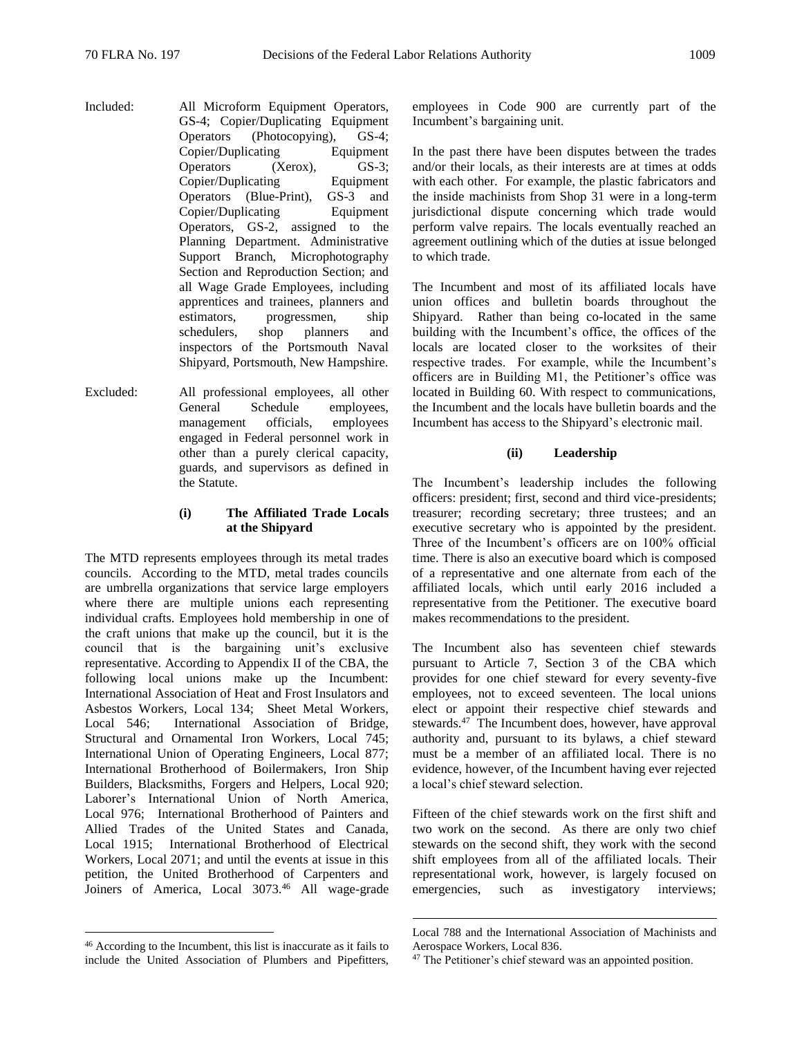Included: All Microform Equipment Operators, GS-4; Copier/Duplicating Equipment Operators (Photocopying), GS-4; Copier/Duplicating Equipment Operators (Xerox), GS-3; Copier/Duplicating Equipment Operators (Blue-Print), GS-3 and Copier/Duplicating Equipment Operators, GS-2, assigned to the Planning Department. Administrative Support Branch, Microphotography Section and Reproduction Section; and all Wage Grade Employees, including apprentices and trainees, planners and estimators, progressmen, ship schedulers, shop planners and inspectors of the Portsmouth Naval Shipyard, Portsmouth, New Hampshire.

Excluded: All professional employees, all other General Schedule employees, management officials, employees engaged in Federal personnel work in other than a purely clerical capacity, guards, and supervisors as defined in the Statute.

**(i) The Affiliated Trade Locals at the Shipyard**

The MTD represents employees through its metal trades councils. According to the MTD, metal trades councils are umbrella organizations that service large employers where there are multiple unions each representing individual crafts. Employees hold membership in one of the craft unions that make up the council, but it is the council that is the bargaining unit's exclusive representative. According to Appendix II of the CBA, the following local unions make up the Incumbent: International Association of Heat and Frost Insulators and Asbestos Workers, Local 134; Sheet Metal Workers, Local 546; International Association of Bridge, Structural and Ornamental Iron Workers, Local 745; International Union of Operating Engineers, Local 877; International Brotherhood of Boilermakers, Iron Ship Builders, Blacksmiths, Forgers and Helpers, Local 920; Laborer's International Union of North America, Local 976; International Brotherhood of Painters and Allied Trades of the United States and Canada, Local 1915; International Brotherhood of Electrical Workers, Local 2071; and until the events at issue in this petition, the United Brotherhood of Carpenters and Joiners of America, Local 3073.[46] All wage-grade employees in Code 900 are currently part of the Incumbent's bargaining unit.

In the past there have been disputes between the trades and/or their locals, as their interests are at times at odds with each other. For example, the plastic fabricators and the inside machinists from Shop 31 were in a long-term jurisdictional dispute concerning which trade would perform valve repairs. The locals eventually reached an agreement outlining which of the duties at issue belonged to which trade.

The Incumbent and most of its affiliated locals have union offices and bulletin boards throughout the Shipyard. Rather than being co-located in the same building with the Incumbent's office, the offices of the locals are located closer to the worksites of their respective trades. For example, while the Incumbent's officers are in Building M1, the Petitioner's office was located in Building 60. With respect to communications, the Incumbent and the locals have bulletin boards and the Incumbent has access to the Shipyard's electronic mail.

**(ii) Leadership**

The Incumbent's leadership includes the following officers: president; first, second and third vice-presidents; treasurer; recording secretary; three trustees; and an executive secretary who is appointed by the president. Three of the Incumbent's officers are on 100% official time. There is also an executive board which is composed of a representative and one alternate from each of the affiliated locals, which until early 2016 included a representative from the Petitioner. The executive board makes recommendations to the president.

The Incumbent also has seventeen chief stewards pursuant to Article 7, Section 3 of the CBA which provides for one chief steward for every seventy-five employees, not to exceed seventeen. The local unions elect or appoint their respective chief stewards and stewards.[47] The Incumbent does, however, have approval authority and, pursuant to its bylaws, a chief steward must be a member of an affiliated local. There is no evidence, however, of the Incumbent having ever rejected a local's chief steward selection.

Fifteen of the chief stewards work on the first shift and two work on the second. As there are only two chief stewards on the second shift, they work with the second shift employees from all of the affiliated locals. Their representational work, however, is largely focused on emergencies, such as investigatory interviews;

---

[46] According to the Incumbent, this list is inaccurate as it fails to include the United Association of Plumbers and Pipefitters, Local 788 and the International Association of Machinists and Aerospace Workers, Local 836.

[47] The Petitioner's chief steward was an appointed position.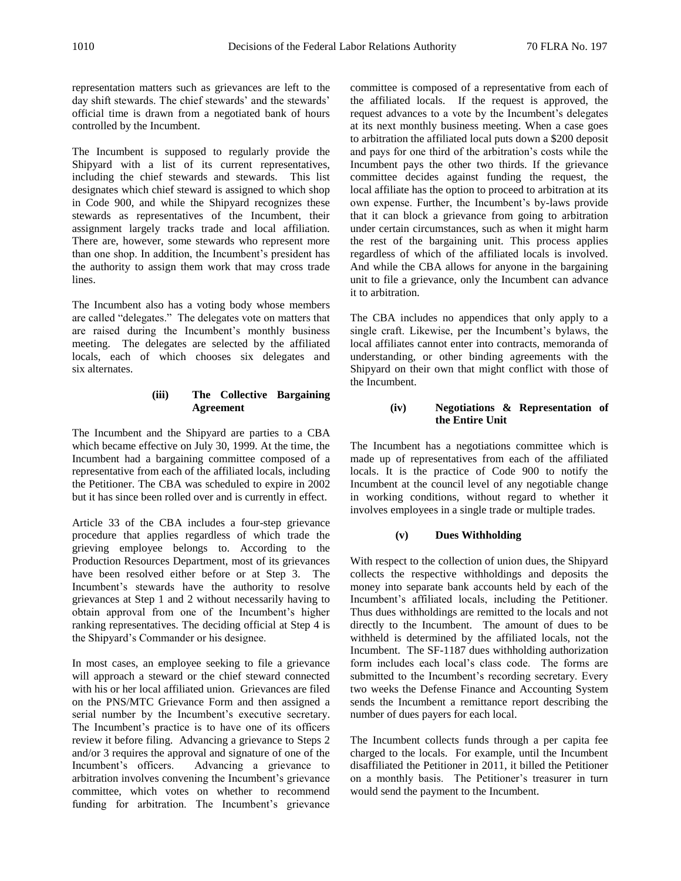representation matters such as grievances are left to the day shift stewards. The chief stewards' and the stewards' official time is drawn from a negotiated bank of hours controlled by the Incumbent.

The Incumbent is supposed to regularly provide the Shipyard with a list of its current representatives, including the chief stewards and stewards. This list designates which chief steward is assigned to which shop in Code 900, and while the Shipyard recognizes these stewards as representatives of the Incumbent, their assignment largely tracks trade and local affiliation. There are, however, some stewards who represent more than one shop. In addition, the Incumbent's president has the authority to assign them work that may cross trade lines.

The Incumbent also has a voting body whose members are called "delegates." The delegates vote on matters that are raised during the Incumbent's monthly business meeting. The delegates are selected by the affiliated locals, each of which chooses six delegates and six alternates.

#### (iii) The Collective Bargaining Agreement

The Incumbent and the Shipyard are parties to a CBA which became effective on July 30, 1999. At the time, the Incumbent had a bargaining committee composed of a representative from each of the affiliated locals, including the Petitioner. The CBA was scheduled to expire in 2002 but it has since been rolled over and is currently in effect.

Article 33 of the CBA includes a four-step grievance procedure that applies regardless of which trade the grieving employee belongs to. According to the Production Resources Department, most of its grievances have been resolved either before or at Step 3. The Incumbent's stewards have the authority to resolve grievances at Step 1 and 2 without necessarily having to obtain approval from one of the Incumbent's higher ranking representatives. The deciding official at Step 4 is the Shipyard's Commander or his designee.

In most cases, an employee seeking to file a grievance will approach a steward or the chief steward connected with his or her local affiliated union. Grievances are filed on the PNS/MTC Grievance Form and then assigned a serial number by the Incumbent's executive secretary. The Incumbent's practice is to have one of its officers review it before filing. Advancing a grievance to Steps 2 and/or 3 requires the approval and signature of one of the Incumbent's officers. Advancing a grievance to arbitration involves convening the Incumbent's grievance committee, which votes on whether to recommend funding for arbitration. The Incumbent's grievance committee is composed of a representative from each of the affiliated locals. If the request is approved, the request advances to a vote by the Incumbent's delegates at its next monthly business meeting. When a case goes to arbitration the affiliated local puts down a $200 deposit and pays for one third of the arbitration's costs while the Incumbent pays the other two thirds. If the grievance committee decides against funding the request, the local affiliate has the option to proceed to arbitration at its own expense. Further, the Incumbent's by-laws provide that it can block a grievance from going to arbitration under certain circumstances, such as when it might harm the rest of the bargaining unit. This process applies regardless of which of the affiliated locals is involved. And while the CBA allows for anyone in the bargaining unit to file a grievance, only the Incumbent can advance it to arbitration.

The CBA includes no appendices that only apply to a single craft. Likewise, per the Incumbent's bylaws, the local affiliates cannot enter into contracts, memoranda of understanding, or other binding agreements with the Shipyard on their own that might conflict with those of the Incumbent.

#### (iv) Negotiations & Representation of the Entire Unit

The Incumbent has a negotiations committee which is made up of representatives from each of the affiliated locals. It is the practice of Code 900 to notify the Incumbent at the council level of any negotiable change in working conditions, without regard to whether it involves employees in a single trade or multiple trades.

#### (v) Dues Withholding

With respect to the collection of union dues, the Shipyard collects the respective withholdings and deposits the money into separate bank accounts held by each of the Incumbent's affiliated locals, including the Petitioner. Thus dues withholdings are remitted to the locals and not directly to the Incumbent. The amount of dues to be withheld is determined by the affiliated locals, not the Incumbent. The SF-1187 dues withholding authorization form includes each local's class code. The forms are submitted to the Incumbent's recording secretary. Every two weeks the Defense Finance and Accounting System sends the Incumbent a remittance report describing the number of dues payers for each local.

The Incumbent collects funds through a per capita fee charged to the locals. For example, until the Incumbent disaffiliated the Petitioner in 2011, it billed the Petitioner on a monthly basis. The Petitioner's treasurer in turn would send the payment to the Incumbent.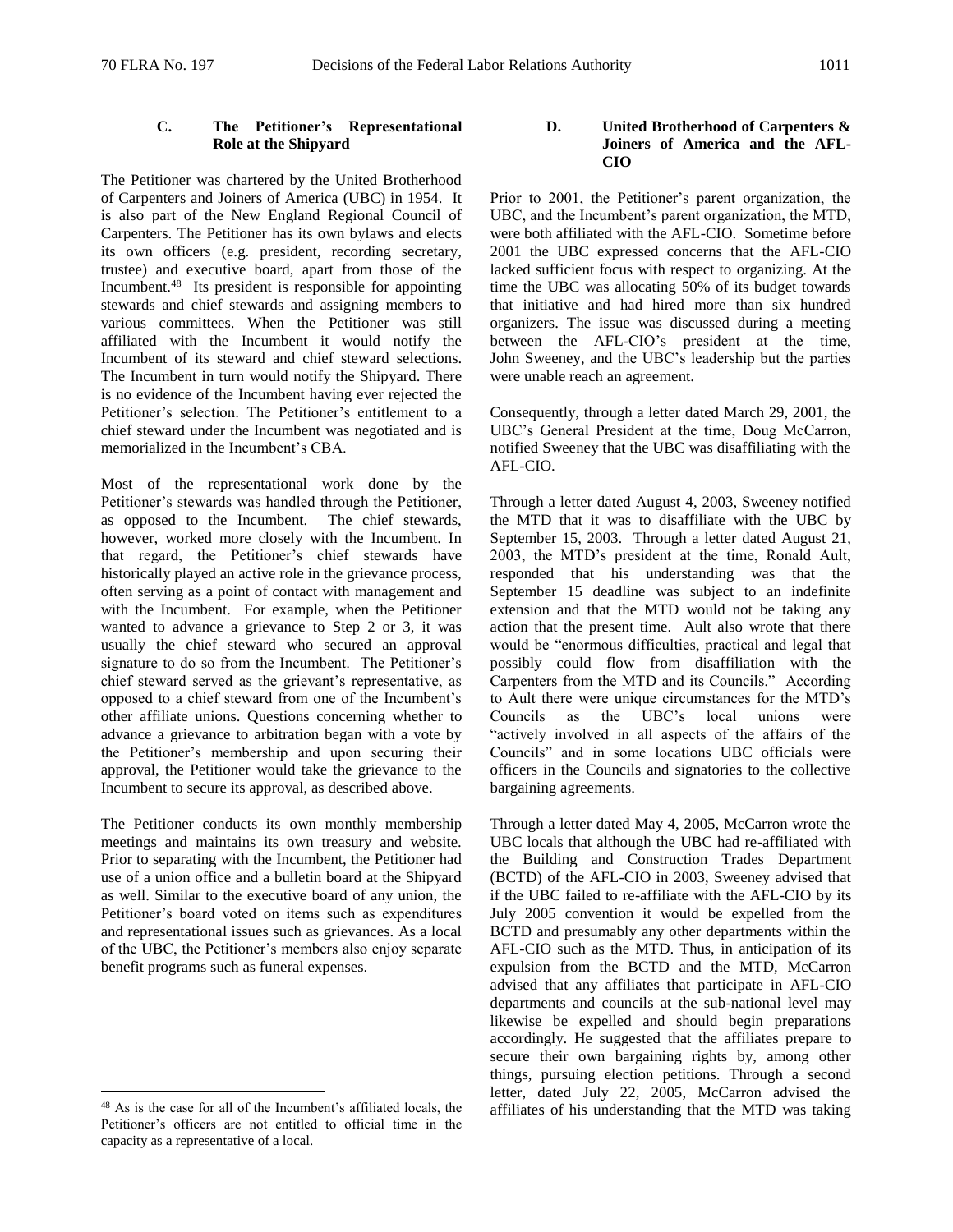### C. The Petitioner's Representational Role at the Shipyard

The Petitioner was chartered by the United Brotherhood of Carpenters and Joiners of America (UBC) in 1954. It is also part of the New England Regional Council of Carpenters. The Petitioner has its own bylaws and elects its own officers (e.g. president, recording secretary, trustee) and executive board, apart from those of the Incumbent.[48] Its president is responsible for appointing stewards and chief stewards and assigning members to various committees. When the Petitioner was still affiliated with the Incumbent it would notify the Incumbent of its steward and chief steward selections. The Incumbent in turn would notify the Shipyard. There is no evidence of the Incumbent having ever rejected the Petitioner's selection. The Petitioner's entitlement to a chief steward under the Incumbent was negotiated and is memorialized in the Incumbent's CBA.

Most of the representational work done by the Petitioner's stewards was handled through the Petitioner, as opposed to the Incumbent. The chief stewards, however, worked more closely with the Incumbent. In that regard, the Petitioner's chief stewards have historically played an active role in the grievance process, often serving as a point of contact with management and with the Incumbent. For example, when the Petitioner wanted to advance a grievance to Step 2 or 3, it was usually the chief steward who secured an approval signature to do so from the Incumbent. The Petitioner's chief steward served as the grievant's representative, as opposed to a chief steward from one of the Incumbent's other affiliate unions. Questions concerning whether to advance a grievance to arbitration began with a vote by the Petitioner's membership and upon securing their approval, the Petitioner would take the grievance to the Incumbent to secure its approval, as described above.

The Petitioner conducts its own monthly membership meetings and maintains its own treasury and website. Prior to separating with the Incumbent, the Petitioner had use of a union office and a bulletin board at the Shipyard as well. Similar to the executive board of any union, the Petitioner's board voted on items such as expenditures and representational issues such as grievances. As a local of the UBC, the Petitioner's members also enjoy separate benefit programs such as funeral expenses.

### D. United Brotherhood of Carpenters & Joiners of America and the AFL-CIO

Prior to 2001, the Petitioner's parent organization, the UBC, and the Incumbent's parent organization, the MTD, were both affiliated with the AFL-CIO. Sometime before 2001 the UBC expressed concerns that the AFL-CIO lacked sufficient focus with respect to organizing. At the time the UBC was allocating 50% of its budget towards that initiative and had hired more than six hundred organizers. The issue was discussed during a meeting between the AFL-CIO's president at the time, John Sweeney, and the UBC's leadership but the parties were unable reach an agreement.

Consequently, through a letter dated March 29, 2001, the UBC's General President at the time, Doug McCarron, notified Sweeney that the UBC was disaffiliating with the AFL-CIO.

Through a letter dated August 4, 2003, Sweeney notified the MTD that it was to disaffiliate with the UBC by September 15, 2003. Through a letter dated August 21, 2003, the MTD's president at the time, Ronald Ault, responded that his understanding was that the September 15 deadline was subject to an indefinite extension and that the MTD would not be taking any action that the present time. Ault also wrote that there would be "enormous difficulties, practical and legal that possibly could flow from disaffiliation with the Carpenters from the MTD and its Councils." According to Ault there were unique circumstances for the MTD's Councils as the UBC's local unions were "actively involved in all aspects of the affairs of the Councils" and in some locations UBC officials were officers in the Councils and signatories to the collective bargaining agreements.

Through a letter dated May 4, 2005, McCarron wrote the UBC locals that although the UBC had re-affiliated with the Building and Construction Trades Department (BCTD) of the AFL-CIO in 2003, Sweeney advised that if the UBC failed to re-affiliate with the AFL-CIO by its July 2005 convention it would be expelled from the BCTD and presumably any other departments within the AFL-CIO such as the MTD. Thus, in anticipation of its expulsion from the BCTD and the MTD, McCarron advised that any affiliates that participate in AFL-CIO departments and councils at the sub-national level may likewise be expelled and should begin preparations accordingly. He suggested that the affiliates prepare to secure their own bargaining rights by, among other things, pursuing election petitions. Through a second letter, dated July 22, 2005, McCarron advised the affiliates of his understanding that the MTD was taking

[48] As is the case for all of the Incumbent's affiliated locals, the Petitioner's officers are not entitled to official time in the capacity as a representative of a local.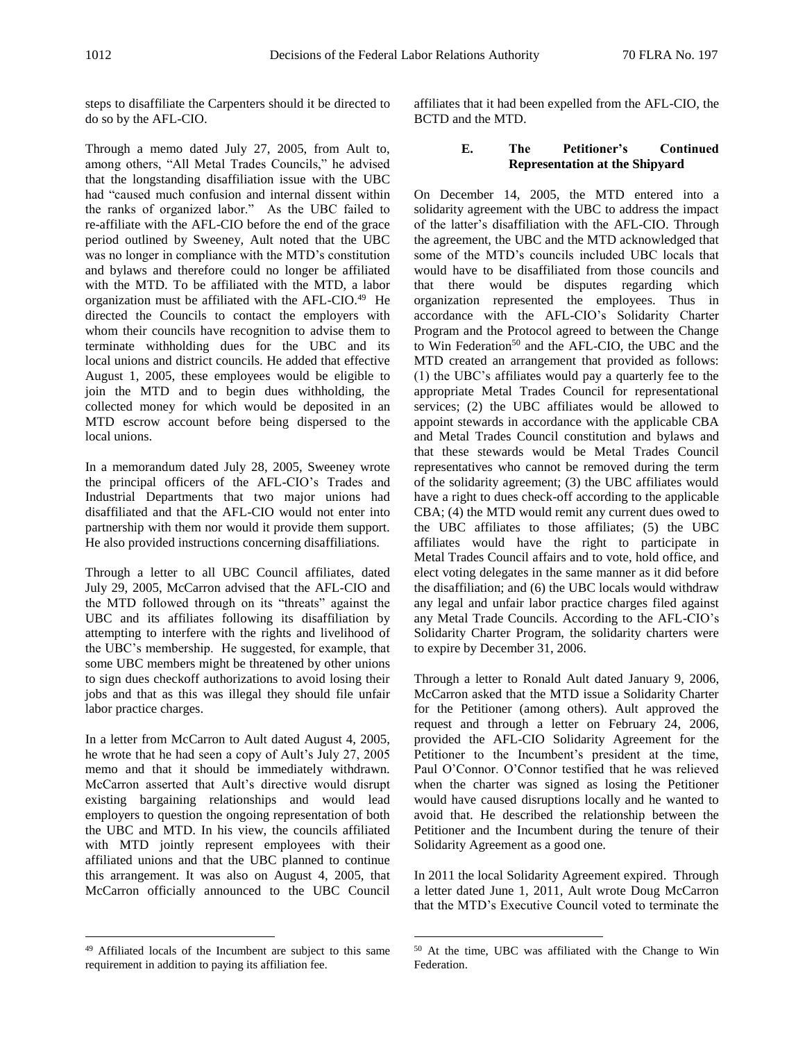steps to disaffiliate the Carpenters should it be directed to do so by the AFL-CIO.

Through a memo dated July 27, 2005, from Ault to, among others, "All Metal Trades Councils," he advised that the longstanding disaffiliation issue with the UBC had "caused much confusion and internal dissent within the ranks of organized labor." As the UBC failed to re-affiliate with the AFL-CIO before the end of the grace period outlined by Sweeney, Ault noted that the UBC was no longer in compliance with the MTD's constitution and bylaws and therefore could no longer be affiliated with the MTD. To be affiliated with the MTD, a labor organization must be affiliated with the AFL-CIO.[49] He directed the Councils to contact the employers with whom their councils have recognition to advise them to terminate withholding dues for the UBC and its local unions and district councils. He added that effective August 1, 2005, these employees would be eligible to join the MTD and to begin dues withholding, the collected money for which would be deposited in an MTD escrow account before being dispersed to the local unions.

In a memorandum dated July 28, 2005, Sweeney wrote the principal officers of the AFL-CIO's Trades and Industrial Departments that two major unions had disaffiliated and that the AFL-CIO would not enter into partnership with them nor would it provide them support. He also provided instructions concerning disaffiliations.

Through a letter to all UBC Council affiliates, dated July 29, 2005, McCarron advised that the AFL-CIO and the MTD followed through on its "threats" against the UBC and its affiliates following its disaffiliation by attempting to interfere with the rights and livelihood of the UBC's membership. He suggested, for example, that some UBC members might be threatened by other unions to sign dues checkoff authorizations to avoid losing their jobs and that as this was illegal they should file unfair labor practice charges.

In a letter from McCarron to Ault dated August 4, 2005, he wrote that he had seen a copy of Ault's July 27, 2005 memo and that it should be immediately withdrawn. McCarron asserted that Ault's directive would disrupt existing bargaining relationships and would lead employers to question the ongoing representation of both the UBC and MTD. In his view, the councils affiliated with MTD jointly represent employees with their affiliated unions and that the UBC planned to continue this arrangement. It was also on August 4, 2005, that McCarron officially announced to the UBC Council affiliates that it had been expelled from the AFL-CIO, the BCTD and the MTD.

### E. The Petitioner's Continued Representation at the Shipyard

On December 14, 2005, the MTD entered into a solidarity agreement with the UBC to address the impact of the latter's disaffiliation with the AFL-CIO. Through the agreement, the UBC and the MTD acknowledged that some of the MTD's councils included UBC locals that would have to be disaffiliated from those councils and that there would be disputes regarding which organization represented the employees. Thus in accordance with the AFL-CIO's Solidarity Charter Program and the Protocol agreed to between the Change to Win Federation[50] and the AFL-CIO, the UBC and the MTD created an arrangement that provided as follows: (1) the UBC's affiliates would pay a quarterly fee to the appropriate Metal Trades Council for representational services; (2) the UBC affiliates would be allowed to appoint stewards in accordance with the applicable CBA and Metal Trades Council constitution and bylaws and that these stewards would be Metal Trades Council representatives who cannot be removed during the term of the solidarity agreement; (3) the UBC affiliates would have a right to dues check-off according to the applicable CBA; (4) the MTD would remit any current dues owed to the UBC affiliates to those affiliates; (5) the UBC affiliates would have the right to participate in Metal Trades Council affairs and to vote, hold office, and elect voting delegates in the same manner as it did before the disaffiliation; and (6) the UBC locals would withdraw any legal and unfair labor practice charges filed against any Metal Trade Councils. According to the AFL-CIO's Solidarity Charter Program, the solidarity charters were to expire by December 31, 2006.

Through a letter to Ronald Ault dated January 9, 2006, McCarron asked that the MTD issue a Solidarity Charter for the Petitioner (among others). Ault approved the request and through a letter on February 24, 2006, provided the AFL-CIO Solidarity Agreement for the Petitioner to the Incumbent's president at the time, Paul O'Connor. O'Connor testified that he was relieved when the charter was signed as losing the Petitioner would have caused disruptions locally and he wanted to avoid that. He described the relationship between the Petitioner and the Incumbent during the tenure of their Solidarity Agreement as a good one.

In 2011 the local Solidarity Agreement expired. Through a letter dated June 1, 2011, Ault wrote Doug McCarron that the MTD's Executive Council voted to terminate the

---

[49] Affiliated locals of the Incumbent are subject to this same requirement in addition to paying its affiliation fee.

[50] At the time, UBC was affiliated with the Change to Win Federation.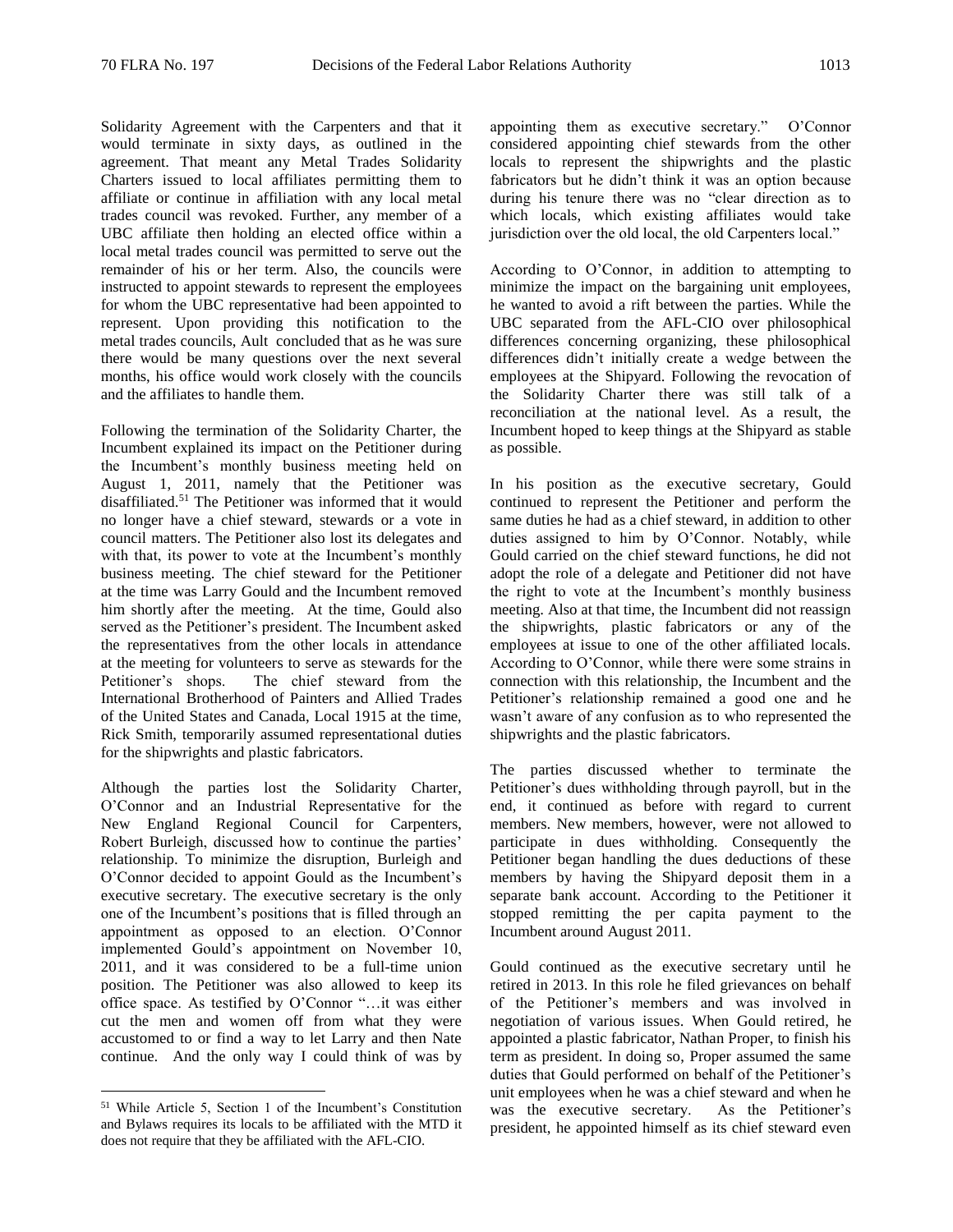Solidarity Agreement with the Carpenters and that it would terminate in sixty days, as outlined in the agreement. That meant any Metal Trades Solidarity Charters issued to local affiliates permitting them to affiliate or continue in affiliation with any local metal trades council was revoked. Further, any member of a UBC affiliate then holding an elected office within a local metal trades council was permitted to serve out the remainder of his or her term. Also, the councils were instructed to appoint stewards to represent the employees for whom the UBC representative had been appointed to represent. Upon providing this notification to the metal trades councils, Ault concluded that as he was sure there would be many questions over the next several months, his office would work closely with the councils and the affiliates to handle them.

Following the termination of the Solidarity Charter, the Incumbent explained its impact on the Petitioner during the Incumbent's monthly business meeting held on August 1, 2011, namely that the Petitioner was disaffiliated.[51] The Petitioner was informed that it would no longer have a chief steward, stewards or a vote in council matters. The Petitioner also lost its delegates and with that, its power to vote at the Incumbent's monthly business meeting. The chief steward for the Petitioner at the time was Larry Gould and the Incumbent removed him shortly after the meeting. At the time, Gould also served as the Petitioner's president. The Incumbent asked the representatives from the other locals in attendance at the meeting for volunteers to serve as stewards for the Petitioner's shops. The chief steward from the International Brotherhood of Painters and Allied Trades of the United States and Canada, Local 1915 at the time, Rick Smith, temporarily assumed representational duties for the shipwrights and plastic fabricators.

Although the parties lost the Solidarity Charter, O'Connor and an Industrial Representative for the New England Regional Council for Carpenters, Robert Burleigh, discussed how to continue the parties' relationship. To minimize the disruption, Burleigh and O'Connor decided to appoint Gould as the Incumbent's executive secretary. The executive secretary is the only one of the Incumbent's positions that is filled through an appointment as opposed to an election. O'Connor implemented Gould's appointment on November 10, 2011, and it was considered to be a full-time union position. The Petitioner was also allowed to keep its office space. As testified by O'Connor "…it was either cut the men and women off from what they were accustomed to or find a way to let Larry and then Nate continue. And the only way I could think of was by appointing them as executive secretary." O'Connor considered appointing chief stewards from the other locals to represent the shipwrights and the plastic fabricators but he didn't think it was an option because during his tenure there was no "clear direction as to which locals, which existing affiliates would take jurisdiction over the old local, the old Carpenters local."

According to O'Connor, in addition to attempting to minimize the impact on the bargaining unit employees, he wanted to avoid a rift between the parties. While the UBC separated from the AFL-CIO over philosophical differences concerning organizing, these philosophical differences didn't initially create a wedge between the employees at the Shipyard. Following the revocation of the Solidarity Charter there was still talk of a reconciliation at the national level. As a result, the Incumbent hoped to keep things at the Shipyard as stable as possible.

In his position as the executive secretary, Gould continued to represent the Petitioner and perform the same duties he had as a chief steward, in addition to other duties assigned to him by O'Connor. Notably, while Gould carried on the chief steward functions, he did not adopt the role of a delegate and Petitioner did not have the right to vote at the Incumbent's monthly business meeting. Also at that time, the Incumbent did not reassign the shipwrights, plastic fabricators or any of the employees at issue to one of the other affiliated locals. According to O'Connor, while there were some strains in connection with this relationship, the Incumbent and the Petitioner's relationship remained a good one and he wasn't aware of any confusion as to who represented the shipwrights and the plastic fabricators.

The parties discussed whether to terminate the Petitioner's dues withholding through payroll, but in the end, it continued as before with regard to current members. New members, however, were not allowed to participate in dues withholding. Consequently the Petitioner began handling the dues deductions of these members by having the Shipyard deposit them in a separate bank account. According to the Petitioner it stopped remitting the per capita payment to the Incumbent around August 2011.

Gould continued as the executive secretary until he retired in 2013. In this role he filed grievances on behalf of the Petitioner's members and was involved in negotiation of various issues. When Gould retired, he appointed a plastic fabricator, Nathan Proper, to finish his term as president. In doing so, Proper assumed the same duties that Gould performed on behalf of the Petitioner's unit employees when he was a chief steward and when he was the executive secretary. As the Petitioner's president, he appointed himself as its chief steward even

[51] While Article 5, Section 1 of the Incumbent's Constitution and Bylaws requires its locals to be affiliated with the MTD it does not require that they be affiliated with the AFL-CIO.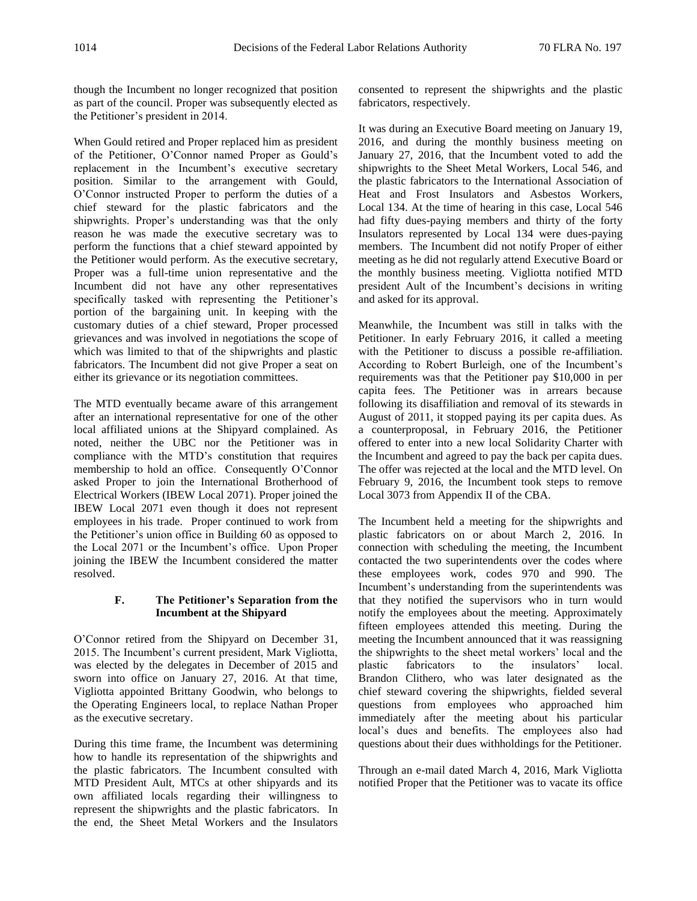though the Incumbent no longer recognized that position as part of the council. Proper was subsequently elected as the Petitioner's president in 2014.

When Gould retired and Proper replaced him as president of the Petitioner, O'Connor named Proper as Gould's replacement in the Incumbent's executive secretary position. Similar to the arrangement with Gould, O'Connor instructed Proper to perform the duties of a chief steward for the plastic fabricators and the shipwrights. Proper's understanding was that the only reason he was made the executive secretary was to perform the functions that a chief steward appointed by the Petitioner would perform. As the executive secretary, Proper was a full-time union representative and the Incumbent did not have any other representatives specifically tasked with representing the Petitioner's portion of the bargaining unit. In keeping with the customary duties of a chief steward, Proper processed grievances and was involved in negotiations the scope of which was limited to that of the shipwrights and plastic fabricators. The Incumbent did not give Proper a seat on either its grievance or its negotiation committees.

The MTD eventually became aware of this arrangement after an international representative for one of the other local affiliated unions at the Shipyard complained. As noted, neither the UBC nor the Petitioner was in compliance with the MTD's constitution that requires membership to hold an office. Consequently O'Connor asked Proper to join the International Brotherhood of Electrical Workers (IBEW Local 2071). Proper joined the IBEW Local 2071 even though it does not represent employees in his trade. Proper continued to work from the Petitioner's union office in Building 60 as opposed to the Local 2071 or the Incumbent's office. Upon Proper joining the IBEW the Incumbent considered the matter resolved.

#### F. The Petitioner's Separation from the Incumbent at the Shipyard

O'Connor retired from the Shipyard on December 31, 2015. The Incumbent's current president, Mark Vigliotta, was elected by the delegates in December of 2015 and sworn into office on January 27, 2016. At that time, Vigliotta appointed Brittany Goodwin, who belongs to the Operating Engineers local, to replace Nathan Proper as the executive secretary.

During this time frame, the Incumbent was determining how to handle its representation of the shipwrights and the plastic fabricators. The Incumbent consulted with MTD President Ault, MTCs at other shipyards and its own affiliated locals regarding their willingness to represent the shipwrights and the plastic fabricators. In the end, the Sheet Metal Workers and the Insulators consented to represent the shipwrights and the plastic fabricators, respectively.

It was during an Executive Board meeting on January 19, 2016, and during the monthly business meeting on January 27, 2016, that the Incumbent voted to add the shipwrights to the Sheet Metal Workers, Local 546, and the plastic fabricators to the International Association of Heat and Frost Insulators and Asbestos Workers, Local 134. At the time of hearing in this case, Local 546 had fifty dues-paying members and thirty of the forty Insulators represented by Local 134 were dues-paying members. The Incumbent did not notify Proper of either meeting as he did not regularly attend Executive Board or the monthly business meeting. Vigliotta notified MTD president Ault of the Incumbent's decisions in writing and asked for its approval.

Meanwhile, the Incumbent was still in talks with the Petitioner. In early February 2016, it called a meeting with the Petitioner to discuss a possible re-affiliation. According to Robert Burleigh, one of the Incumbent's requirements was that the Petitioner pay $10,000 in per capita fees. The Petitioner was in arrears because following its disaffiliation and removal of its stewards in August of 2011, it stopped paying its per capita dues. As a counterproposal, in February 2016, the Petitioner offered to enter into a new local Solidarity Charter with the Incumbent and agreed to pay the back per capita dues. The offer was rejected at the local and the MTD level. On February 9, 2016, the Incumbent took steps to remove Local 3073 from Appendix II of the CBA.

The Incumbent held a meeting for the shipwrights and plastic fabricators on or about March 2, 2016. In connection with scheduling the meeting, the Incumbent contacted the two superintendents over the codes where these employees work, codes 970 and 990. The Incumbent's understanding from the superintendents was that they notified the supervisors who in turn would notify the employees about the meeting. Approximately fifteen employees attended this meeting. During the meeting the Incumbent announced that it was reassigning the shipwrights to the sheet metal workers' local and the plastic fabricators to the insulators' local. Brandon Clithero, who was later designated as the chief steward covering the shipwrights, fielded several questions from employees who approached him immediately after the meeting about his particular local's dues and benefits. The employees also had questions about their dues withholdings for the Petitioner.

Through an e-mail dated March 4, 2016, Mark Vigliotta notified Proper that the Petitioner was to vacate its office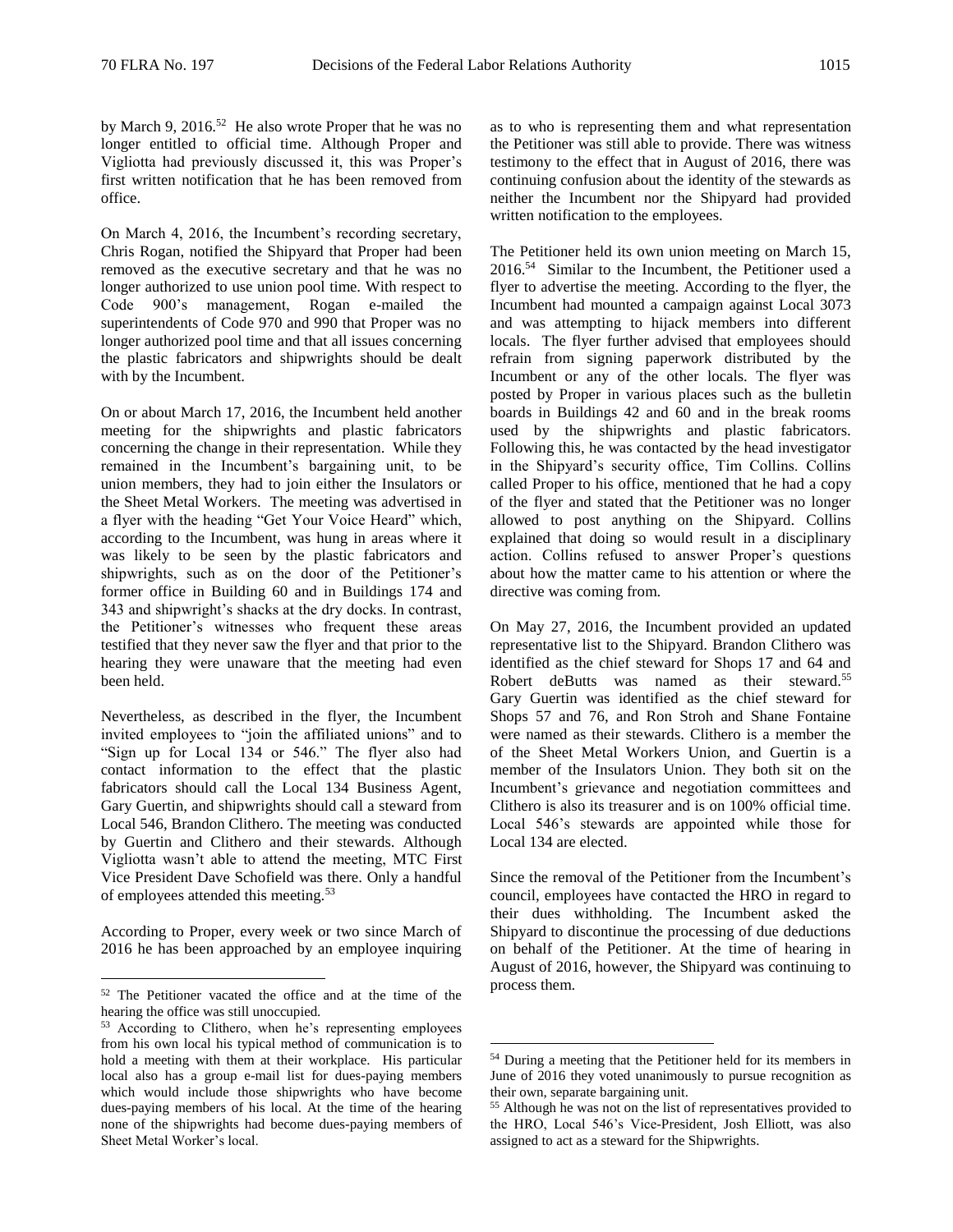by March 9, 2016.[52] He also wrote Proper that he was no longer entitled to official time. Although Proper and Vigliotta had previously discussed it, this was Proper's first written notification that he has been removed from office.

On March 4, 2016, the Incumbent's recording secretary, Chris Rogan, notified the Shipyard that Proper had been removed as the executive secretary and that he was no longer authorized to use union pool time. With respect to Code 900's management, Rogan e-mailed the superintendents of Code 970 and 990 that Proper was no longer authorized pool time and that all issues concerning the plastic fabricators and shipwrights should be dealt with by the Incumbent.

On or about March 17, 2016, the Incumbent held another meeting for the shipwrights and plastic fabricators concerning the change in their representation. While they remained in the Incumbent's bargaining unit, to be union members, they had to join either the Insulators or the Sheet Metal Workers. The meeting was advertised in a flyer with the heading "Get Your Voice Heard" which, according to the Incumbent, was hung in areas where it was likely to be seen by the plastic fabricators and shipwrights, such as on the door of the Petitioner's former office in Building 60 and in Buildings 174 and 343 and shipwright's shacks at the dry docks. In contrast, the Petitioner's witnesses who frequent these areas testified that they never saw the flyer and that prior to the hearing they were unaware that the meeting had even been held.

Nevertheless, as described in the flyer, the Incumbent invited employees to "join the affiliated unions" and to "Sign up for Local 134 or 546." The flyer also had contact information to the effect that the plastic fabricators should call the Local 134 Business Agent, Gary Guertin, and shipwrights should call a steward from Local 546, Brandon Clithero. The meeting was conducted by Guertin and Clithero and their stewards. Although Vigliotta wasn't able to attend the meeting, MTC First Vice President Dave Schofield was there. Only a handful of employees attended this meeting.[53]

According to Proper, every week or two since March of 2016 he has been approached by an employee inquiring as to who is representing them and what representation the Petitioner was still able to provide. There was witness testimony to the effect that in August of 2016, there was continuing confusion about the identity of the stewards as neither the Incumbent nor the Shipyard had provided written notification to the employees.

The Petitioner held its own union meeting on March 15, 2016.[54] Similar to the Incumbent, the Petitioner used a flyer to advertise the meeting. According to the flyer, the Incumbent had mounted a campaign against Local 3073 and was attempting to hijack members into different locals. The flyer further advised that employees should refrain from signing paperwork distributed by the Incumbent or any of the other locals. The flyer was posted by Proper in various places such as the bulletin boards in Buildings 42 and 60 and in the break rooms used by the shipwrights and plastic fabricators. Following this, he was contacted by the head investigator in the Shipyard's security office, Tim Collins. Collins called Proper to his office, mentioned that he had a copy of the flyer and stated that the Petitioner was no longer allowed to post anything on the Shipyard. Collins explained that doing so would result in a disciplinary action. Collins refused to answer Proper's questions about how the matter came to his attention or where the directive was coming from.

On May 27, 2016, the Incumbent provided an updated representative list to the Shipyard. Brandon Clithero was identified as the chief steward for Shops 17 and 64 and Robert deButts was named as their steward.[55] Gary Guertin was identified as the chief steward for Shops 57 and 76, and Ron Stroh and Shane Fontaine were named as their stewards. Clithero is a member the of the Sheet Metal Workers Union, and Guertin is a member of the Insulators Union. They both sit on the Incumbent's grievance and negotiation committees and Clithero is also its treasurer and is on 100% official time. Local 546's stewards are appointed while those for Local 134 are elected.

Since the removal of the Petitioner from the Incumbent's council, employees have contacted the HRO in regard to their dues withholding. The Incumbent asked the Shipyard to discontinue the processing of due deductions on behalf of the Petitioner. At the time of hearing in August of 2016, however, the Shipyard was continuing to process them.

---

[52] The Petitioner vacated the office and at the time of the hearing the office was still unoccupied.

[53] According to Clithero, when he's representing employees from his own local his typical method of communication is to hold a meeting with them at their workplace. His particular local also has a group e-mail list for dues-paying members which would include those shipwrights who have become dues-paying members of his local. At the time of the hearing none of the shipwrights had become dues-paying members of Sheet Metal Worker's local.

[54] During a meeting that the Petitioner held for its members in June of 2016 they voted unanimously to pursue recognition as their own, separate bargaining unit.

[55] Although he was not on the list of representatives provided to the HRO, Local 546's Vice-President, Josh Elliott, was also assigned to act as a steward for the Shipwrights.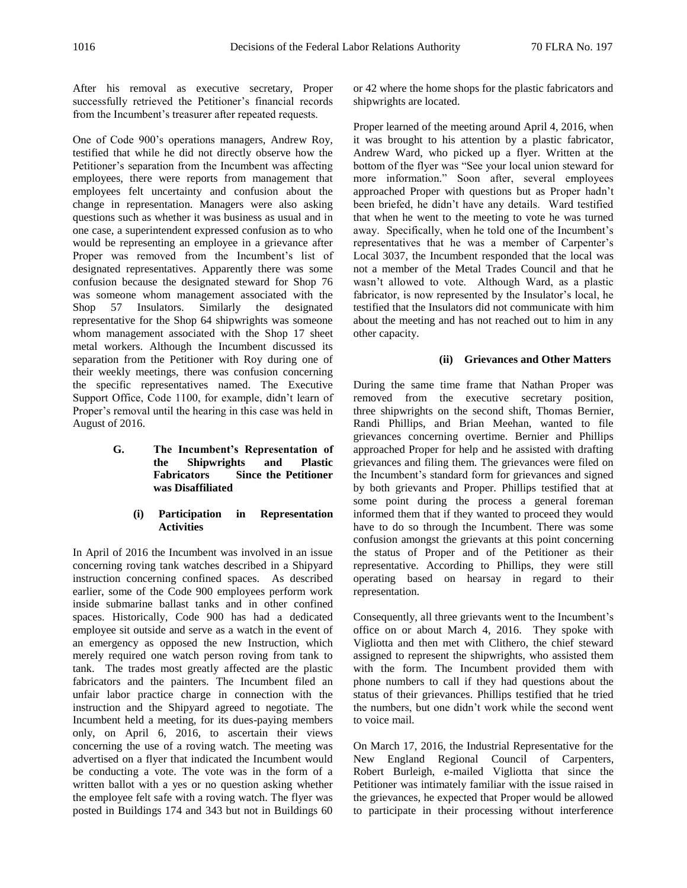After his removal as executive secretary, Proper successfully retrieved the Petitioner's financial records from the Incumbent's treasurer after repeated requests.

One of Code 900's operations managers, Andrew Roy, testified that while he did not directly observe how the Petitioner's separation from the Incumbent was affecting employees, there were reports from management that employees felt uncertainty and confusion about the change in representation. Managers were also asking questions such as whether it was business as usual and in one case, a superintendent expressed confusion as to who would be representing an employee in a grievance after Proper was removed from the Incumbent's list of designated representatives. Apparently there was some confusion because the designated steward for Shop 76 was someone whom management associated with the Shop 57 Insulators. Similarly the designated representative for the Shop 64 shipwrights was someone whom management associated with the Shop 17 sheet metal workers. Although the Incumbent discussed its separation from the Petitioner with Roy during one of their weekly meetings, there was confusion concerning the specific representatives named. The Executive Support Office, Code 1100, for example, didn't learn of Proper's removal until the hearing in this case was held in August of 2016.

### G. The Incumbent's Representation of the Shipwrights and Plastic Fabricators Since the Petitioner was Disaffiliated

#### (i) Participation in Representation Activities

In April of 2016 the Incumbent was involved in an issue concerning roving tank watches described in a Shipyard instruction concerning confined spaces. As described earlier, some of the Code 900 employees perform work inside submarine ballast tanks and in other confined spaces. Historically, Code 900 has had a dedicated employee sit outside and serve as a watch in the event of an emergency as opposed the new Instruction, which merely required one watch person roving from tank to tank. The trades most greatly affected are the plastic fabricators and the painters. The Incumbent filed an unfair labor practice charge in connection with the instruction and the Shipyard agreed to negotiate. The Incumbent held a meeting, for its dues-paying members only, on April 6, 2016, to ascertain their views concerning the use of a roving watch. The meeting was advertised on a flyer that indicated the Incumbent would be conducting a vote. The vote was in the form of a written ballot with a yes or no question asking whether the employee felt safe with a roving watch. The flyer was posted in Buildings 174 and 343 but not in Buildings 60 or 42 where the home shops for the plastic fabricators and shipwrights are located.

Proper learned of the meeting around April 4, 2016, when it was brought to his attention by a plastic fabricator, Andrew Ward, who picked up a flyer. Written at the bottom of the flyer was "See your local union steward for more information." Soon after, several employees approached Proper with questions but as Proper hadn't been briefed, he didn't have any details. Ward testified that when he went to the meeting to vote he was turned away. Specifically, when he told one of the Incumbent's representatives that he was a member of Carpenter's Local 3037, the Incumbent responded that the local was not a member of the Metal Trades Council and that he wasn't allowed to vote. Although Ward, as a plastic fabricator, is now represented by the Insulator's local, he testified that the Insulators did not communicate with him about the meeting and has not reached out to him in any other capacity.

#### (ii) Grievances and Other Matters

During the same time frame that Nathan Proper was removed from the executive secretary position, three shipwrights on the second shift, Thomas Bernier, Randi Phillips, and Brian Meehan, wanted to file grievances concerning overtime. Bernier and Phillips approached Proper for help and he assisted with drafting grievances and filing them. The grievances were filed on the Incumbent's standard form for grievances and signed by both grievants and Proper. Phillips testified that at some point during the process a general foreman informed them that if they wanted to proceed they would have to do so through the Incumbent. There was some confusion amongst the grievants at this point concerning the status of Proper and of the Petitioner as their representative. According to Phillips, they were still operating based on hearsay in regard to their representation.

Consequently, all three grievants went to the Incumbent's office on or about March 4, 2016. They spoke with Vigliotta and then met with Clithero, the chief steward assigned to represent the shipwrights, who assisted them with the form. The Incumbent provided them with phone numbers to call if they had questions about the status of their grievances. Phillips testified that he tried the numbers, but one didn't work while the second went to voice mail.

On March 17, 2016, the Industrial Representative for the New England Regional Council of Carpenters, Robert Burleigh, e-mailed Vigliotta that since the Petitioner was intimately familiar with the issue raised in the grievances, he expected that Proper would be allowed to participate in their processing without interference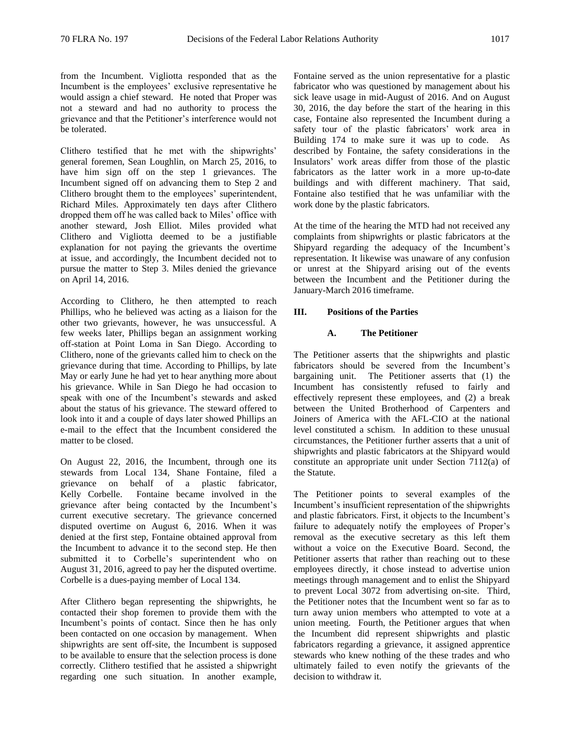from the Incumbent. Vigliotta responded that as the Incumbent is the employees' exclusive representative he would assign a chief steward. He noted that Proper was not a steward and had no authority to process the grievance and that the Petitioner's interference would not be tolerated.

Clithero testified that he met with the shipwrights' general foremen, Sean Loughlin, on March 25, 2016, to have him sign off on the step 1 grievances. The Incumbent signed off on advancing them to Step 2 and Clithero brought them to the employees' superintendent, Richard Miles. Approximately ten days after Clithero dropped them off he was called back to Miles' office with another steward, Josh Elliot. Miles provided what Clithero and Vigliotta deemed to be a justifiable explanation for not paying the grievants the overtime at issue, and accordingly, the Incumbent decided not to pursue the matter to Step 3. Miles denied the grievance on April 14, 2016.

According to Clithero, he then attempted to reach Phillips, who he believed was acting as a liaison for the other two grievants, however, he was unsuccessful. A few weeks later, Phillips began an assignment working off-station at Point Loma in San Diego. According to Clithero, none of the grievants called him to check on the grievance during that time. According to Phillips, by late May or early June he had yet to hear anything more about his grievance. While in San Diego he had occasion to speak with one of the Incumbent's stewards and asked about the status of his grievance. The steward offered to look into it and a couple of days later showed Phillips an e-mail to the effect that the Incumbent considered the matter to be closed.

On August 22, 2016, the Incumbent, through one its stewards from Local 134, Shane Fontaine, filed a grievance on behalf of a plastic fabricator, Kelly Corbelle. Fontaine became involved in the grievance after being contacted by the Incumbent's current executive secretary. The grievance concerned disputed overtime on August 6, 2016. When it was denied at the first step, Fontaine obtained approval from the Incumbent to advance it to the second step. He then submitted it to Corbelle's superintendent who on August 31, 2016, agreed to pay her the disputed overtime. Corbelle is a dues-paying member of Local 134.

After Clithero began representing the shipwrights, he contacted their shop foremen to provide them with the Incumbent's points of contact. Since then he has only been contacted on one occasion by management. When shipwrights are sent off-site, the Incumbent is supposed to be available to ensure that the selection process is done correctly. Clithero testified that he assisted a shipwright regarding one such situation. In another example, Fontaine served as the union representative for a plastic fabricator who was questioned by management about his sick leave usage in mid-August of 2016. And on August 30, 2016, the day before the start of the hearing in this case, Fontaine also represented the Incumbent during a safety tour of the plastic fabricators' work area in Building 174 to make sure it was up to code. As described by Fontaine, the safety considerations in the Insulators' work areas differ from those of the plastic fabricators as the latter work in a more up-to-date buildings and with different machinery. That said, Fontaine also testified that he was unfamiliar with the work done by the plastic fabricators.

At the time of the hearing the MTD had not received any complaints from shipwrights or plastic fabricators at the Shipyard regarding the adequacy of the Incumbent's representation. It likewise was unaware of any confusion or unrest at the Shipyard arising out of the events between the Incumbent and the Petitioner during the January-March 2016 timeframe.

## III. Positions of the Parties

### A. The Petitioner

The Petitioner asserts that the shipwrights and plastic fabricators should be severed from the Incumbent's bargaining unit. The Petitioner asserts that (1) the Incumbent has consistently refused to fairly and effectively represent these employees, and (2) a break between the United Brotherhood of Carpenters and Joiners of America with the AFL-CIO at the national level constituted a schism. In addition to these unusual circumstances, the Petitioner further asserts that a unit of shipwrights and plastic fabricators at the Shipyard would constitute an appropriate unit under Section 7112(a) of the Statute.

The Petitioner points to several examples of the Incumbent's insufficient representation of the shipwrights and plastic fabricators. First, it objects to the Incumbent's failure to adequately notify the employees of Proper's removal as the executive secretary as this left them without a voice on the Executive Board. Second, the Petitioner asserts that rather than reaching out to these employees directly, it chose instead to advertise union meetings through management and to enlist the Shipyard to prevent Local 3072 from advertising on-site. Third, the Petitioner notes that the Incumbent went so far as to turn away union members who attempted to vote at a union meeting. Fourth, the Petitioner argues that when the Incumbent did represent shipwrights and plastic fabricators regarding a grievance, it assigned apprentice stewards who knew nothing of the these trades and who ultimately failed to even notify the grievants of the decision to withdraw it.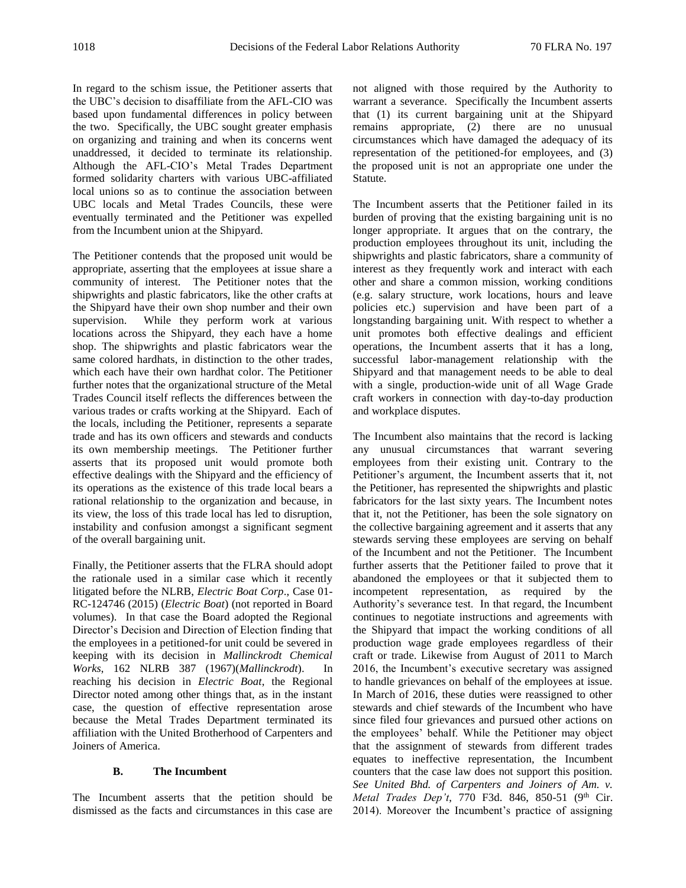In regard to the schism issue, the Petitioner asserts that the UBC's decision to disaffiliate from the AFL-CIO was based upon fundamental differences in policy between the two. Specifically, the UBC sought greater emphasis on organizing and training and when its concerns went unaddressed, it decided to terminate its relationship. Although the AFL-CIO's Metal Trades Department formed solidarity charters with various UBC-affiliated local unions so as to continue the association between UBC locals and Metal Trades Councils, these were eventually terminated and the Petitioner was expelled from the Incumbent union at the Shipyard.

The Petitioner contends that the proposed unit would be appropriate, asserting that the employees at issue share a community of interest. The Petitioner notes that the shipwrights and plastic fabricators, like the other crafts at the Shipyard have their own shop number and their own supervision. While they perform work at various locations across the Shipyard, they each have a home shop. The shipwrights and plastic fabricators wear the same colored hardhats, in distinction to the other trades, which each have their own hardhat color. The Petitioner further notes that the organizational structure of the Metal Trades Council itself reflects the differences between the various trades or crafts working at the Shipyard. Each of the locals, including the Petitioner, represents a separate trade and has its own officers and stewards and conducts its own membership meetings. The Petitioner further asserts that its proposed unit would promote both effective dealings with the Shipyard and the efficiency of its operations as the existence of this trade local bears a rational relationship to the organization and because, in its view, the loss of this trade local has led to disruption, instability and confusion amongst a significant segment of the overall bargaining unit.

Finally, the Petitioner asserts that the FLRA should adopt the rationale used in a similar case which it recently litigated before the NLRB, *Electric Boat Corp*., Case 01-RC-124746 (2015) (*Electric Boat*) (not reported in Board volumes). In that case the Board adopted the Regional Director's Decision and Direction of Election finding that the employees in a petitioned-for unit could be severed in keeping with its decision in *Mallinckrodt Chemical Works*, 162 NLRB 387 (1967)(*Mallinckrodt*). In reaching his decision in *Electric Boat*, the Regional Director noted among other things that, as in the instant case, the question of effective representation arose because the Metal Trades Department terminated its affiliation with the United Brotherhood of Carpenters and Joiners of America.

### B. The Incumbent

The Incumbent asserts that the petition should be dismissed as the facts and circumstances in this case are not aligned with those required by the Authority to warrant a severance. Specifically the Incumbent asserts that (1) its current bargaining unit at the Shipyard remains appropriate, (2) there are no unusual circumstances which have damaged the adequacy of its representation of the petitioned-for employees, and (3) the proposed unit is not an appropriate one under the Statute.

The Incumbent asserts that the Petitioner failed in its burden of proving that the existing bargaining unit is no longer appropriate. It argues that on the contrary, the production employees throughout its unit, including the shipwrights and plastic fabricators, share a community of interest as they frequently work and interact with each other and share a common mission, working conditions (e.g. salary structure, work locations, hours and leave policies etc.) supervision and have been part of a longstanding bargaining unit. With respect to whether a unit promotes both effective dealings and efficient operations, the Incumbent asserts that it has a long, successful labor-management relationship with the Shipyard and that management needs to be able to deal with a single, production-wide unit of all Wage Grade craft workers in connection with day-to-day production and workplace disputes.

The Incumbent also maintains that the record is lacking any unusual circumstances that warrant severing employees from their existing unit. Contrary to the Petitioner's argument, the Incumbent asserts that it, not the Petitioner, has represented the shipwrights and plastic fabricators for the last sixty years. The Incumbent notes that it, not the Petitioner, has been the sole signatory on the collective bargaining agreement and it asserts that any stewards serving these employees are serving on behalf of the Incumbent and not the Petitioner. The Incumbent further asserts that the Petitioner failed to prove that it abandoned the employees or that it subjected them to incompetent representation, as required by the Authority's severance test. In that regard, the Incumbent continues to negotiate instructions and agreements with the Shipyard that impact the working conditions of all production wage grade employees regardless of their craft or trade. Likewise from August of 2011 to March 2016, the Incumbent's executive secretary was assigned to handle grievances on behalf of the employees at issue. In March of 2016, these duties were reassigned to other stewards and chief stewards of the Incumbent who have since filed four grievances and pursued other actions on the employees' behalf. While the Petitioner may object that the assignment of stewards from different trades equates to ineffective representation, the Incumbent counters that the case law does not support this position. *See United Bhd. of Carpenters and Joiners of Am. v. Metal Trades Dep't*, 770 F3d. 846, 850-51 (9th Cir. 2014). Moreover the Incumbent's practice of assigning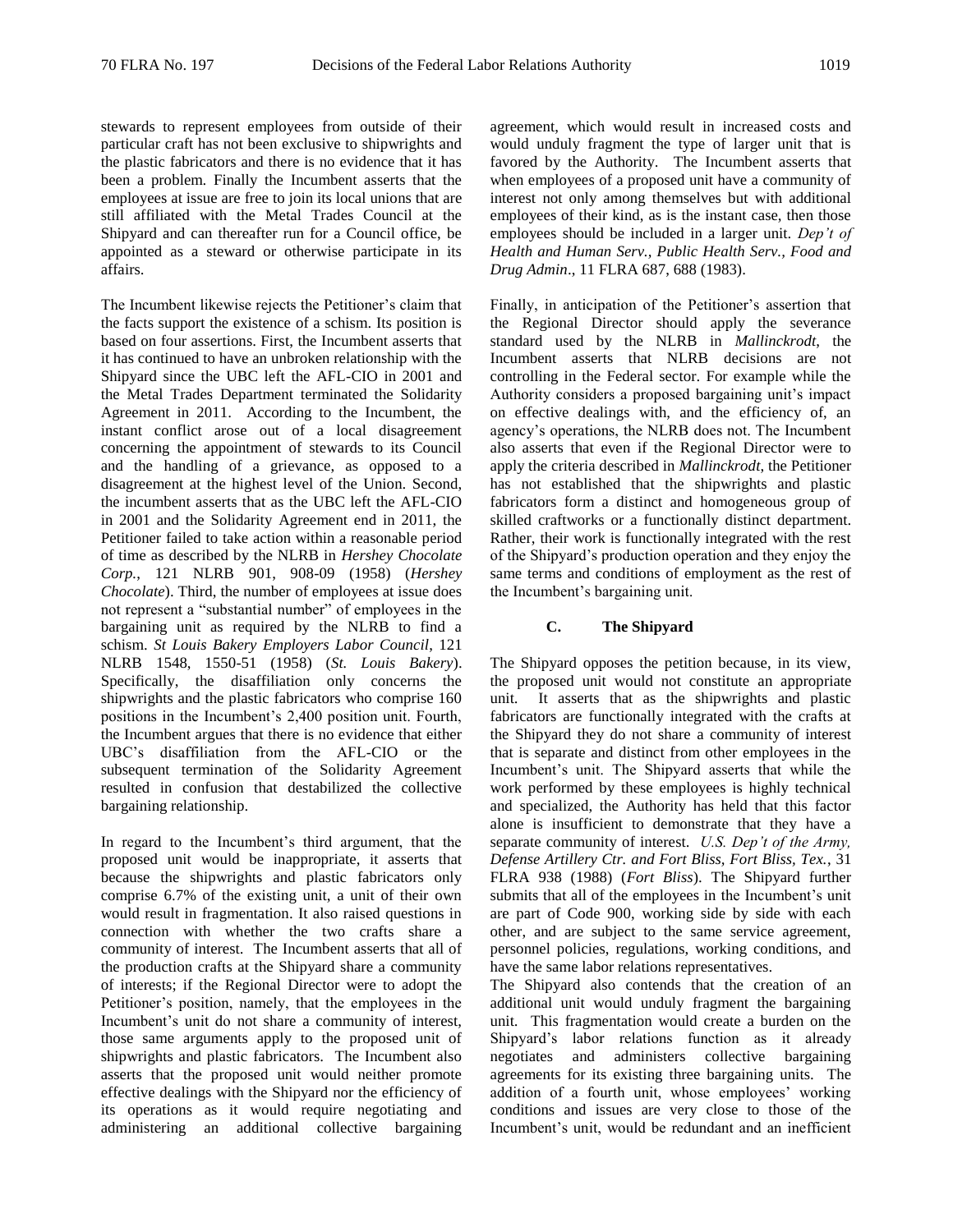stewards to represent employees from outside of their particular craft has not been exclusive to shipwrights and the plastic fabricators and there is no evidence that it has been a problem. Finally the Incumbent asserts that the employees at issue are free to join its local unions that are still affiliated with the Metal Trades Council at the Shipyard and can thereafter run for a Council office, be appointed as a steward or otherwise participate in its affairs.

The Incumbent likewise rejects the Petitioner's claim that the facts support the existence of a schism. Its position is based on four assertions. First, the Incumbent asserts that it has continued to have an unbroken relationship with the Shipyard since the UBC left the AFL-CIO in 2001 and the Metal Trades Department terminated the Solidarity Agreement in 2011. According to the Incumbent, the instant conflict arose out of a local disagreement concerning the appointment of stewards to its Council and the handling of a grievance, as opposed to a disagreement at the highest level of the Union. Second, the incumbent asserts that as the UBC left the AFL-CIO in 2001 and the Solidarity Agreement end in 2011, the Petitioner failed to take action within a reasonable period of time as described by the NLRB in *Hershey Chocolate Corp.*, 121 NLRB 901, 908-09 (1958) (*Hershey Chocolate*). Third, the number of employees at issue does not represent a "substantial number" of employees in the bargaining unit as required by the NLRB to find a schism. *St Louis Bakery Employers Labor Council*, 121 NLRB 1548, 1550-51 (1958) (*St. Louis Bakery*). Specifically, the disaffiliation only concerns the shipwrights and the plastic fabricators who comprise 160 positions in the Incumbent's 2,400 position unit. Fourth, the Incumbent argues that there is no evidence that either UBC's disaffiliation from the AFL-CIO or the subsequent termination of the Solidarity Agreement resulted in confusion that destabilized the collective bargaining relationship.

In regard to the Incumbent's third argument, that the proposed unit would be inappropriate, it asserts that because the shipwrights and plastic fabricators only comprise 6.7% of the existing unit, a unit of their own would result in fragmentation. It also raised questions in connection with whether the two crafts share a community of interest. The Incumbent asserts that all of the production crafts at the Shipyard share a community of interests; if the Regional Director were to adopt the Petitioner's position, namely, that the employees in the Incumbent's unit do not share a community of interest, those same arguments apply to the proposed unit of shipwrights and plastic fabricators. The Incumbent also asserts that the proposed unit would neither promote effective dealings with the Shipyard nor the efficiency of its operations as it would require negotiating and administering an additional collective bargaining agreement, which would result in increased costs and would unduly fragment the type of larger unit that is favored by the Authority. The Incumbent asserts that when employees of a proposed unit have a community of interest not only among themselves but with additional employees of their kind, as is the instant case, then those employees should be included in a larger unit. *Dep't of Health and Human Serv., Public Health Serv., Food and Drug Admin*., 11 FLRA 687, 688 (1983).

Finally, in anticipation of the Petitioner's assertion that the Regional Director should apply the severance standard used by the NLRB in *Mallinckrodt*, the Incumbent asserts that NLRB decisions are not controlling in the Federal sector. For example while the Authority considers a proposed bargaining unit's impact on effective dealings with, and the efficiency of, an agency's operations, the NLRB does not. The Incumbent also asserts that even if the Regional Director were to apply the criteria described in *Mallinckrodt*, the Petitioner has not established that the shipwrights and plastic fabricators form a distinct and homogeneous group of skilled craftworks or a functionally distinct department. Rather, their work is functionally integrated with the rest of the Shipyard's production operation and they enjoy the same terms and conditions of employment as the rest of the Incumbent's bargaining unit.

### C. The Shipyard

The Shipyard opposes the petition because, in its view, the proposed unit would not constitute an appropriate unit. It asserts that as the shipwrights and plastic fabricators are functionally integrated with the crafts at the Shipyard they do not share a community of interest that is separate and distinct from other employees in the Incumbent's unit. The Shipyard asserts that while the work performed by these employees is highly technical and specialized, the Authority has held that this factor alone is insufficient to demonstrate that they have a separate community of interest. *U.S. Dep't of the Army, Defense Artillery Ctr. and Fort Bliss, Fort Bliss, Tex.*, 31 FLRA 938 (1988) (*Fort Bliss*). The Shipyard further submits that all of the employees in the Incumbent's unit are part of Code 900, working side by side with each other, and are subject to the same service agreement, personnel policies, regulations, working conditions, and have the same labor relations representatives.

The Shipyard also contends that the creation of an additional unit would unduly fragment the bargaining unit. This fragmentation would create a burden on the Shipyard's labor relations function as it already negotiates and administers collective bargaining agreements for its existing three bargaining units. The addition of a fourth unit, whose employees' working conditions and issues are very close to those of the Incumbent's unit, would be redundant and an inefficient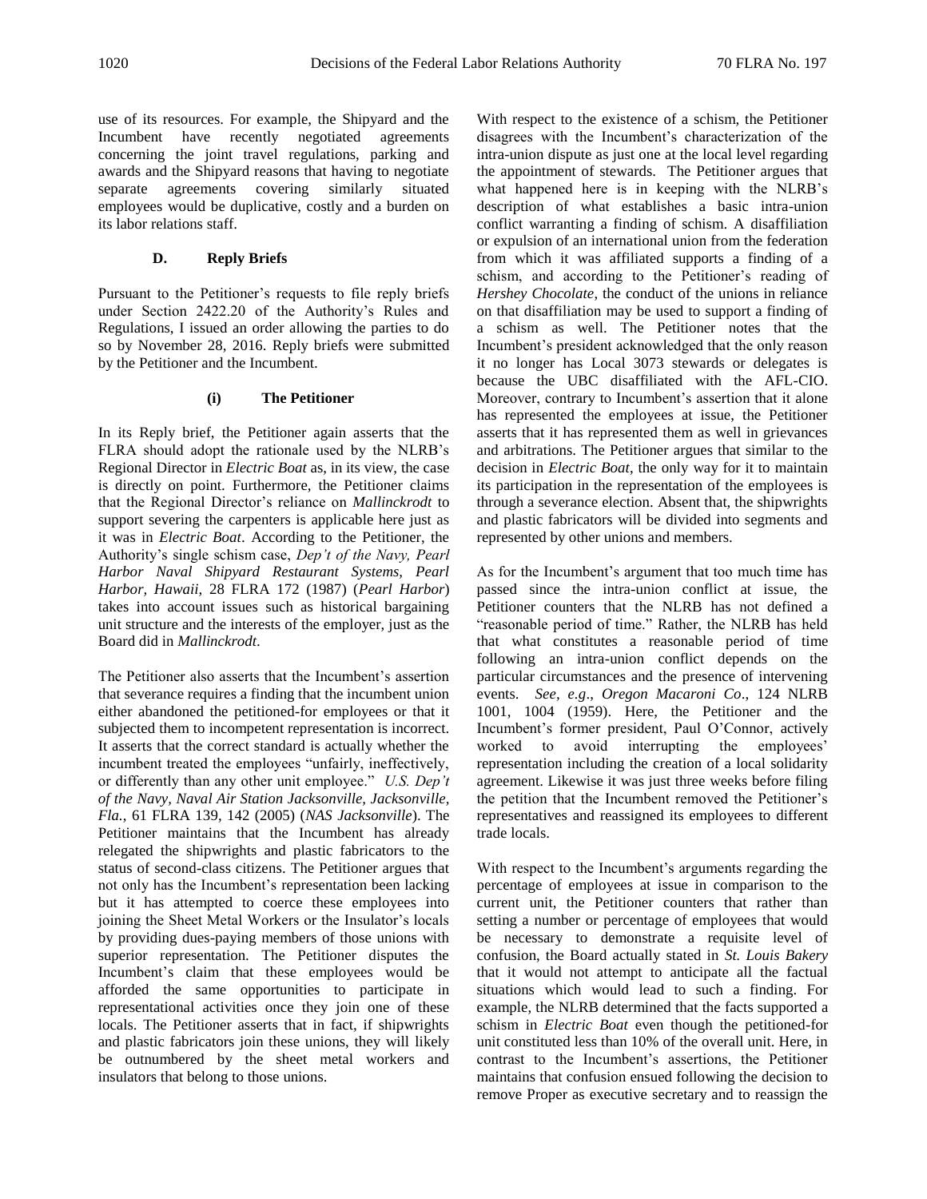use of its resources. For example, the Shipyard and the Incumbent have recently negotiated agreements concerning the joint travel regulations, parking and awards and the Shipyard reasons that having to negotiate separate agreements covering similarly situated employees would be duplicative, costly and a burden on its labor relations staff.

### D. Reply Briefs

Pursuant to the Petitioner's requests to file reply briefs under Section 2422.20 of the Authority's Rules and Regulations, I issued an order allowing the parties to do so by November 28, 2016. Reply briefs were submitted by the Petitioner and the Incumbent.

#### (i) The Petitioner

In its Reply brief, the Petitioner again asserts that the FLRA should adopt the rationale used by the NLRB's Regional Director in *Electric Boat* as, in its view, the case is directly on point. Furthermore, the Petitioner claims that the Regional Director's reliance on *Mallinckrodt* to support severing the carpenters is applicable here just as it was in *Electric Boat*. According to the Petitioner, the Authority's single schism case, *Dep't of the Navy, Pearl Harbor Naval Shipyard Restaurant Systems, Pearl Harbor, Hawaii*, 28 FLRA 172 (1987) (*Pearl Harbor*) takes into account issues such as historical bargaining unit structure and the interests of the employer, just as the Board did in *Mallinckrodt*.

The Petitioner also asserts that the Incumbent's assertion that severance requires a finding that the incumbent union either abandoned the petitioned-for employees or that it subjected them to incompetent representation is incorrect. It asserts that the correct standard is actually whether the incumbent treated the employees "unfairly, ineffectively, or differently than any other unit employee." *U.S. Dep't of the Navy, Naval Air Station Jacksonville, Jacksonville, Fla.*, 61 FLRA 139, 142 (2005) (*NAS Jacksonville*). The Petitioner maintains that the Incumbent has already relegated the shipwrights and plastic fabricators to the status of second-class citizens. The Petitioner argues that not only has the Incumbent's representation been lacking but it has attempted to coerce these employees into joining the Sheet Metal Workers or the Insulator's locals by providing dues-paying members of those unions with superior representation. The Petitioner disputes the Incumbent's claim that these employees would be afforded the same opportunities to participate in representational activities once they join one of these locals. The Petitioner asserts that in fact, if shipwrights and plastic fabricators join these unions, they will likely be outnumbered by the sheet metal workers and insulators that belong to those unions.

With respect to the existence of a schism, the Petitioner disagrees with the Incumbent's characterization of the intra-union dispute as just one at the local level regarding the appointment of stewards. The Petitioner argues that what happened here is in keeping with the NLRB's description of what establishes a basic intra-union conflict warranting a finding of schism. A disaffiliation or expulsion of an international union from the federation from which it was affiliated supports a finding of a schism, and according to the Petitioner's reading of *Hershey Chocolate*, the conduct of the unions in reliance on that disaffiliation may be used to support a finding of a schism as well. The Petitioner notes that the Incumbent's president acknowledged that the only reason it no longer has Local 3073 stewards or delegates is because the UBC disaffiliated with the AFL-CIO. Moreover, contrary to Incumbent's assertion that it alone has represented the employees at issue, the Petitioner asserts that it has represented them as well in grievances and arbitrations. The Petitioner argues that similar to the decision in *Electric Boat*, the only way for it to maintain its participation in the representation of the employees is through a severance election. Absent that, the shipwrights and plastic fabricators will be divided into segments and represented by other unions and members.

As for the Incumbent's argument that too much time has passed since the intra-union conflict at issue, the Petitioner counters that the NLRB has not defined a "reasonable period of time." Rather, the NLRB has held that what constitutes a reasonable period of time following an intra-union conflict depends on the particular circumstances and the presence of intervening events. *See, e.g*., *Oregon Macaroni Co*., 124 NLRB 1001, 1004 (1959). Here, the Petitioner and the Incumbent's former president, Paul O'Connor, actively worked to avoid interrupting the employees' representation including the creation of a local solidarity agreement. Likewise it was just three weeks before filing the petition that the Incumbent removed the Petitioner's representatives and reassigned its employees to different trade locals.

With respect to the Incumbent's arguments regarding the percentage of employees at issue in comparison to the current unit, the Petitioner counters that rather than setting a number or percentage of employees that would be necessary to demonstrate a requisite level of confusion, the Board actually stated in *St. Louis Bakery* that it would not attempt to anticipate all the factual situations which would lead to such a finding. For example, the NLRB determined that the facts supported a schism in *Electric Boat* even though the petitioned-for unit constituted less than 10% of the overall unit. Here, in contrast to the Incumbent's assertions, the Petitioner maintains that confusion ensued following the decision to remove Proper as executive secretary and to reassign the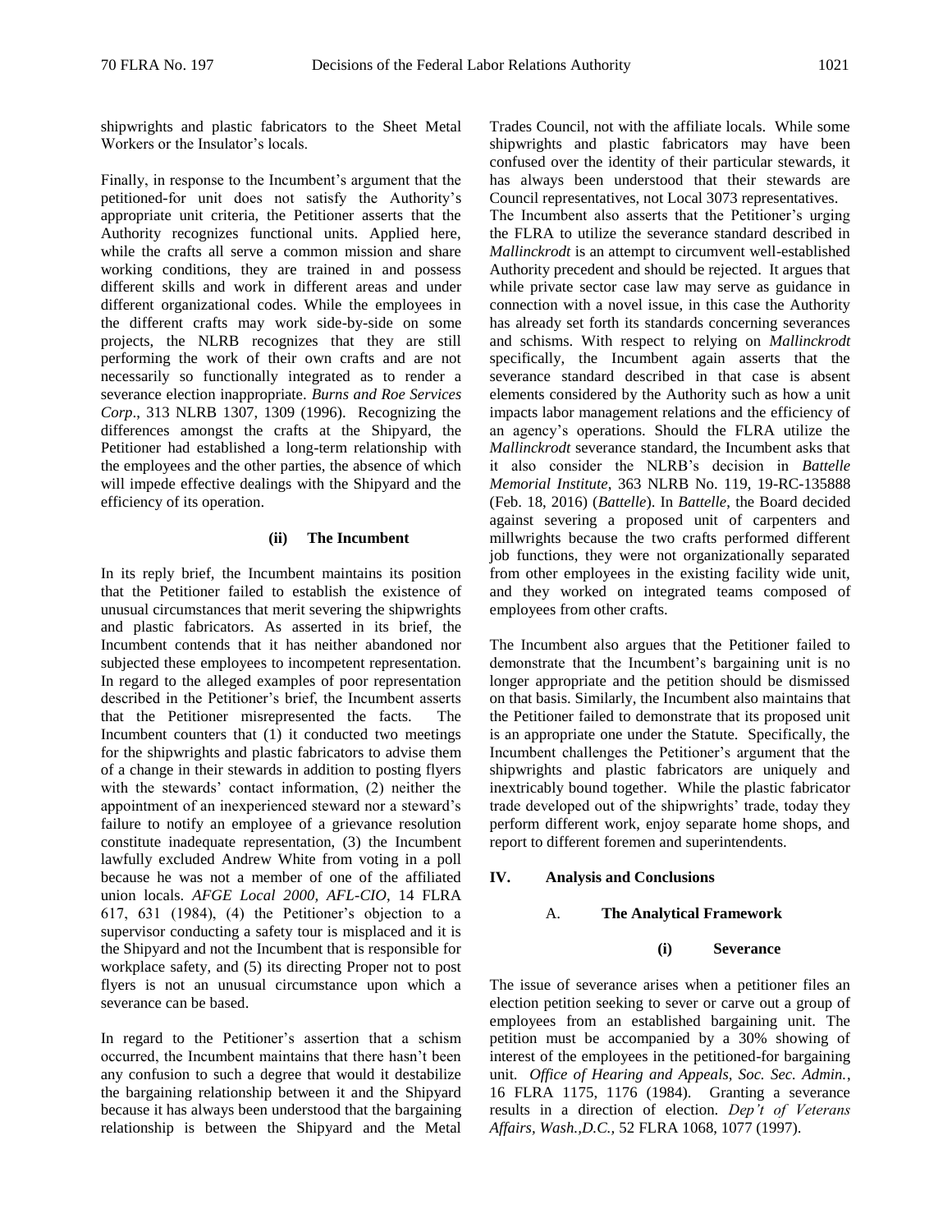shipwrights and plastic fabricators to the Sheet Metal Workers or the Insulator's locals.

Finally, in response to the Incumbent's argument that the petitioned-for unit does not satisfy the Authority's appropriate unit criteria, the Petitioner asserts that the Authority recognizes functional units. Applied here, while the crafts all serve a common mission and share working conditions, they are trained in and possess different skills and work in different areas and under different organizational codes. While the employees in the different crafts may work side-by-side on some projects, the NLRB recognizes that they are still performing the work of their own crafts and are not necessarily so functionally integrated as to render a severance election inappropriate. *Burns and Roe Services Corp*., 313 NLRB 1307, 1309 (1996). Recognizing the differences amongst the crafts at the Shipyard, the Petitioner had established a long-term relationship with the employees and the other parties, the absence of which will impede effective dealings with the Shipyard and the efficiency of its operation.

**(ii) The Incumbent**

In its reply brief, the Incumbent maintains its position that the Petitioner failed to establish the existence of unusual circumstances that merit severing the shipwrights and plastic fabricators. As asserted in its brief, the Incumbent contends that it has neither abandoned nor subjected these employees to incompetent representation. In regard to the alleged examples of poor representation described in the Petitioner's brief, the Incumbent asserts that the Petitioner misrepresented the facts. The Incumbent counters that (1) it conducted two meetings for the shipwrights and plastic fabricators to advise them of a change in their stewards in addition to posting flyers with the stewards' contact information, (2) neither the appointment of an inexperienced steward nor a steward's failure to notify an employee of a grievance resolution constitute inadequate representation, (3) the Incumbent lawfully excluded Andrew White from voting in a poll because he was not a member of one of the affiliated union locals. *AFGE Local 2000, AFL-CIO*, 14 FLRA 617, 631 (1984), (4) the Petitioner's objection to a supervisor conducting a safety tour is misplaced and it is the Shipyard and not the Incumbent that is responsible for workplace safety, and (5) its directing Proper not to post flyers is not an unusual circumstance upon which a severance can be based.

In regard to the Petitioner's assertion that a schism occurred, the Incumbent maintains that there hasn't been any confusion to such a degree that would it destabilize the bargaining relationship between it and the Shipyard because it has always been understood that the bargaining relationship is between the Shipyard and the Metal Trades Council, not with the affiliate locals. While some shipwrights and plastic fabricators may have been confused over the identity of their particular stewards, it has always been understood that their stewards are Council representatives, not Local 3073 representatives.

The Incumbent also asserts that the Petitioner's urging the FLRA to utilize the severance standard described in *Mallinckrodt* is an attempt to circumvent well-established Authority precedent and should be rejected. It argues that while private sector case law may serve as guidance in connection with a novel issue, in this case the Authority has already set forth its standards concerning severances and schisms. With respect to relying on *Mallinckrodt* specifically, the Incumbent again asserts that the severance standard described in that case is absent elements considered by the Authority such as how a unit impacts labor management relations and the efficiency of an agency's operations. Should the FLRA utilize the *Mallinckrodt* severance standard, the Incumbent asks that it also consider the NLRB's decision in *Battelle Memorial Institute*, 363 NLRB No. 119, 19-RC-135888 (Feb. 18, 2016) (*Battelle*). In *Battelle*, the Board decided against severing a proposed unit of carpenters and millwrights because the two crafts performed different job functions, they were not organizationally separated from other employees in the existing facility wide unit, and they worked on integrated teams composed of employees from other crafts.

The Incumbent also argues that the Petitioner failed to demonstrate that the Incumbent's bargaining unit is no longer appropriate and the petition should be dismissed on that basis. Similarly, the Incumbent also maintains that the Petitioner failed to demonstrate that its proposed unit is an appropriate one under the Statute. Specifically, the Incumbent challenges the Petitioner's argument that the shipwrights and plastic fabricators are uniquely and inextricably bound together. While the plastic fabricator trade developed out of the shipwrights' trade, today they perform different work, enjoy separate home shops, and report to different foremen and superintendents.

## IV. Analysis and Conclusions

### A. The Analytical Framework

#### (i) Severance

The issue of severance arises when a petitioner files an election petition seeking to sever or carve out a group of employees from an established bargaining unit. The petition must be accompanied by a 30% showing of interest of the employees in the petitioned-for bargaining unit. *Office of Hearing and Appeals, Soc. Sec. Admin.*, 16 FLRA 1175, 1176 (1984). Granting a severance results in a direction of election. *Dep't of Veterans Affairs, Wash.,D.C.,* 52 FLRA 1068, 1077 (1997).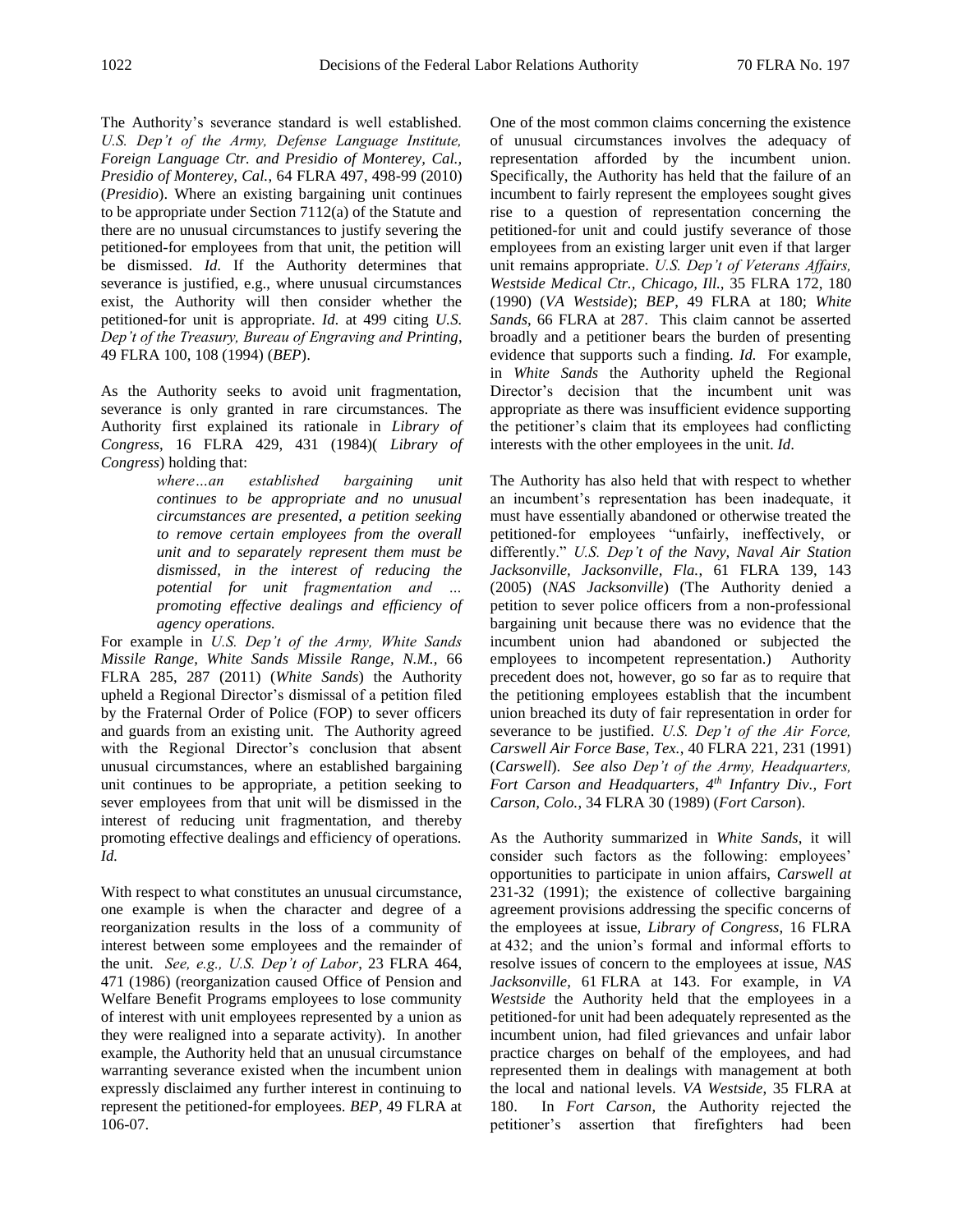The Authority's severance standard is well established. *U.S. Dep't of the Army, Defense Language Institute, Foreign Language Ctr. and Presidio of Monterey, Cal., Presidio of Monterey, Cal.*, 64 FLRA 497, 498-99 (2010) (*Presidio*). Where an existing bargaining unit continues to be appropriate under Section 7112(a) of the Statute and there are no unusual circumstances to justify severing the petitioned-for employees from that unit, the petition will be dismissed. *Id.* If the Authority determines that severance is justified, e.g., where unusual circumstances exist, the Authority will then consider whether the petitioned-for unit is appropriate. *Id*. at 499 citing *U.S. Dep't of the Treasury, Bureau of Engraving and Printing*, 49 FLRA 100, 108 (1994) (*BEP*).

As the Authority seeks to avoid unit fragmentation, severance is only granted in rare circumstances. The Authority first explained its rationale in *Library of Congress*, 16 FLRA 429, 431 (1984)( *Library of Congress*) holding that:

> *where…an established bargaining unit continues to be appropriate and no unusual circumstances are presented, a petition seeking to remove certain employees from the overall unit and to separately represent them must be dismissed, in the interest of reducing the potential for unit fragmentation and … promoting effective dealings and efficiency of agency operations.*

For example in *U.S. Dep't of the Army, White Sands Missile Range, White Sands Missile Range, N.M.*, 66 FLRA 285, 287 (2011) (*White Sands*) the Authority upheld a Regional Director's dismissal of a petition filed by the Fraternal Order of Police (FOP) to sever officers and guards from an existing unit. The Authority agreed with the Regional Director's conclusion that absent unusual circumstances, where an established bargaining unit continues to be appropriate, a petition seeking to sever employees from that unit will be dismissed in the interest of reducing unit fragmentation, and thereby promoting effective dealings and efficiency of operations. *Id.*

With respect to what constitutes an unusual circumstance, one example is when the character and degree of a reorganization results in the loss of a community of interest between some employees and the remainder of the unit. *See, e.g., U.S. Dep't of Labor*, 23 FLRA 464, 471 (1986) (reorganization caused Office of Pension and Welfare Benefit Programs employees to lose community of interest with unit employees represented by a union as they were realigned into a separate activity). In another example, the Authority held that an unusual circumstance warranting severance existed when the incumbent union expressly disclaimed any further interest in continuing to represent the petitioned-for employees. *BEP*, 49 FLRA at 106-07.

One of the most common claims concerning the existence of unusual circumstances involves the adequacy of representation afforded by the incumbent union. Specifically, the Authority has held that the failure of an incumbent to fairly represent the employees sought gives rise to a question of representation concerning the petitioned-for unit and could justify severance of those employees from an existing larger unit even if that larger unit remains appropriate. *U.S. Dep't of Veterans Affairs, Westside Medical Ctr., Chicago, Ill.*, 35 FLRA 172, 180 (1990) (*VA Westside*); *BEP*, 49 FLRA at 180; *White Sands*, 66 FLRA at 287. This claim cannot be asserted broadly and a petitioner bears the burden of presenting evidence that supports such a finding. *Id.* For example, in *White Sands* the Authority upheld the Regional Director's decision that the incumbent unit was appropriate as there was insufficient evidence supporting the petitioner's claim that its employees had conflicting interests with the other employees in the unit. *Id*.

The Authority has also held that with respect to whether an incumbent's representation has been inadequate, it must have essentially abandoned or otherwise treated the petitioned-for employees "unfairly, ineffectively, or differently." *U.S. Dep't of the Navy, Naval Air Station Jacksonville, Jacksonville, Fla.*, 61 FLRA 139, 143 (2005) (*NAS Jacksonville*) (The Authority denied a petition to sever police officers from a non-professional bargaining unit because there was no evidence that the incumbent union had abandoned or subjected the employees to incompetent representation.) Authority precedent does not, however, go so far as to require that the petitioning employees establish that the incumbent union breached its duty of fair representation in order for severance to be justified. *U.S. Dep't of the Air Force, Carswell Air Force Base, Tex.*, 40 FLRA 221, 231 (1991) (*Carswell*). *See also Dep't of the Army, Headquarters, Fort Carson and Headquarters, 4th Infantry Div., Fort Carson, Colo.*, 34 FLRA 30 (1989) (*Fort Carson*).

As the Authority summarized in *White Sands*, it will consider such factors as the following: employees' opportunities to participate in union affairs, *Carswell at* 231-32 (1991); the existence of collective bargaining agreement provisions addressing the specific concerns of the employees at issue, *Library of Congress*, 16 FLRA at 432; and the union's formal and informal efforts to resolve issues of concern to the employees at issue, *NAS Jacksonville*, 61 FLRA at 143. For example, in *VA Westside* the Authority held that the employees in a petitioned-for unit had been adequately represented as the incumbent union, had filed grievances and unfair labor practice charges on behalf of the employees, and had represented them in dealings with management at both the local and national levels. *VA Westside*, 35 FLRA at 180. In *Fort Carson*, the Authority rejected the petitioner's assertion that firefighters had been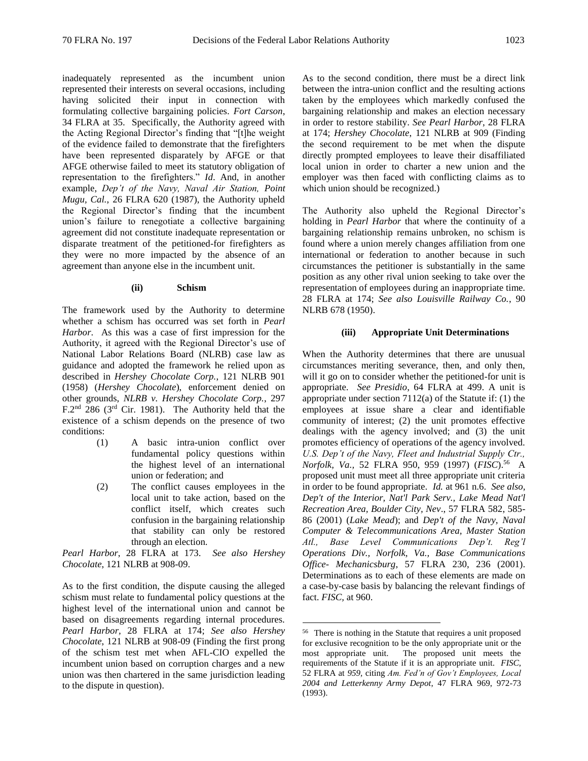inadequately represented as the incumbent union represented their interests on several occasions, including having solicited their input in connection with formulating collective bargaining policies. *Fort Carson*, 34 FLRA at 35. Specifically, the Authority agreed with the Acting Regional Director's finding that "[t]he weight of the evidence failed to demonstrate that the firefighters have been represented disparately by AFGE or that AFGE otherwise failed to meet its statutory obligation of representation to the firefighters." *Id*. And, in another example, *Dep't of the Navy, Naval Air Station, Point Mugu, Cal.*, 26 FLRA 620 (1987), the Authority upheld the Regional Director's finding that the incumbent union's failure to renegotiate a collective bargaining agreement did not constitute inadequate representation or disparate treatment of the petitioned-for firefighters as they were no more impacted by the absence of an agreement than anyone else in the incumbent unit.

**(ii) Schism**

The framework used by the Authority to determine whether a schism has occurred was set forth in *Pearl Harbor*. As this was a case of first impression for the Authority, it agreed with the Regional Director's use of National Labor Relations Board (NLRB) case law as guidance and adopted the framework he relied upon as described in *Hershey Chocolate Corp.*, 121 NLRB 901 (1958) (*Hershey Chocolate*), enforcement denied on other grounds, *NLRB v. Hershey Chocolate Corp.*, 297 F.2nd 286 (3rd Cir. 1981). The Authority held that the existence of a schism depends on the presence of two conditions:

(1) A basic intra-union conflict over fundamental policy questions within the highest level of an international union or federation; and

(2) The conflict causes employees in the local unit to take action, based on the conflict itself, which creates such confusion in the bargaining relationship that stability can only be restored through an election.

*Pearl Harbor*, 28 FLRA at 173. *See also Hershey Chocolate*, 121 NLRB at 908-09.

As to the first condition, the dispute causing the alleged schism must relate to fundamental policy questions at the highest level of the international union and cannot be based on disagreements regarding internal procedures. *Pearl Harbor*, 28 FLRA at 174; *See also Hershey Chocolate*, 121 NLRB at 908-09 (Finding the first prong of the schism test met when AFL-CIO expelled the incumbent union based on corruption charges and a new union was then chartered in the same jurisdiction leading to the dispute in question).

As to the second condition, there must be a direct link between the intra-union conflict and the resulting actions taken by the employees which markedly confused the bargaining relationship and makes an election necessary in order to restore stability. *See Pearl Harbor*, 28 FLRA at 174; *Hershey Chocolate*, 121 NLRB at 909 (Finding the second requirement to be met when the dispute directly prompted employees to leave their disaffiliated local union in order to charter a new union and the employer was then faced with conflicting claims as to which union should be recognized.)

The Authority also upheld the Regional Director's holding in *Pearl Harbor* that where the continuity of a bargaining relationship remains unbroken, no schism is found where a union merely changes affiliation from one international or federation to another because in such circumstances the petitioner is substantially in the same position as any other rival union seeking to take over the representation of employees during an inappropriate time. 28 FLRA at 174; *See also Louisville Railway Co.*, 90 NLRB 678 (1950).

**(iii) Appropriate Unit Determinations**

When the Authority determines that there are unusual circumstances meriting severance, then, and only then, will it go on to consider whether the petitioned-for unit is appropriate. *See Presidio*, 64 FLRA at 499. A unit is appropriate under section 7112(a) of the Statute if: (1) the employees at issue share a clear and identifiable community of interest; (2) the unit promotes effective dealings with the agency involved; and (3) the unit promotes efficiency of operations of the agency involved. *U.S. Dep't of the Navy, Fleet and Industrial Supply Ctr., Norfolk, Va.*, 52 FLRA 950, 959 (1997) (*FISC*).[56] A proposed unit must meet all three appropriate unit criteria in order to be found appropriate. *Id.* at 961 n.6. *See also, Dep't of the Interior, Nat'l Park Serv., Lake Mead Nat'l Recreation Area, Boulder City, Nev*., 57 FLRA 582, 585-86 (2001) (*Lake Mead*); and *Dep't of the Navy, Naval Computer & Telecommunications Area, Master Station Atl., Base Level Communications Dep't. Reg'l Operations Div., Norfolk, Va., Base Communications Office- Mechanicsburg*, 57 FLRA 230, 236 (2001). Determinations as to each of these elements are made on a case-by-case basis by balancing the relevant findings of fact. *FISC*, at 960.

---

[56] There is nothing in the Statute that requires a unit proposed for exclusive recognition to be the only appropriate unit or the most appropriate unit. The proposed unit meets the requirements of the Statute if it is an appropriate unit. *FISC*, 52 FLRA at *959*, citing *Am. Fed'n of Gov't Employees, Local 2004 and Letterkenny Army Depot*, 47 FLRA 969, 972-73 (1993).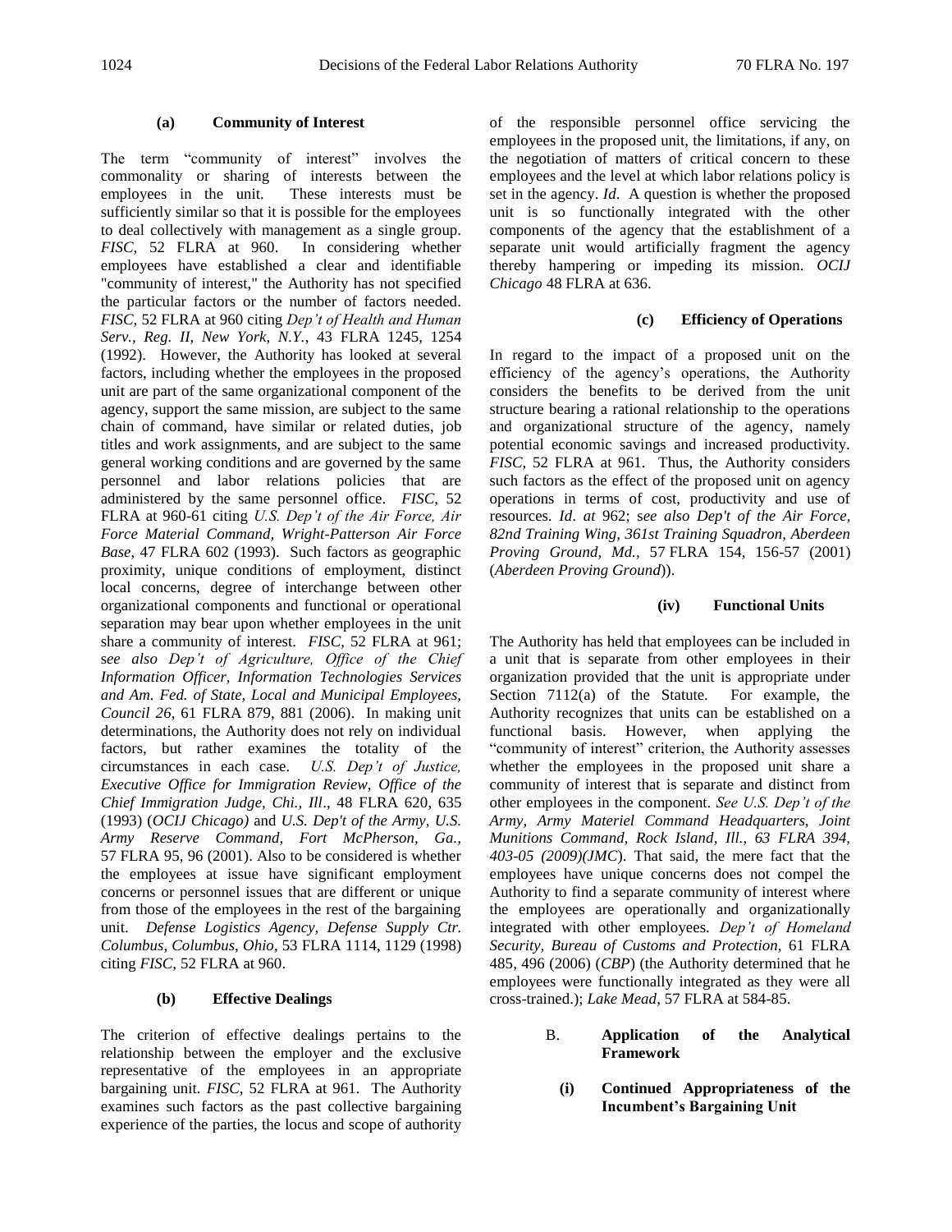#### (a) Community of Interest

The term "community of interest" involves the commonality or sharing of interests between the employees in the unit. These interests must be sufficiently similar so that it is possible for the employees to deal collectively with management as a single group. *FISC*, 52 FLRA at 960. In considering whether employees have established a clear and identifiable "community of interest," the Authority has not specified the particular factors or the number of factors needed. *FISC*, 52 FLRA at 960 citing *Dep't of Health and Human Serv., Reg. II, New York, N.Y.*, 43 FLRA 1245, 1254 (1992). However, the Authority has looked at several factors, including whether the employees in the proposed unit are part of the same organizational component of the agency, support the same mission, are subject to the same chain of command, have similar or related duties, job titles and work assignments, and are subject to the same general working conditions and are governed by the same personnel and labor relations policies that are administered by the same personnel office. *FISC*, 52 FLRA at 960-61 citing *U.S. Dep't of the Air Force, Air Force Material Command, Wright-Patterson Air Force Base*, 47 FLRA 602 (1993). Such factors as geographic proximity, unique conditions of employment, distinct local concerns, degree of interchange between other organizational components and functional or operational separation may bear upon whether employees in the unit share a community of interest. *FISC*, 52 FLRA at 961; s*ee also Dep't of Agriculture, Office of the Chief Information Officer, Information Technologies Services and Am. Fed. of State, Local and Municipal Employees, Council 26*, 61 FLRA 879, 881 (2006). In making unit determinations, the Authority does not rely on individual factors, but rather examines the totality of the circumstances in each case. *U.S. Dep't of Justice, Executive Office for Immigration Review, Office of the Chief Immigration Judge, Chi., Ill*., 48 FLRA 620, 635 (1993) (*OCIJ Chicago)* and *U.S. Dep't of the Army, U.S. Army Reserve Command, Fort McPherson, Ga.*, 57 FLRA 95, 96 (2001). Also to be considered is whether the employees at issue have significant employment concerns or personnel issues that are different or unique from those of the employees in the rest of the bargaining unit. *Defense Logistics Agency, Defense Supply Ctr. Columbus, Columbus, Ohio*, 53 FLRA 1114, 1129 (1998) citing *FISC*, 52 FLRA at 960.

#### (b) Effective Dealings

The criterion of effective dealings pertains to the relationship between the employer and the exclusive representative of the employees in an appropriate bargaining unit. *FISC*, 52 FLRA at 961. The Authority examines such factors as the past collective bargaining experience of the parties, the locus and scope of authority of the responsible personnel office servicing the employees in the proposed unit, the limitations, if any, on the negotiation of matters of critical concern to these employees and the level at which labor relations policy is set in the agency. *Id*. A question is whether the proposed unit is so functionally integrated with the other components of the agency that the establishment of a separate unit would artificially fragment the agency thereby hampering or impeding its mission. *OCIJ Chicago* 48 FLRA at 636.

#### (c) Efficiency of Operations

In regard to the impact of a proposed unit on the efficiency of the agency's operations, the Authority considers the benefits to be derived from the unit structure bearing a rational relationship to the operations and organizational structure of the agency, namely potential economic savings and increased productivity. *FISC,* 52 FLRA at 961. Thus, the Authority considers such factors as the effect of the proposed unit on agency operations in terms of cost, productivity and use of resources. *Id*. *at* 962; s*ee also Dep't of the Air Force, 82nd Training Wing, 361st Training Squadron, Aberdeen Proving Ground, Md.,* 57 FLRA 154, 156-57 (2001) (*Aberdeen Proving Ground*)).

#### (iv) Functional Units

The Authority has held that employees can be included in a unit that is separate from other employees in their organization provided that the unit is appropriate under Section 7112(a) of the Statute. For example, the Authority recognizes that units can be established on a functional basis. However, when applying the "community of interest" criterion, the Authority assesses whether the employees in the proposed unit share a community of interest that is separate and distinct from other employees in the component. *See U.S. Dep't of the Army, Army Materiel Command Headquarters, Joint Munitions Command, Rock Island, Ill., 63 FLRA 394, 403-05 (2009)(JMC*). That said, the mere fact that the employees have unique concerns does not compel the Authority to find a separate community of interest where the employees are operationally and organizationally integrated with other employees. *Dep't of Homeland Security, Bureau of Customs and Protection*, 61 FLRA 485, 496 (2006) (*CBP*) (the Authority determined that he employees were functionally integrated as they were all cross-trained.); *Lake Mead,* 57 FLRA at 584-85.

### B. Application of the Analytical Framework

#### (i) Continued Appropriateness of the Incumbent's Bargaining Unit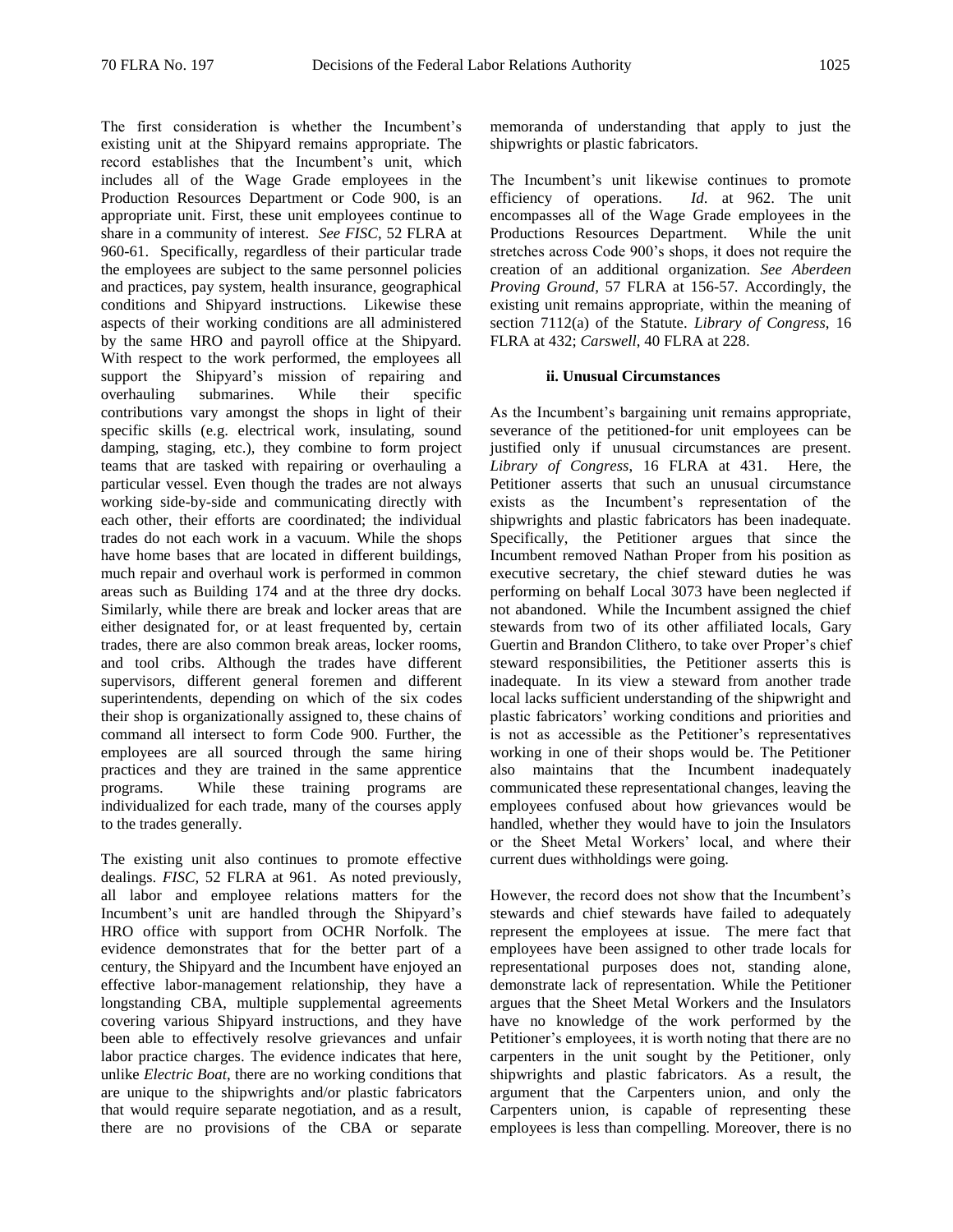The first consideration is whether the Incumbent's existing unit at the Shipyard remains appropriate. The record establishes that the Incumbent's unit, which includes all of the Wage Grade employees in the Production Resources Department or Code 900, is an appropriate unit. First, these unit employees continue to share in a community of interest. *See FISC*, 52 FLRA at 960-61. Specifically, regardless of their particular trade the employees are subject to the same personnel policies and practices, pay system, health insurance, geographical conditions and Shipyard instructions. Likewise these aspects of their working conditions are all administered by the same HRO and payroll office at the Shipyard. With respect to the work performed, the employees all support the Shipyard's mission of repairing and overhauling submarines. While their specific contributions vary amongst the shops in light of their specific skills (e.g. electrical work, insulating, sound damping, staging, etc.), they combine to form project teams that are tasked with repairing or overhauling a particular vessel. Even though the trades are not always working side-by-side and communicating directly with each other, their efforts are coordinated; the individual trades do not each work in a vacuum. While the shops have home bases that are located in different buildings, much repair and overhaul work is performed in common areas such as Building 174 and at the three dry docks. Similarly, while there are break and locker areas that are either designated for, or at least frequented by, certain trades, there are also common break areas, locker rooms, and tool cribs. Although the trades have different supervisors, different general foremen and different superintendents, depending on which of the six codes their shop is organizationally assigned to, these chains of command all intersect to form Code 900. Further, the employees are all sourced through the same hiring practices and they are trained in the same apprentice programs. While these training programs are individualized for each trade, many of the courses apply to the trades generally.

The existing unit also continues to promote effective dealings. *FISC*, 52 FLRA at 961. As noted previously, all labor and employee relations matters for the Incumbent's unit are handled through the Shipyard's HRO office with support from OCHR Norfolk. The evidence demonstrates that for the better part of a century, the Shipyard and the Incumbent have enjoyed an effective labor-management relationship, they have a longstanding CBA, multiple supplemental agreements covering various Shipyard instructions, and they have been able to effectively resolve grievances and unfair labor practice charges. The evidence indicates that here, unlike *Electric Boat*, there are no working conditions that are unique to the shipwrights and/or plastic fabricators that would require separate negotiation, and as a result, there are no provisions of the CBA or separate memoranda of understanding that apply to just the shipwrights or plastic fabricators.

The Incumbent's unit likewise continues to promote efficiency of operations. *Id*. at 962. The unit encompasses all of the Wage Grade employees in the Productions Resources Department. While the unit stretches across Code 900's shops, it does not require the creation of an additional organization. *See Aberdeen Proving Ground*, 57 FLRA at 156-57. Accordingly, the existing unit remains appropriate, within the meaning of section 7112(a) of the Statute. *Library of Congress*, 16 FLRA at 432; *Carswell*, 40 FLRA at 228.

#### ii. Unusual Circumstances

As the Incumbent's bargaining unit remains appropriate, severance of the petitioned-for unit employees can be justified only if unusual circumstances are present. *Library of Congress*, 16 FLRA at 431. Here, the Petitioner asserts that such an unusual circumstance exists as the Incumbent's representation of the shipwrights and plastic fabricators has been inadequate. Specifically, the Petitioner argues that since the Incumbent removed Nathan Proper from his position as executive secretary, the chief steward duties he was performing on behalf Local 3073 have been neglected if not abandoned. While the Incumbent assigned the chief stewards from two of its other affiliated locals, Gary Guertin and Brandon Clithero, to take over Proper's chief steward responsibilities, the Petitioner asserts this is inadequate. In its view a steward from another trade local lacks sufficient understanding of the shipwright and plastic fabricators' working conditions and priorities and is not as accessible as the Petitioner's representatives working in one of their shops would be. The Petitioner also maintains that the Incumbent inadequately communicated these representational changes, leaving the employees confused about how grievances would be handled, whether they would have to join the Insulators or the Sheet Metal Workers' local, and where their current dues withholdings were going.

However, the record does not show that the Incumbent's stewards and chief stewards have failed to adequately represent the employees at issue. The mere fact that employees have been assigned to other trade locals for representational purposes does not, standing alone, demonstrate lack of representation. While the Petitioner argues that the Sheet Metal Workers and the Insulators have no knowledge of the work performed by the Petitioner's employees, it is worth noting that there are no carpenters in the unit sought by the Petitioner, only shipwrights and plastic fabricators. As a result, the argument that the Carpenters union, and only the Carpenters union, is capable of representing these employees is less than compelling. Moreover, there is no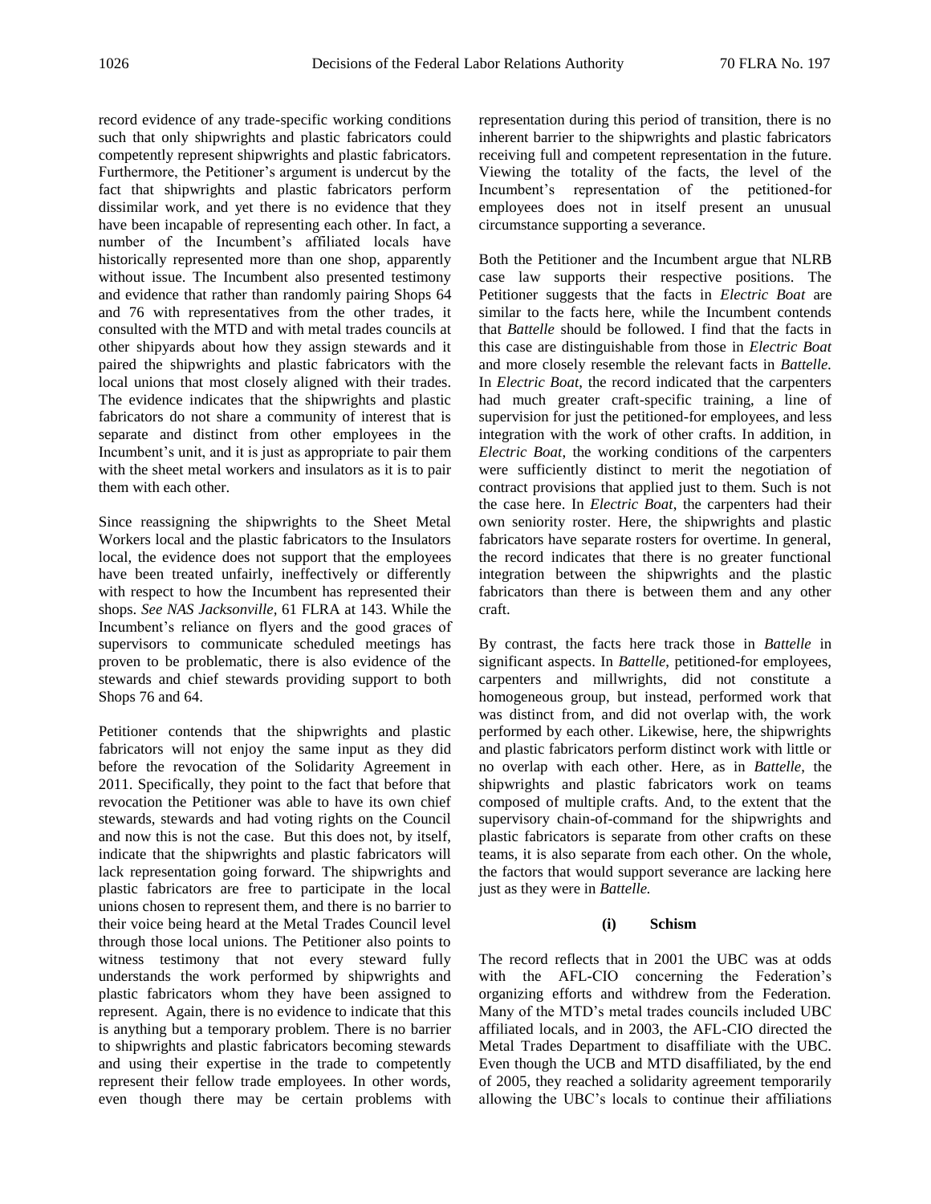record evidence of any trade-specific working conditions such that only shipwrights and plastic fabricators could competently represent shipwrights and plastic fabricators. Furthermore, the Petitioner's argument is undercut by the fact that shipwrights and plastic fabricators perform dissimilar work, and yet there is no evidence that they have been incapable of representing each other. In fact, a number of the Incumbent's affiliated locals have historically represented more than one shop, apparently without issue. The Incumbent also presented testimony and evidence that rather than randomly pairing Shops 64 and 76 with representatives from the other trades, it consulted with the MTD and with metal trades councils at other shipyards about how they assign stewards and it paired the shipwrights and plastic fabricators with the local unions that most closely aligned with their trades. The evidence indicates that the shipwrights and plastic fabricators do not share a community of interest that is separate and distinct from other employees in the Incumbent's unit, and it is just as appropriate to pair them with the sheet metal workers and insulators as it is to pair them with each other.

Since reassigning the shipwrights to the Sheet Metal Workers local and the plastic fabricators to the Insulators local, the evidence does not support that the employees have been treated unfairly, ineffectively or differently with respect to how the Incumbent has represented their shops. *See NAS Jacksonville*, 61 FLRA at 143. While the Incumbent's reliance on flyers and the good graces of supervisors to communicate scheduled meetings has proven to be problematic, there is also evidence of the stewards and chief stewards providing support to both Shops 76 and 64.

Petitioner contends that the shipwrights and plastic fabricators will not enjoy the same input as they did before the revocation of the Solidarity Agreement in 2011. Specifically, they point to the fact that before that revocation the Petitioner was able to have its own chief stewards, stewards and had voting rights on the Council and now this is not the case. But this does not, by itself, indicate that the shipwrights and plastic fabricators will lack representation going forward. The shipwrights and plastic fabricators are free to participate in the local unions chosen to represent them, and there is no barrier to their voice being heard at the Metal Trades Council level through those local unions. The Petitioner also points to witness testimony that not every steward fully understands the work performed by shipwrights and plastic fabricators whom they have been assigned to represent. Again, there is no evidence to indicate that this is anything but a temporary problem. There is no barrier to shipwrights and plastic fabricators becoming stewards and using their expertise in the trade to competently represent their fellow trade employees. In other words, even though there may be certain problems with representation during this period of transition, there is no inherent barrier to the shipwrights and plastic fabricators receiving full and competent representation in the future. Viewing the totality of the facts, the level of the Incumbent's representation of the petitioned-for employees does not in itself present an unusual circumstance supporting a severance.

Both the Petitioner and the Incumbent argue that NLRB case law supports their respective positions. The Petitioner suggests that the facts in *Electric Boat* are similar to the facts here, while the Incumbent contends that *Battelle* should be followed. I find that the facts in this case are distinguishable from those in *Electric Boat* and more closely resemble the relevant facts in *Battelle*. In *Electric Boat*, the record indicated that the carpenters had much greater craft-specific training, a line of supervision for just the petitioned-for employees, and less integration with the work of other crafts. In addition, in *Electric Boat*, the working conditions of the carpenters were sufficiently distinct to merit the negotiation of contract provisions that applied just to them. Such is not the case here. In *Electric Boat*, the carpenters had their own seniority roster. Here, the shipwrights and plastic fabricators have separate rosters for overtime. In general, the record indicates that there is no greater functional integration between the shipwrights and the plastic fabricators than there is between them and any other craft.

By contrast, the facts here track those in *Battelle* in significant aspects. In *Battelle*, petitioned-for employees, carpenters and millwrights, did not constitute a homogeneous group, but instead, performed work that was distinct from, and did not overlap with, the work performed by each other. Likewise, here, the shipwrights and plastic fabricators perform distinct work with little or no overlap with each other. Here, as in *Battelle*, the shipwrights and plastic fabricators work on teams composed of multiple crafts. And, to the extent that the supervisory chain-of-command for the shipwrights and plastic fabricators is separate from other crafts on these teams, it is also separate from each other. On the whole, the factors that would support severance are lacking here just as they were in *Battelle.*

**(i) Schism**

The record reflects that in 2001 the UBC was at odds with the AFL-CIO concerning the Federation's organizing efforts and withdrew from the Federation. Many of the MTD's metal trades councils included UBC affiliated locals, and in 2003, the AFL-CIO directed the Metal Trades Department to disaffiliate with the UBC. Even though the UCB and MTD disaffiliated, by the end of 2005, they reached a solidarity agreement temporarily allowing the UBC's locals to continue their affiliations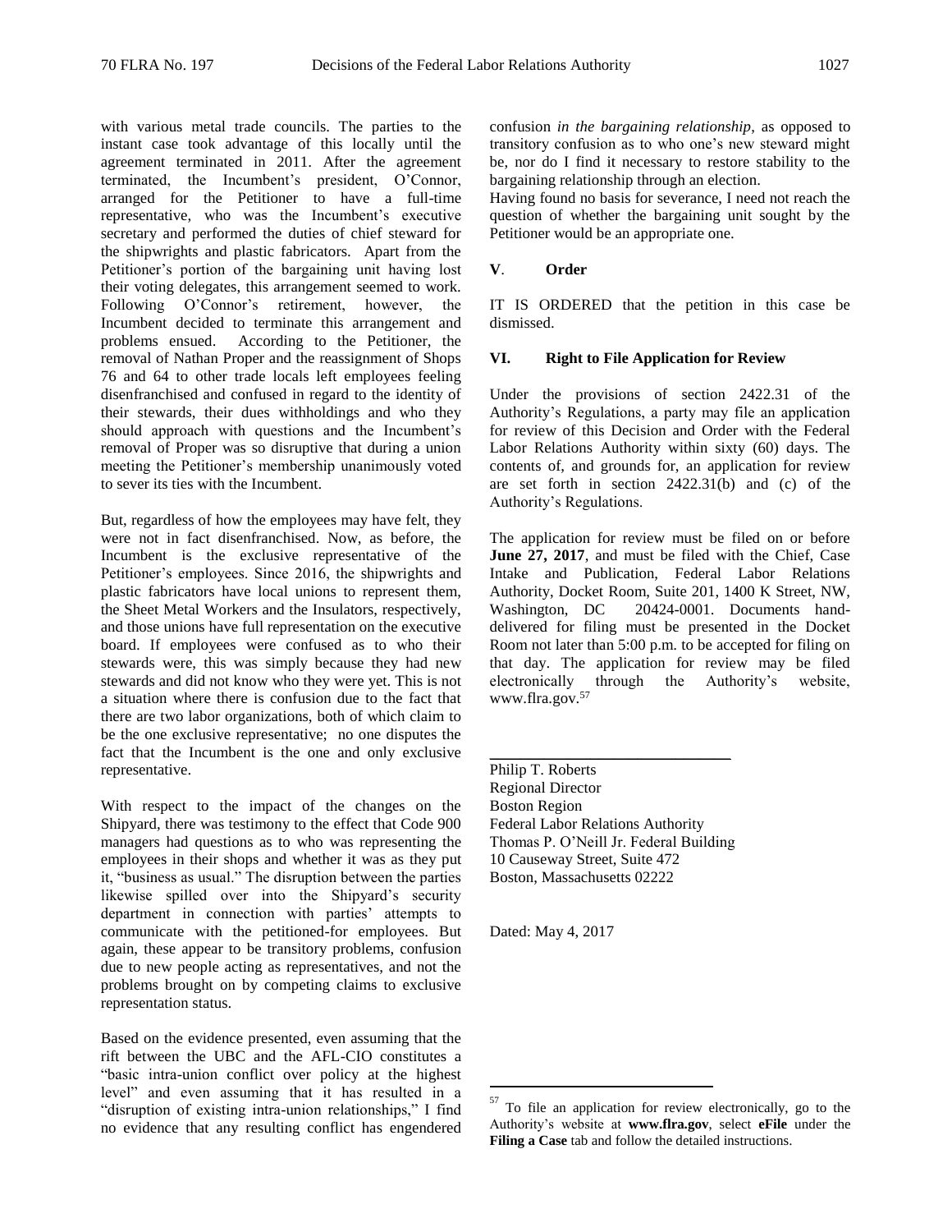with various metal trade councils. The parties to the instant case took advantage of this locally until the agreement terminated in 2011. After the agreement terminated, the Incumbent's president, O'Connor, arranged for the Petitioner to have a full-time representative, who was the Incumbent's executive secretary and performed the duties of chief steward for the shipwrights and plastic fabricators. Apart from the Petitioner's portion of the bargaining unit having lost their voting delegates, this arrangement seemed to work. Following O'Connor's retirement, however, the Incumbent decided to terminate this arrangement and problems ensued. According to the Petitioner, the removal of Nathan Proper and the reassignment of Shops 76 and 64 to other trade locals left employees feeling disenfranchised and confused in regard to the identity of their stewards, their dues withholdings and who they should approach with questions and the Incumbent's removal of Proper was so disruptive that during a union meeting the Petitioner's membership unanimously voted to sever its ties with the Incumbent.

But, regardless of how the employees may have felt, they were not in fact disenfranchised. Now, as before, the Incumbent is the exclusive representative of the Petitioner's employees. Since 2016, the shipwrights and plastic fabricators have local unions to represent them, the Sheet Metal Workers and the Insulators, respectively, and those unions have full representation on the executive board. If employees were confused as to who their stewards were, this was simply because they had new stewards and did not know who they were yet. This is not a situation where there is confusion due to the fact that there are two labor organizations, both of which claim to be the one exclusive representative; no one disputes the fact that the Incumbent is the one and only exclusive representative.

With respect to the impact of the changes on the Shipyard, there was testimony to the effect that Code 900 managers had questions as to who was representing the employees in their shops and whether it was as they put it, "business as usual." The disruption between the parties likewise spilled over into the Shipyard's security department in connection with parties' attempts to communicate with the petitioned-for employees. But again, these appear to be transitory problems, confusion due to new people acting as representatives, and not the problems brought on by competing claims to exclusive representation status.

Based on the evidence presented, even assuming that the rift between the UBC and the AFL-CIO constitutes a "basic intra-union conflict over policy at the highest level" and even assuming that it has resulted in a "disruption of existing intra-union relationships," I find no evidence that any resulting conflict has engendered confusion *in the bargaining relationship*, as opposed to transitory confusion as to who one's new steward might be, nor do I find it necessary to restore stability to the bargaining relationship through an election.

Having found no basis for severance, I need not reach the question of whether the bargaining unit sought by the Petitioner would be an appropriate one.

## V. Order

IT IS ORDERED that the petition in this case be dismissed.

## VI. Right to File Application for Review

Under the provisions of section 2422.31 of the Authority's Regulations, a party may file an application for review of this Decision and Order with the Federal Labor Relations Authority within sixty (60) days. The contents of, and grounds for, an application for review are set forth in section 2422.31(b) and (c) of the Authority's Regulations.

The application for review must be filed on or before **June 27, 2017**, and must be filed with the Chief, Case Intake and Publication, Federal Labor Relations Authority, Docket Room, Suite 201, 1400 K Street, NW, Washington, DC 20424-0001. Documents hand-delivered for filing must be presented in the Docket Room not later than 5:00 p.m. to be accepted for filing on that day. The application for review may be filed electronically through the Authority's website, www.flra.gov.[57]

Philip T. Roberts
Regional Director
Boston Region
Federal Labor Relations Authority
Thomas P. O'Neill Jr. Federal Building
10 Causeway Street, Suite 472
Boston, Massachusetts 02222

Dated: May 4, 2017

---

[57] To file an application for review electronically, go to the Authority's website at **www.flra.gov**, select **eFile** under the **Filing a Case** tab and follow the detailed instructions.